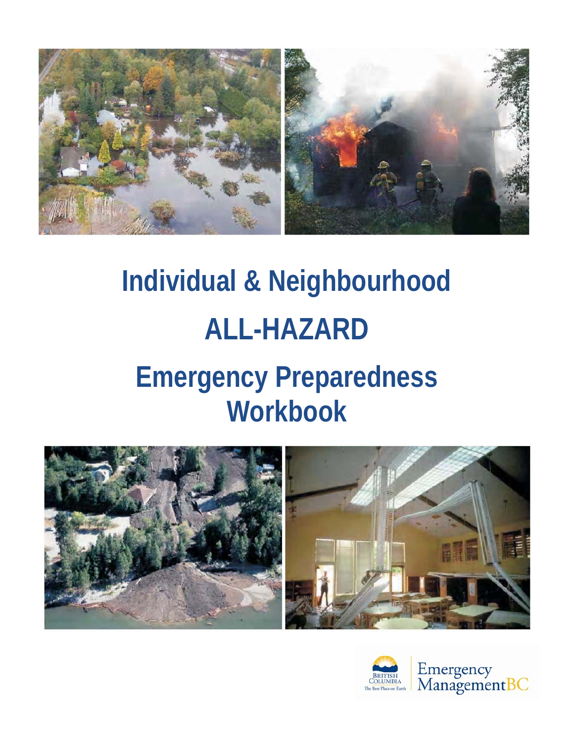# Individual & Neighbourhood

# ALL-HAZARD

# Emergency Preparedness Workbook

BRITISH COLUMBIA
The Best Place on Earth

Emergency ManagementBC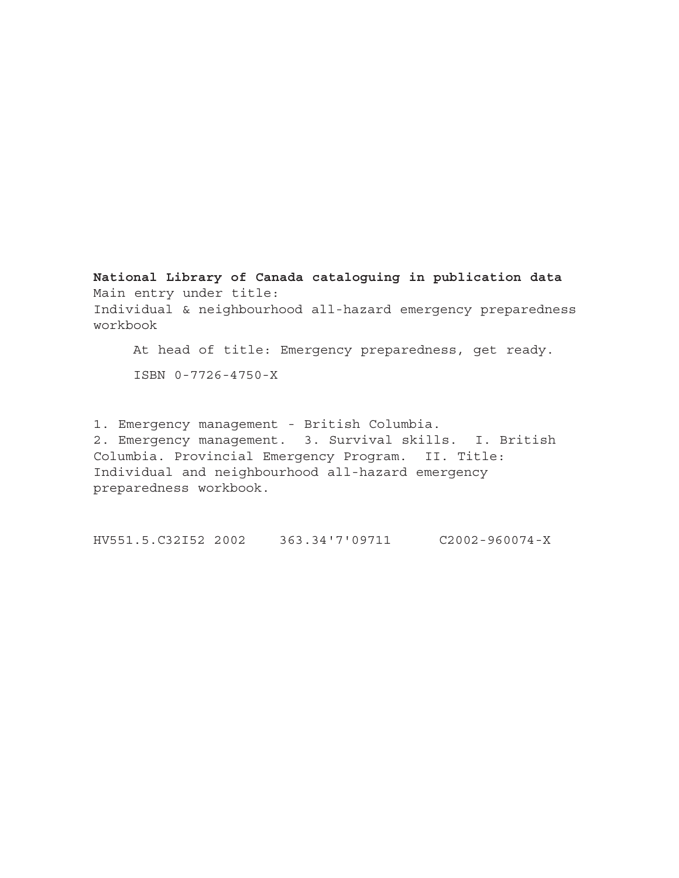**National Library of Canada cataloguing in publication data**
Main entry under title:
Individual & neighbourhood all-hazard emergency preparedness workbook

At head of title: Emergency preparedness, get ready.

ISBN 0-7726-4750-X

1. Emergency management - British Columbia.
2. Emergency management. 3. Survival skills. I. British Columbia. Provincial Emergency Program. II. Title: Individual and neighbourhood all-hazard emergency preparedness workbook.

HV551.5.C32I52 2002 363.34'7'09711 C2002-960074-X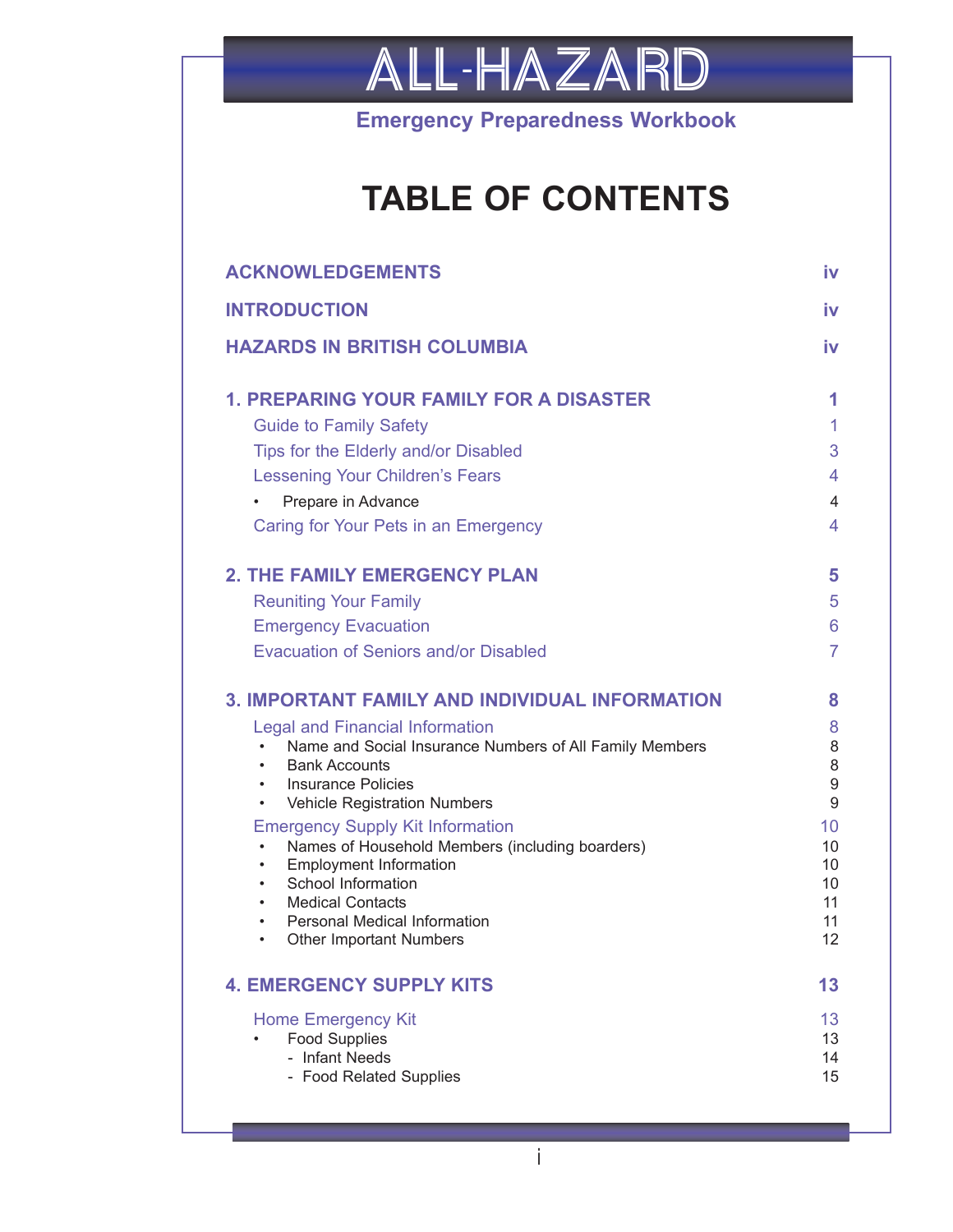# ALL-HAZARD

**Emergency Preparedness Workbook**

## TABLE OF CONTENTS

| | |
|---|---|
| **ACKNOWLEDGEMENTS** | **iv** |
| **INTRODUCTION** | **iv** |
| **HAZARDS IN BRITISH COLUMBIA** | **iv** |
| **1. PREPARING YOUR FAMILY FOR A DISASTER** | **1** |
| Guide to Family Safety | 1 |
| Tips for the Elderly and/or Disabled | 3 |
| Lessening Your Children's Fears | 4 |
| • Prepare in Advance | 4 |
| Caring for Your Pets in an Emergency | 4 |
| **2. THE FAMILY EMERGENCY PLAN** | **5** |
| Reuniting Your Family | 5 |
| Emergency Evacuation | 6 |
| Evacuation of Seniors and/or Disabled | 7 |
| **3. IMPORTANT FAMILY AND INDIVIDUAL INFORMATION** | **8** |
| Legal and Financial Information | 8 |
| • Name and Social Insurance Numbers of All Family Members | 8 |
| • Bank Accounts | 8 |
| • Insurance Policies | 9 |
| • Vehicle Registration Numbers | 9 |
| Emergency Supply Kit Information | 10 |
| • Names of Household Members (including boarders) | 10 |
| • Employment Information | 10 |
| • School Information | 10 |
| • Medical Contacts | 11 |
| • Personal Medical Information | 11 |
| • Other Important Numbers | 12 |
| **4. EMERGENCY SUPPLY KITS** | **13** |
| Home Emergency Kit | 13 |
| • Food Supplies | 13 |
| - Infant Needs | 14 |
| - Food Related Supplies | 15 |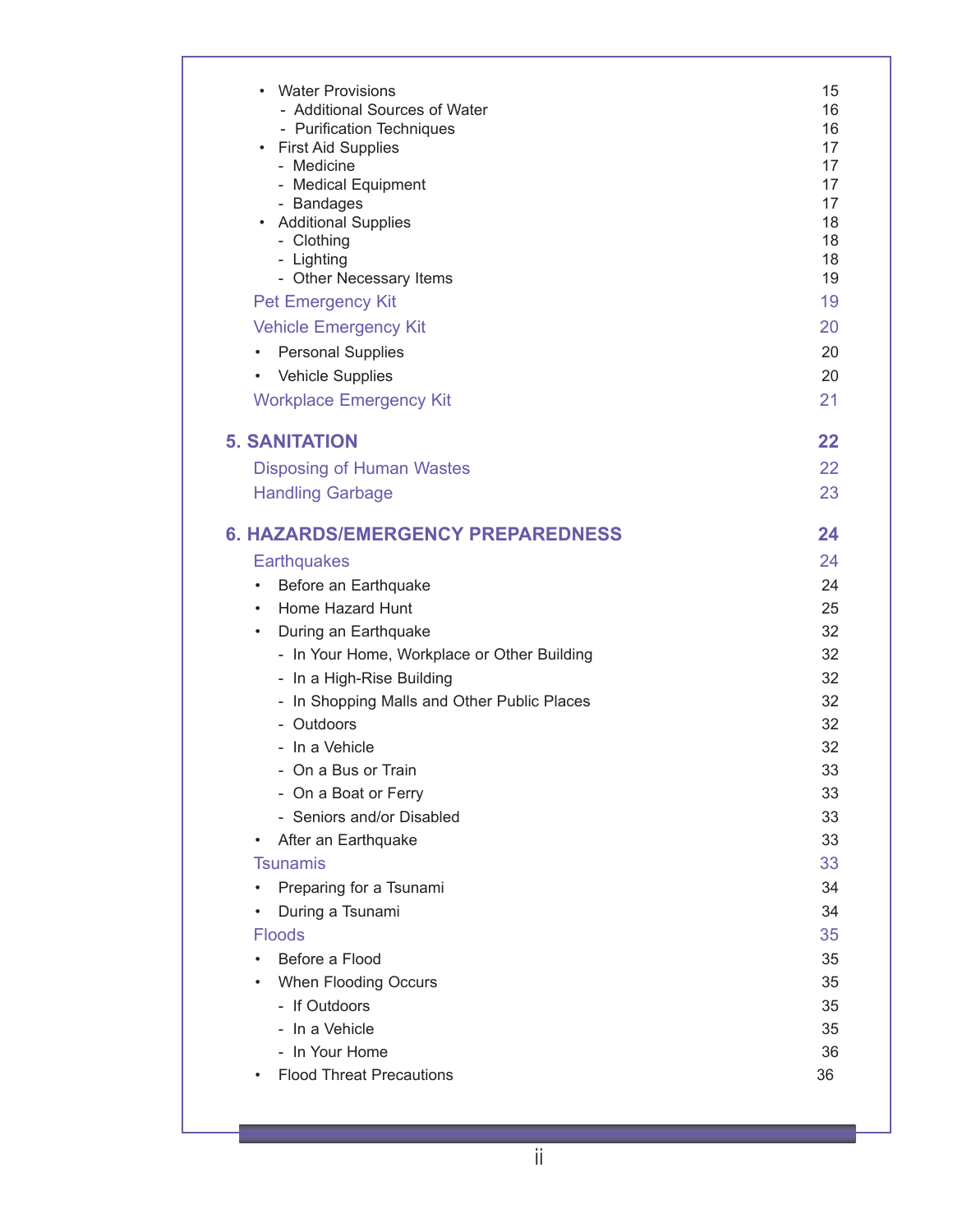- Water Provisions 15
  - Additional Sources of Water 16
  - Purification Techniques 16
- First Aid Supplies 17
  - Medicine 17
  - Medical Equipment 17
  - Bandages 17
- Additional Supplies 18
  - Clothing 18
  - Lighting 18
  - Other Necessary Items 19

Pet Emergency Kit 19

Vehicle Emergency Kit 20

- Personal Supplies 20
- Vehicle Supplies 20

Workplace Emergency Kit 21

**5. SANITATION 22**

Disposing of Human Wastes 22

Handling Garbage 23

**6. HAZARDS/EMERGENCY PREPAREDNESS 24**

Earthquakes 24

- Before an Earthquake 24
- Home Hazard Hunt 25
- During an Earthquake 32
  - In Your Home, Workplace or Other Building 32
  - In a High-Rise Building 32
  - In Shopping Malls and Other Public Places 32
  - Outdoors 32
  - In a Vehicle 32
  - On a Bus or Train 33
  - On a Boat or Ferry 33
  - Seniors and/or Disabled 33
- After an Earthquake 33

Tsunamis 33

- Preparing for a Tsunami 34
- During a Tsunami 34

Floods 35

- Before a Flood 35
- When Flooding Occurs 35
  - If Outdoors 35
  - In a Vehicle 35
  - In Your Home 36
- Flood Threat Precautions 36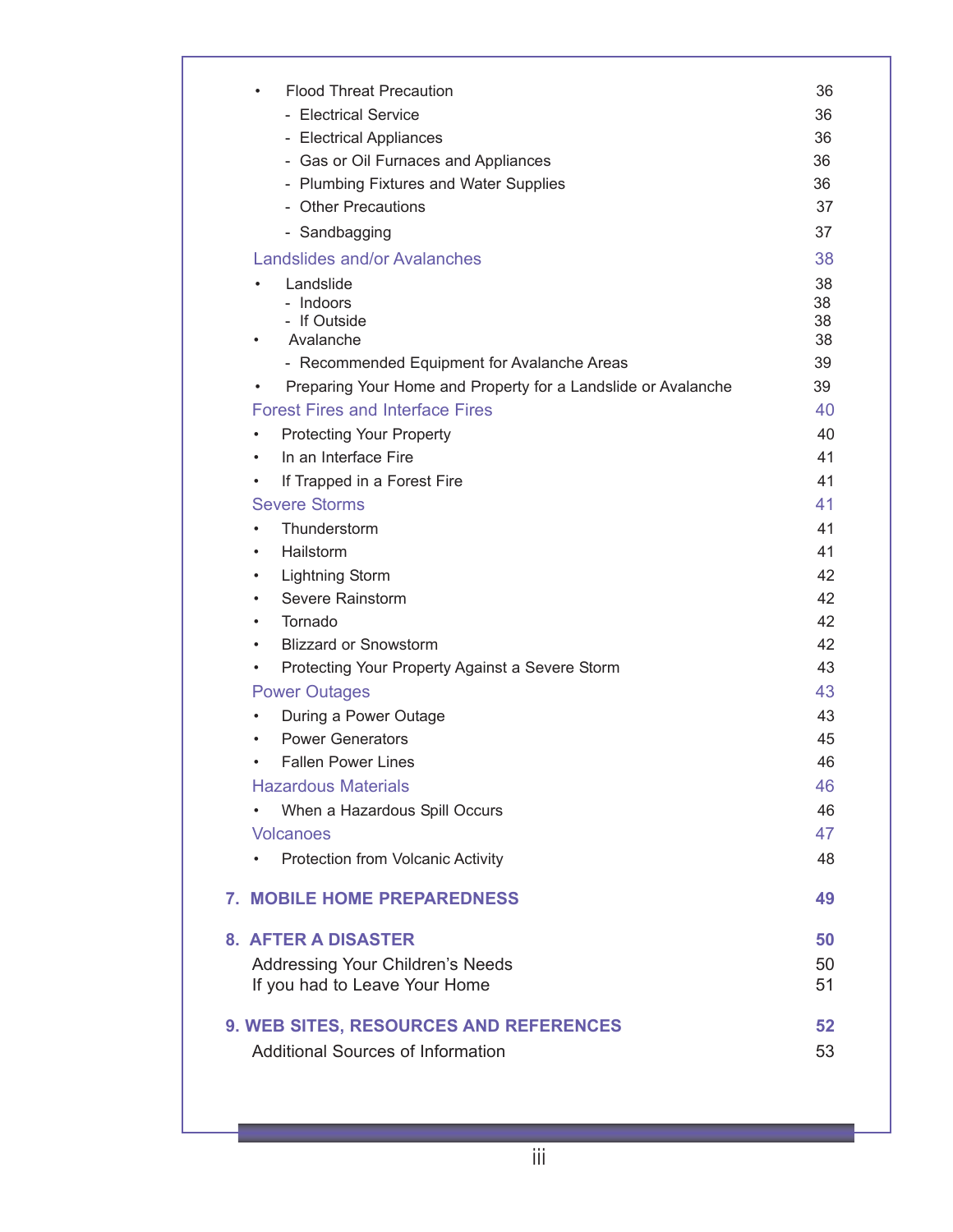- Flood Threat Precaution 36
  - Electrical Service 36
  - Electrical Appliances 36
  - Gas or Oil Furnaces and Appliances 36
  - Plumbing Fixtures and Water Supplies 36
  - Other Precautions 37
  - Sandbagging 37

Landslides and/or Avalanches 38

- Landslide 38
  - Indoors 38
  - If Outside 38
- Avalanche 38
  - Recommended Equipment for Avalanche Areas 39
- Preparing Your Home and Property for a Landslide or Avalanche 39

Forest Fires and Interface Fires 40

- Protecting Your Property 40
- In an Interface Fire 41
- If Trapped in a Forest Fire 41

Severe Storms 41

- Thunderstorm 41
- Hailstorm 41
- Lightning Storm 42
- Severe Rainstorm 42
- Tornado 42
- Blizzard or Snowstorm 42
- Protecting Your Property Against a Severe Storm 43

Power Outages 43

- During a Power Outage 43
- Power Generators 45
- Fallen Power Lines 46

Hazardous Materials 46

- When a Hazardous Spill Occurs 46

Volcanoes 47

- Protection from Volcanic Activity 48

**7. MOBILE HOME PREPAREDNESS 49**

**8. AFTER A DISASTER 50**

Addressing Your Children's Needs 50
If you had to Leave Your Home 51

**9. WEB SITES, RESOURCES AND REFERENCES 52**

Additional Sources of Information 53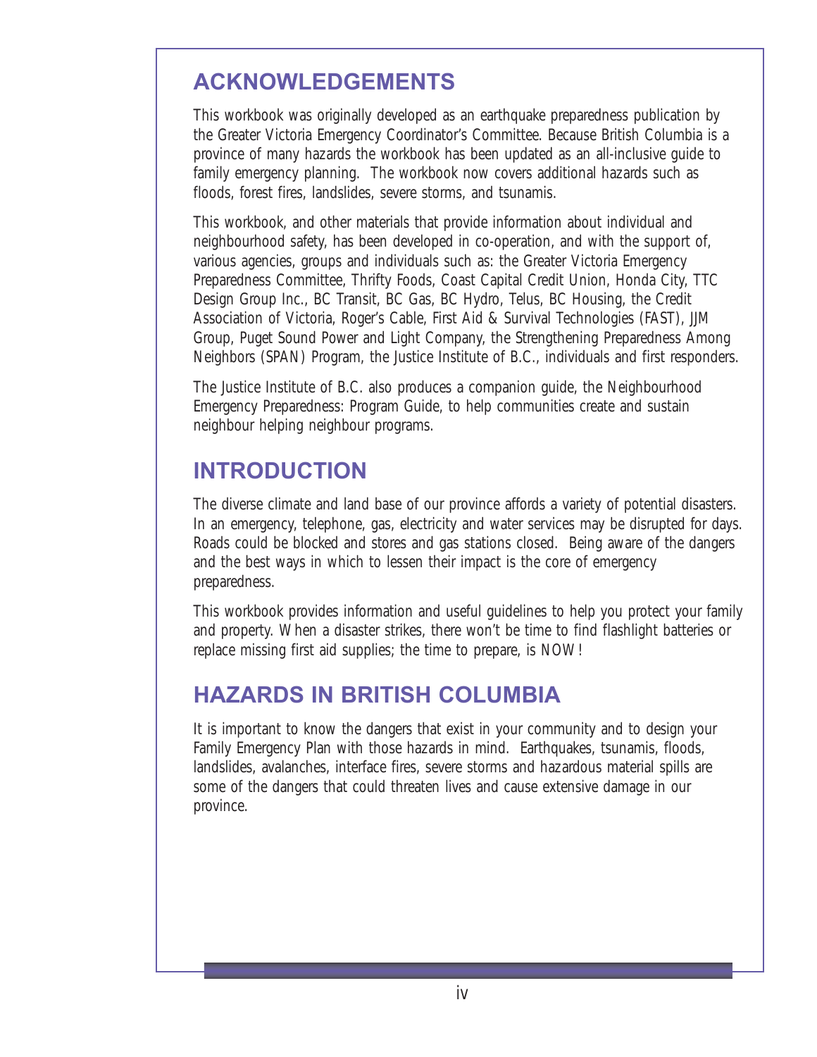## ACKNOWLEDGEMENTS

This workbook was originally developed as an earthquake preparedness publication by the Greater Victoria Emergency Coordinator's Committee. Because British Columbia is a province of many hazards the workbook has been updated as an all-inclusive guide to family emergency planning. The workbook now covers additional hazards such as floods, forest fires, landslides, severe storms, and tsunamis.

This workbook, and other materials that provide information about individual and neighbourhood safety, has been developed in co-operation, and with the support of, various agencies, groups and individuals such as: the Greater Victoria Emergency Preparedness Committee, Thrifty Foods, Coast Capital Credit Union, Honda City, TTC Design Group Inc., BC Transit, BC Gas, BC Hydro, Telus, BC Housing, the Credit Association of Victoria, Roger's Cable, First Aid & Survival Technologies (FAST), JJM Group, Puget Sound Power and Light Company, the Strengthening Preparedness Among Neighbors (SPAN) Program, the Justice Institute of B.C., individuals and first responders.

The Justice Institute of B.C. also produces a companion guide, the Neighbourhood Emergency Preparedness: Program Guide, to help communities create and sustain neighbour helping neighbour programs.

## INTRODUCTION

The diverse climate and land base of our province affords a variety of potential disasters. In an emergency, telephone, gas, electricity and water services may be disrupted for days. Roads could be blocked and stores and gas stations closed. Being aware of the dangers and the best ways in which to lessen their impact is the core of emergency preparedness.

This workbook provides information and useful guidelines to help you protect your family and property. When a disaster strikes, there won't be time to find flashlight batteries or replace missing first aid supplies; the time to prepare, is NOW!

## HAZARDS IN BRITISH COLUMBIA

It is important to know the dangers that exist in your community and to design your Family Emergency Plan with those hazards in mind. Earthquakes, tsunamis, floods, landslides, avalanches, interface fires, severe storms and hazardous material spills are some of the dangers that could threaten lives and cause extensive damage in our province.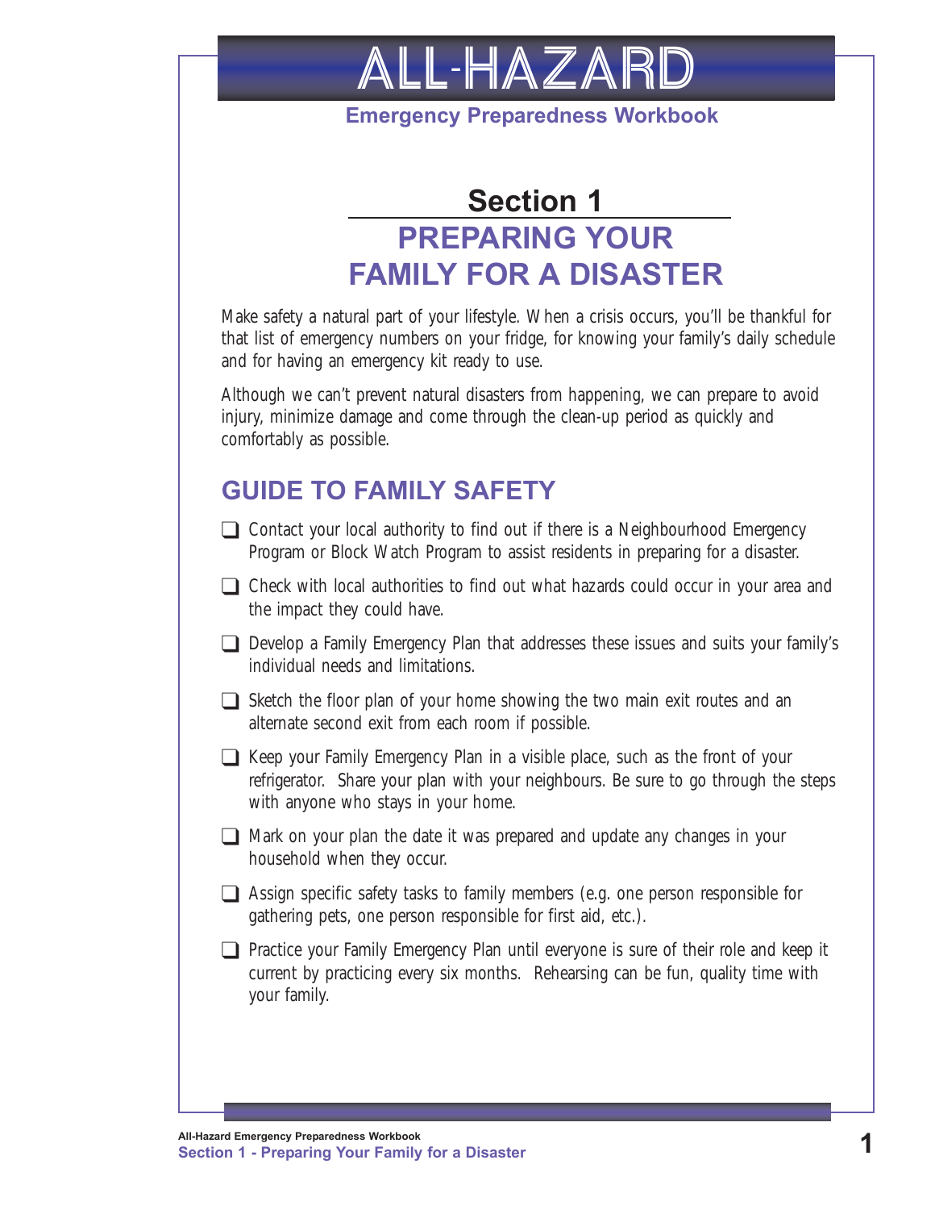# ALL-HAZARD

**Emergency Preparedness Workbook**

## Section 1

## PREPARING YOUR FAMILY FOR A DISASTER

Make safety a natural part of your lifestyle. When a crisis occurs, you'll be thankful for that list of emergency numbers on your fridge, for knowing your family's daily schedule and for having an emergency kit ready to use.

Although we can't prevent natural disasters from happening, we can prepare to avoid injury, minimize damage and come through the clean-up period as quickly and comfortably as possible.

## GUIDE TO FAMILY SAFETY

- ❑ Contact your local authority to find out if there is a Neighbourhood Emergency Program or Block Watch Program to assist residents in preparing for a disaster.
- ❑ Check with local authorities to find out what hazards could occur in your area and the impact they could have.
- ❑ Develop a Family Emergency Plan that addresses these issues and suits your family's individual needs and limitations.
- ❑ Sketch the floor plan of your home showing the two main exit routes and an alternate second exit from each room if possible.
- ❑ Keep your Family Emergency Plan in a visible place, such as the front of your refrigerator. Share your plan with your neighbours. Be sure to go through the steps with anyone who stays in your home.
- ❑ Mark on your plan the date it was prepared and update any changes in your household when they occur.
- ❑ Assign specific safety tasks to family members (e.g. one person responsible for gathering pets, one person responsible for first aid, etc.).
- ❑ Practice your Family Emergency Plan until everyone is sure of their role and keep it current by practicing every six months. Rehearsing can be fun, quality time with your family.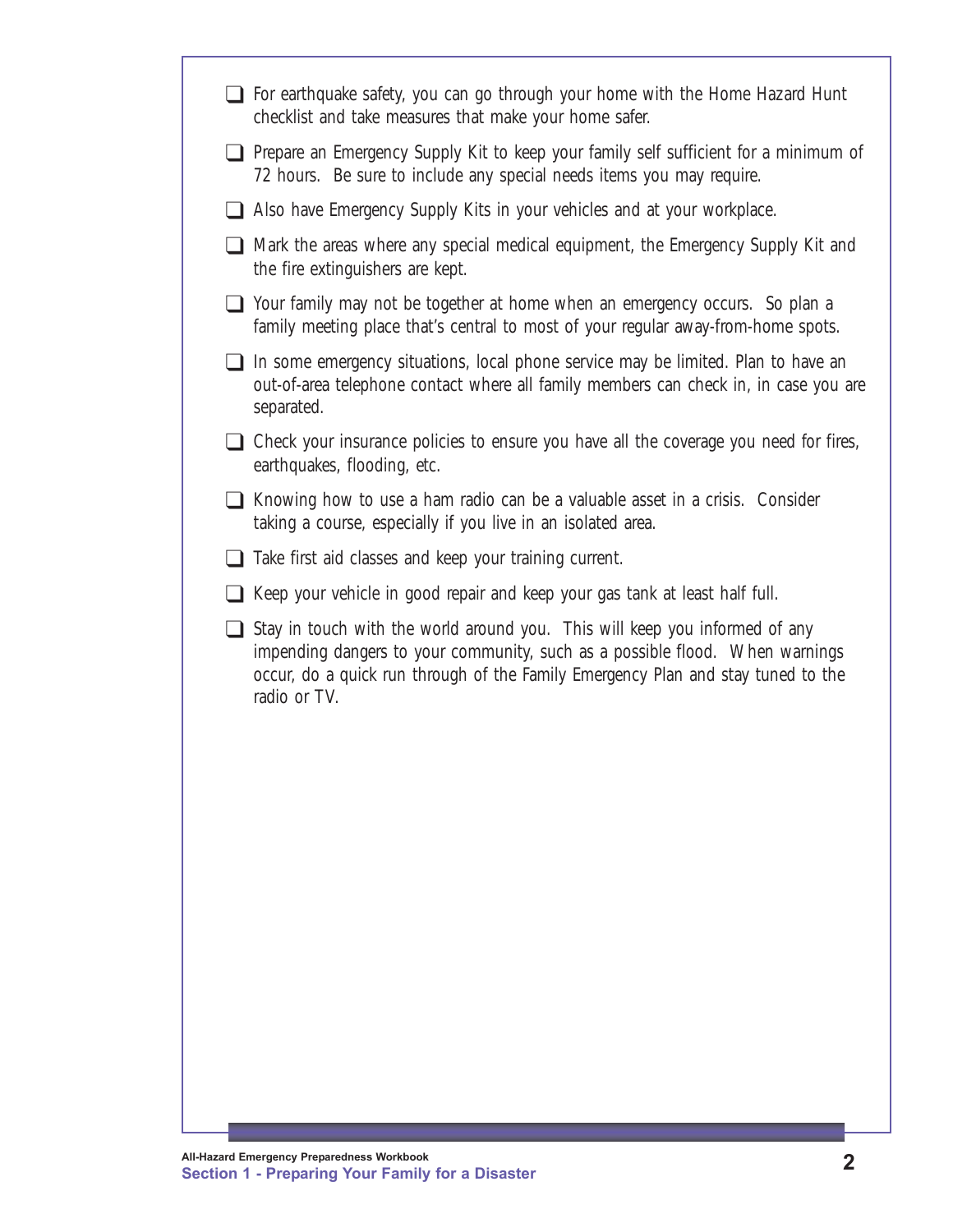- [ ] For earthquake safety, you can go through your home with the Home Hazard Hunt checklist and take measures that make your home safer.
- [ ] Prepare an Emergency Supply Kit to keep your family self sufficient for a minimum of 72 hours. Be sure to include any special needs items you may require.
- [ ] Also have Emergency Supply Kits in your vehicles and at your workplace.
- [ ] Mark the areas where any special medical equipment, the Emergency Supply Kit and the fire extinguishers are kept.
- [ ] Your family may not be together at home when an emergency occurs. So plan a family meeting place that's central to most of your regular away-from-home spots.
- [ ] In some emergency situations, local phone service may be limited. Plan to have an out-of-area telephone contact where all family members can check in, in case you are separated.
- [ ] Check your insurance policies to ensure you have all the coverage you need for fires, earthquakes, flooding, etc.
- [ ] Knowing how to use a ham radio can be a valuable asset in a crisis. Consider taking a course, especially if you live in an isolated area.
- [ ] Take first aid classes and keep your training current.
- [ ] Keep your vehicle in good repair and keep your gas tank at least half full.
- [ ] Stay in touch with the world around you. This will keep you informed of any impending dangers to your community, such as a possible flood. When warnings occur, do a quick run through of the Family Emergency Plan and stay tuned to the radio or TV.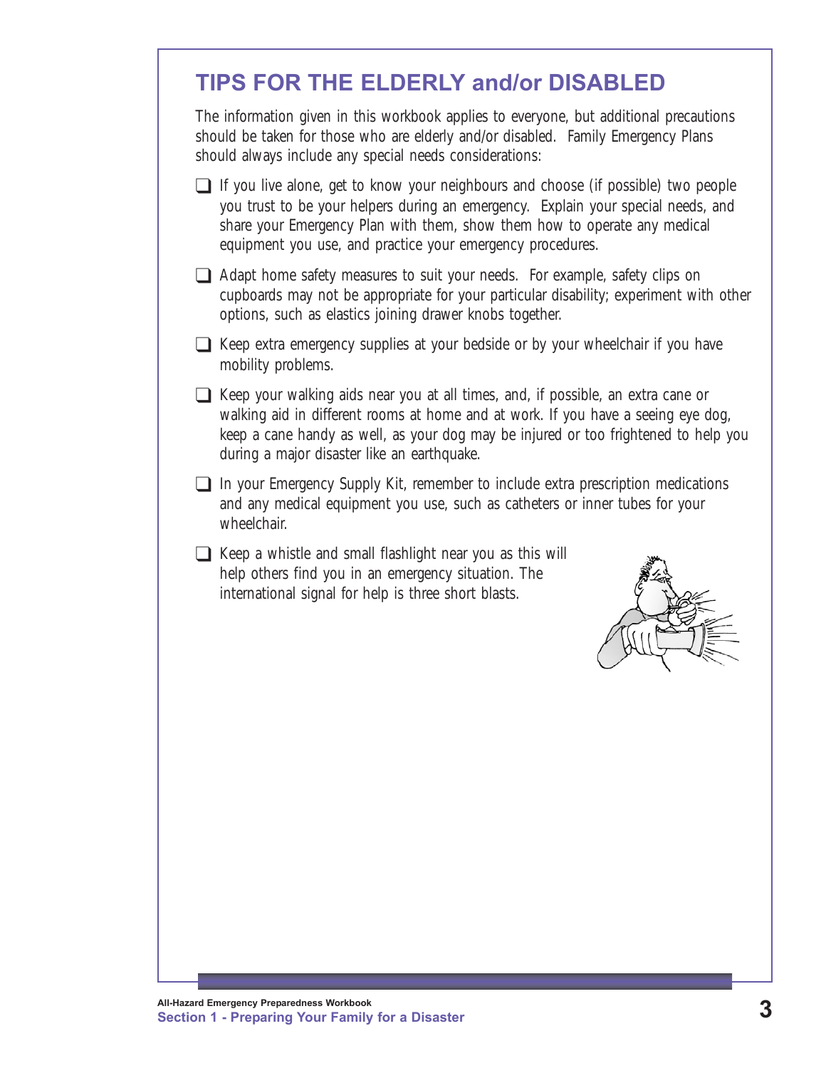## TIPS FOR THE ELDERLY and/or DISABLED

The information given in this workbook applies to everyone, but additional precautions should be taken for those who are elderly and/or disabled. Family Emergency Plans should always include any special needs considerations:

- ❑ If you live alone, get to know your neighbours and choose (if possible) two people you trust to be your helpers during an emergency. Explain your special needs, and share your Emergency Plan with them, show them how to operate any medical equipment you use, and practice your emergency procedures.
- ❑ Adapt home safety measures to suit your needs. For example, safety clips on cupboards may not be appropriate for your particular disability; experiment with other options, such as elastics joining drawer knobs together.
- ❑ Keep extra emergency supplies at your bedside or by your wheelchair if you have mobility problems.
- ❑ Keep your walking aids near you at all times, and, if possible, an extra cane or walking aid in different rooms at home and at work. If you have a seeing eye dog, keep a cane handy as well, as your dog may be injured or too frightened to help you during a major disaster like an earthquake.
- ❑ In your Emergency Supply Kit, remember to include extra prescription medications and any medical equipment you use, such as catheters or inner tubes for your wheelchair.
- ❑ Keep a whistle and small flashlight near you as this will help others find you in an emergency situation. The international signal for help is three short blasts.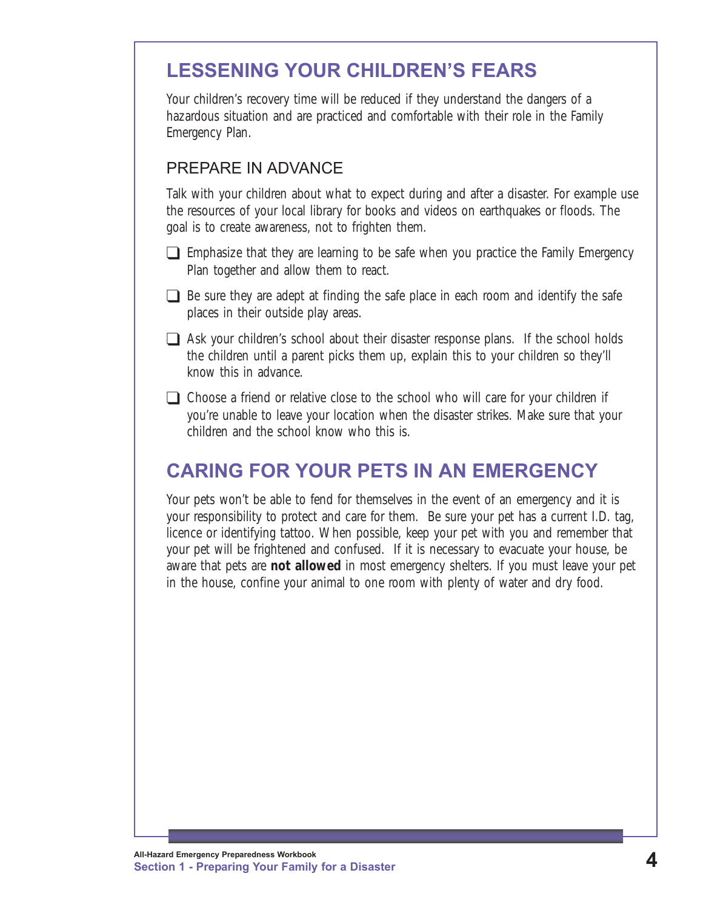## LESSENING YOUR CHILDREN'S FEARS

Your children's recovery time will be reduced if they understand the dangers of a hazardous situation and are practiced and comfortable with their role in the Family Emergency Plan.

### PREPARE IN ADVANCE

Talk with your children about what to expect during and after a disaster. For example use the resources of your local library for books and videos on earthquakes or floods. The goal is to create awareness, not to frighten them.

- ❑ Emphasize that they are learning to be safe when you practice the Family Emergency Plan together and allow them to react.
- ❑ Be sure they are adept at finding the safe place in each room and identify the safe places in their outside play areas.
- ❑ Ask your children's school about their disaster response plans. If the school holds the children until a parent picks them up, explain this to your children so they'll know this in advance.
- ❑ Choose a friend or relative close to the school who will care for your children if you're unable to leave your location when the disaster strikes. Make sure that your children and the school know who this is.

## CARING FOR YOUR PETS IN AN EMERGENCY

Your pets won't be able to fend for themselves in the event of an emergency and it is your responsibility to protect and care for them. Be sure your pet has a current I.D. tag, licence or identifying tattoo. When possible, keep your pet with you and remember that your pet will be frightened and confused. If it is necessary to evacuate your house, be aware that pets are **not allowed** in most emergency shelters. If you must leave your pet in the house, confine your animal to one room with plenty of water and dry food.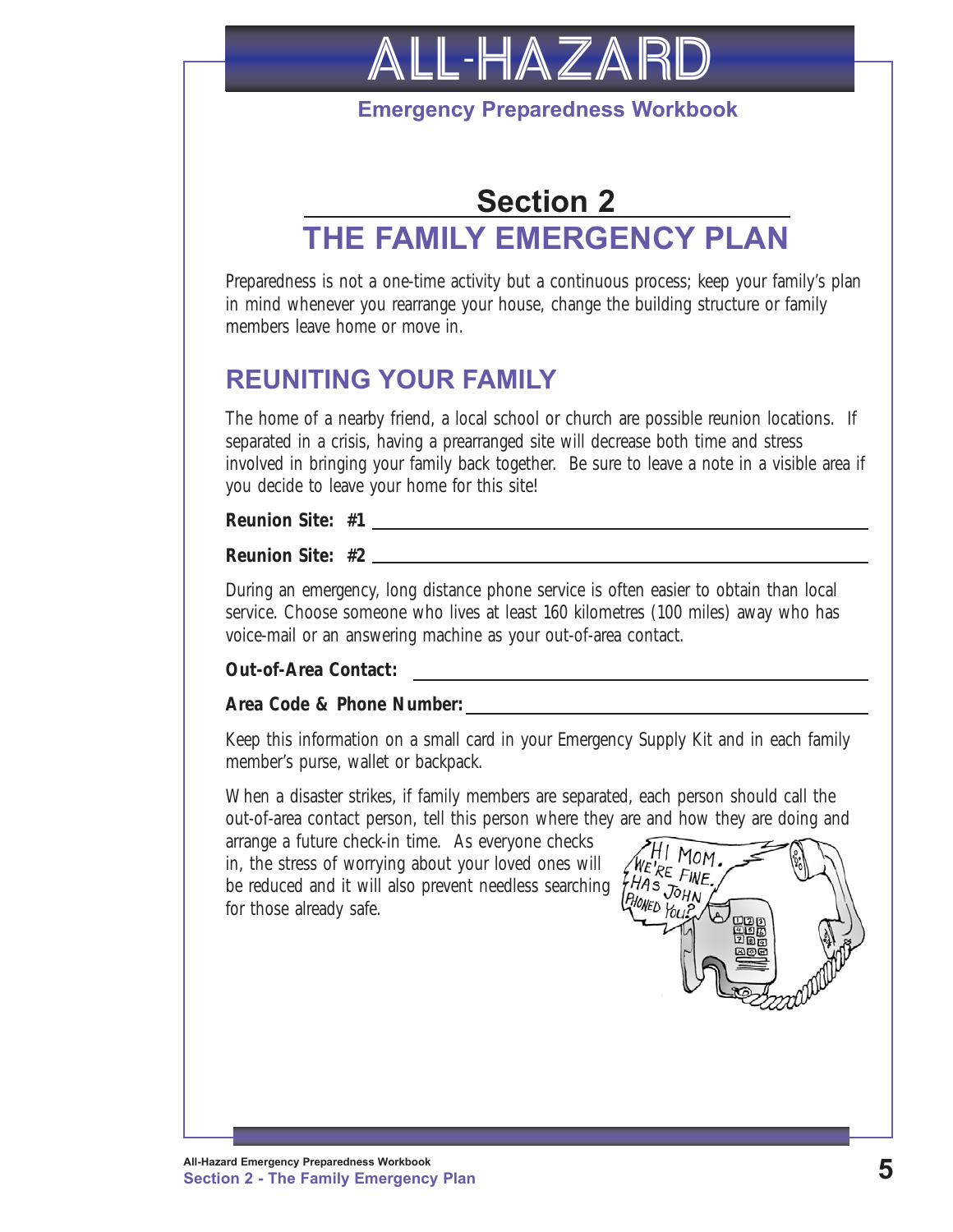# Section 2

# THE FAMILY EMERGENCY PLAN

Preparedness is not a one-time activity but a continuous process; keep your family's plan in mind whenever you rearrange your house, change the building structure or family members leave home or move in.

## REUNITING YOUR FAMILY

The home of a nearby friend, a local school or church are possible reunion locations. If separated in a crisis, having a prearranged site will decrease both time and stress involved in bringing your family back together. Be sure to leave a note in a visible area if you decide to leave your home for this site!

**Reunion Site: #1** ______________________________

**Reunion Site: #2** ______________________________

During an emergency, long distance phone service is often easier to obtain than local service. Choose someone who lives at least 160 kilometres (100 miles) away who has voice-mail or an answering machine as your out-of-area contact.

**Out-of-Area Contact:** ______________________________

**Area Code & Phone Number:** ______________________________

Keep this information on a small card in your Emergency Supply Kit and in each family member's purse, wallet or backpack.

When a disaster strikes, if family members are separated, each person should call the out-of-area contact person, tell this person where they are and how they are doing and arrange a future check-in time. As everyone checks in, the stress of worrying about your loved ones will be reduced and it will also prevent needless searching for those already safe.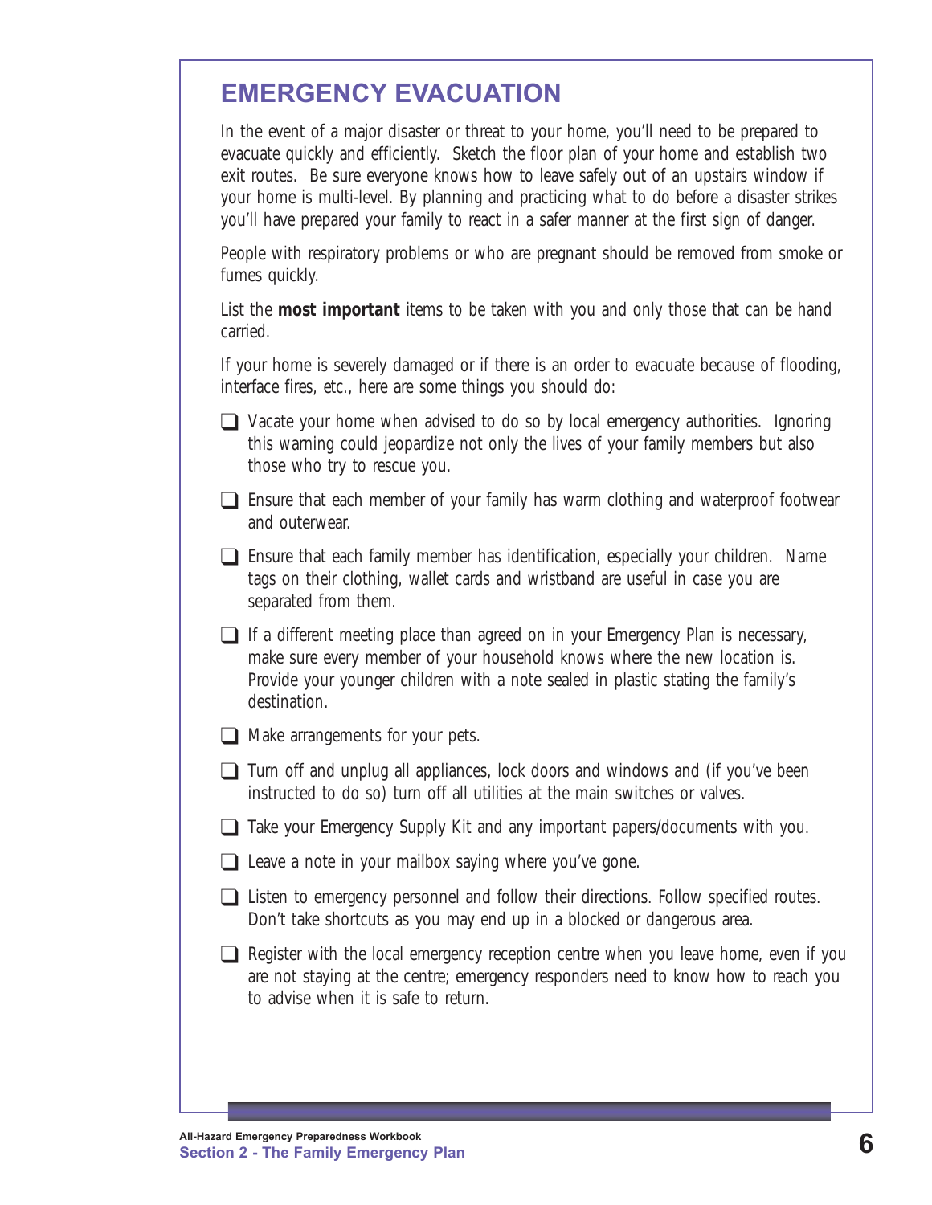# EMERGENCY EVACUATION

In the event of a major disaster or threat to your home, you'll need to be prepared to evacuate quickly and efficiently. Sketch the floor plan of your home and establish two exit routes. Be sure everyone knows how to leave safely out of an upstairs window if your home is multi-level. By planning and practicing what to do before a disaster strikes you'll have prepared your family to react in a safer manner at the first sign of danger.

People with respiratory problems or who are pregnant should be removed from smoke or fumes quickly.

List the **most important** items to be taken with you and only those that can be hand carried.

If your home is severely damaged or if there is an order to evacuate because of flooding, interface fires, etc., here are some things you should do:

- ❑ Vacate your home when advised to do so by local emergency authorities. Ignoring this warning could jeopardize not only the lives of your family members but also those who try to rescue you.
- ❑ Ensure that each member of your family has warm clothing and waterproof footwear and outerwear.
- ❑ Ensure that each family member has identification, especially your children. Name tags on their clothing, wallet cards and wristband are useful in case you are separated from them.
- ❑ If a different meeting place than agreed on in your Emergency Plan is necessary, make sure every member of your household knows where the new location is. Provide your younger children with a note sealed in plastic stating the family's destination.
- ❑ Make arrangements for your pets.
- ❑ Turn off and unplug all appliances, lock doors and windows and (if you've been instructed to do so) turn off all utilities at the main switches or valves.
- ❑ Take your Emergency Supply Kit and any important papers/documents with you.
- ❑ Leave a note in your mailbox saying where you've gone.
- ❑ Listen to emergency personnel and follow their directions. Follow specified routes. Don't take shortcuts as you may end up in a blocked or dangerous area.
- ❑ Register with the local emergency reception centre when you leave home, even if you are not staying at the centre; emergency responders need to know how to reach you to advise when it is safe to return.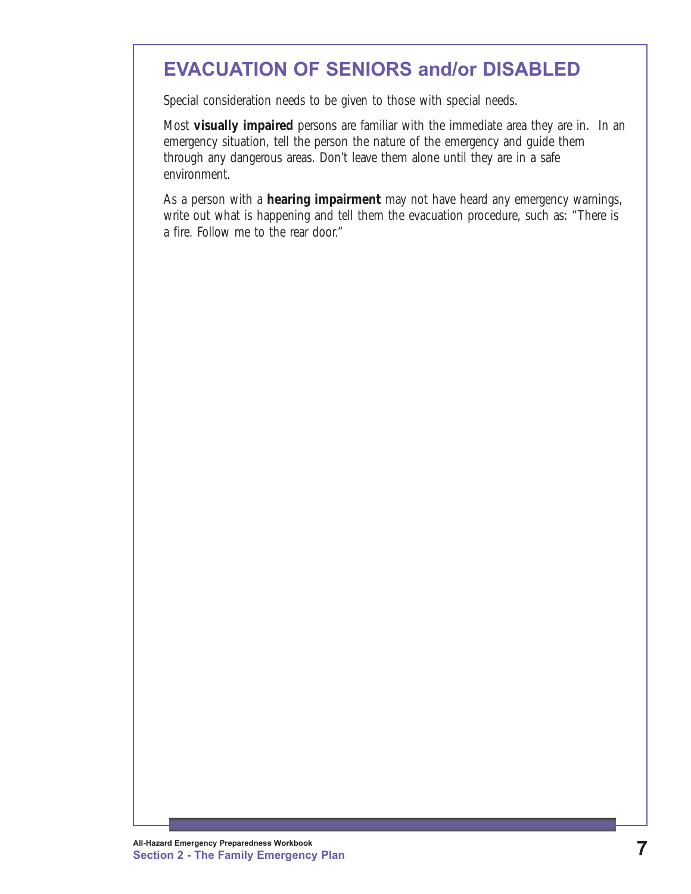## EVACUATION OF SENIORS and/or DISABLED

Special consideration needs to be given to those with special needs.

Most **visually impaired** persons are familiar with the immediate area they are in. In an emergency situation, tell the person the nature of the emergency and guide them through any dangerous areas. Don't leave them alone until they are in a safe environment.

As a person with a **hearing impairment** may not have heard any emergency warnings, write out what is happening and tell them the evacuation procedure, such as: "There is a fire. Follow me to the rear door."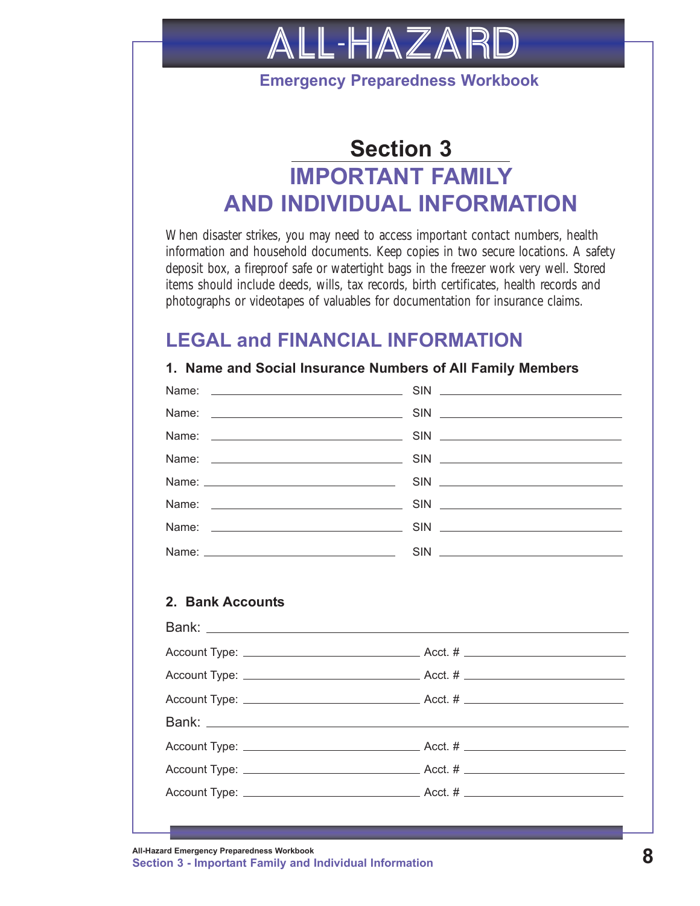# ALL-HAZARD

**Emergency Preparedness Workbook**

## Section 3

## IMPORTANT FAMILY AND INDIVIDUAL INFORMATION

When disaster strikes, you may need to access important contact numbers, health information and household documents. Keep copies in two secure locations. A safety deposit box, a fireproof safe or watertight bags in the freezer work very well. Stored items should include deeds, wills, tax records, birth certificates, health records and photographs or videotapes of valuables for documentation for insurance claims.

## LEGAL and FINANCIAL INFORMATION

### 1. Name and Social Insurance Numbers of All Family Members

Name: ______________________________ SIN ______________________________

Name: ______________________________ SIN ______________________________

Name: ______________________________ SIN ______________________________

Name: ______________________________ SIN ______________________________

Name: ______________________________ SIN ______________________________

Name: ______________________________ SIN ______________________________

Name: ______________________________ SIN ______________________________

Name: ______________________________ SIN ______________________________

### 2. Bank Accounts

Bank: ______________________________________________________________

Account Type: ______________________________ Acct. # ______________________________

Account Type: ______________________________ Acct. # ______________________________

Account Type: ______________________________ Acct. # ______________________________

Bank: ______________________________________________________________

Account Type: ______________________________ Acct. # ______________________________

Account Type: ______________________________ Acct. # ______________________________

Account Type: ______________________________ Acct. # ______________________________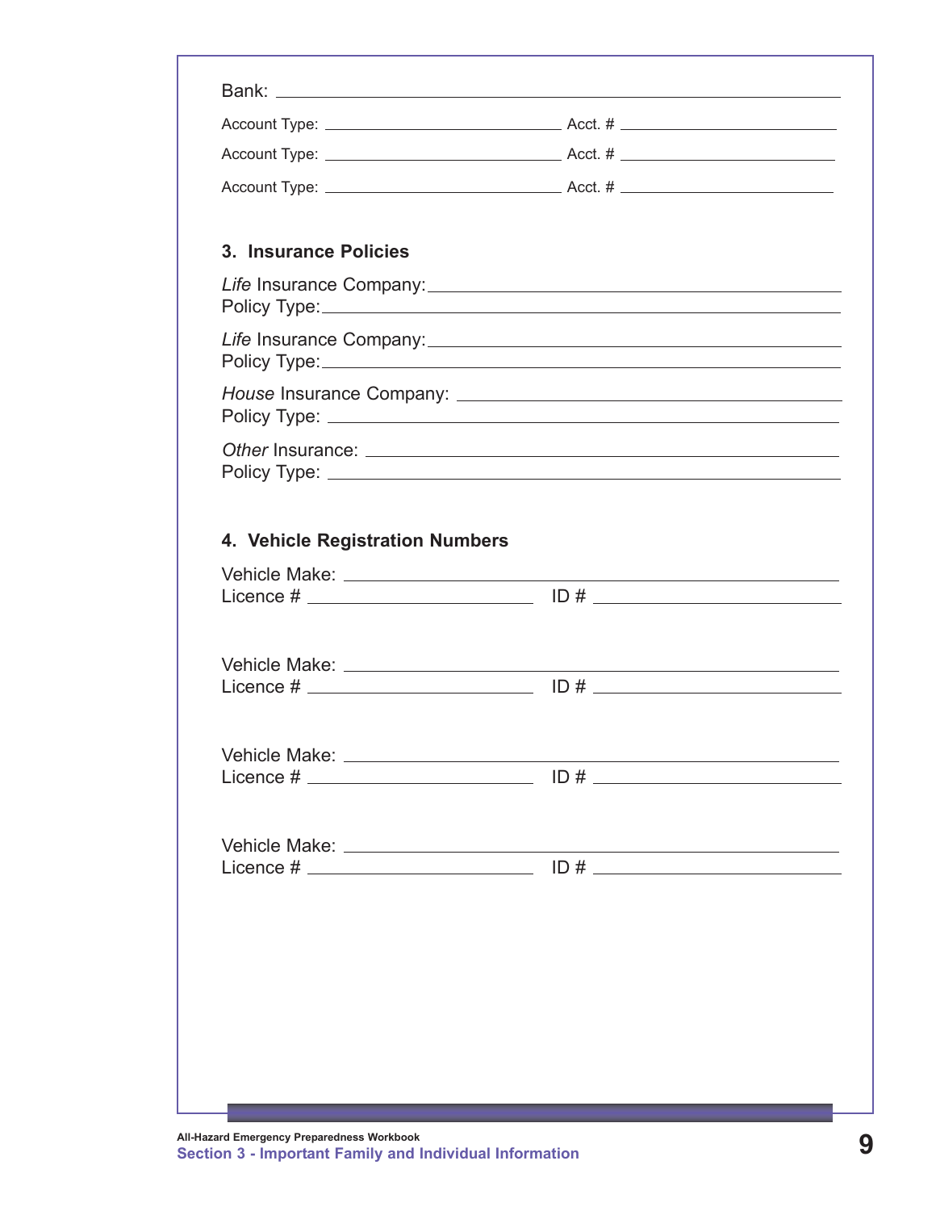Bank: ________________________________________________

Account Type: ______________________ Acct. # ____________________

Account Type: ______________________ Acct. # ____________________

Account Type: ______________________ Acct. # ____________________

### 3. Insurance Policies

*Life* Insurance Company: ______________________________________
Policy Type: _____________________________________________

*Life* Insurance Company: ______________________________________
Policy Type: _____________________________________________

*House* Insurance Company: ____________________________________
Policy Type: _____________________________________________

*Other* Insurance: __________________________________________
Policy Type: _____________________________________________

### 4. Vehicle Registration Numbers

Vehicle Make: ____________________________________________
Licence # ____________________ ID # ______________________

Vehicle Make: ____________________________________________
Licence # ____________________ ID # ______________________

Vehicle Make: ____________________________________________
Licence # ____________________ ID # ______________________

Vehicle Make: ____________________________________________
Licence # ____________________ ID # ______________________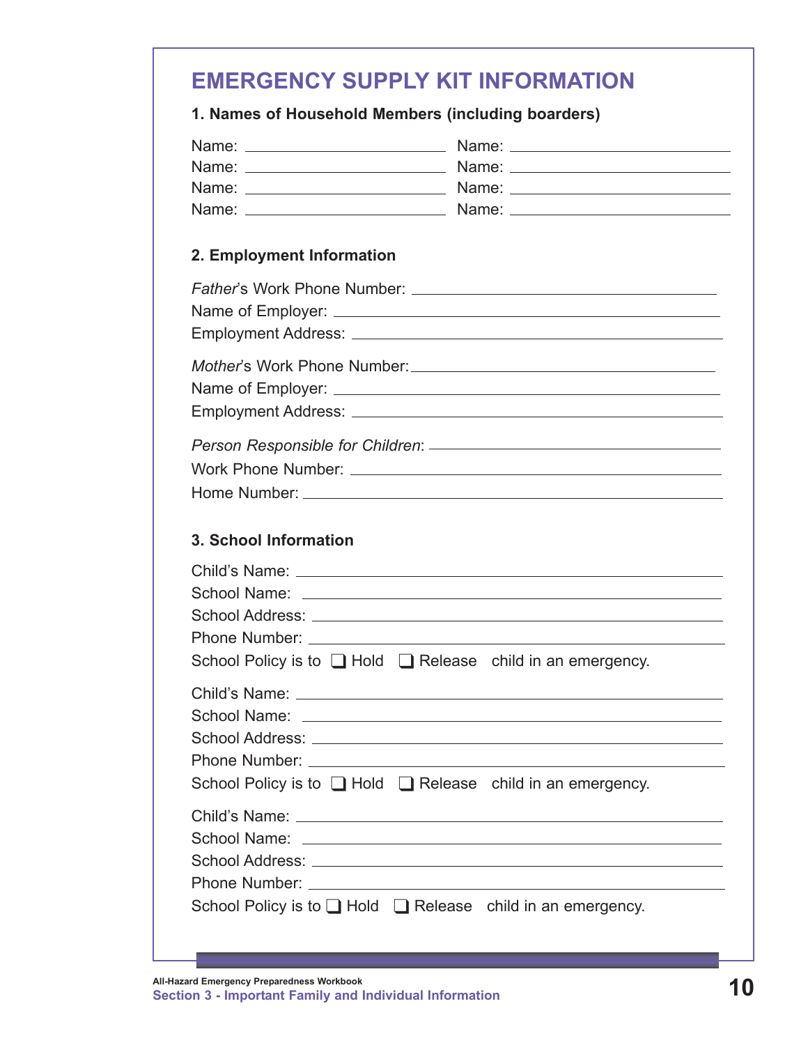# EMERGENCY SUPPLY KIT INFORMATION

**1. Names of Household Members (including boarders)**

Name: ______________________ Name: ______________________
Name: ______________________ Name: ______________________
Name: ______________________ Name: ______________________
Name: ______________________ Name: ______________________

**2. Employment Information**

*Father*'s Work Phone Number: ______________________
Name of Employer: ______________________
Employment Address: ______________________

*Mother*'s Work Phone Number: ______________________
Name of Employer: ______________________
Employment Address: ______________________

*Person Responsible for Children*: ______________________
Work Phone Number: ______________________
Home Number: ______________________

**3. School Information**

Child's Name: ______________________
School Name: ______________________
School Address: ______________________
Phone Number: ______________________
School Policy is to ❑ Hold ❑ Release child in an emergency.

Child's Name: ______________________
School Name: ______________________
School Address: ______________________
Phone Number: ______________________
School Policy is to ❑ Hold ❑ Release child in an emergency.

Child's Name: ______________________
School Name: ______________________
School Address: ______________________
Phone Number: ______________________
School Policy is to ❑ Hold ❑ Release child in an emergency.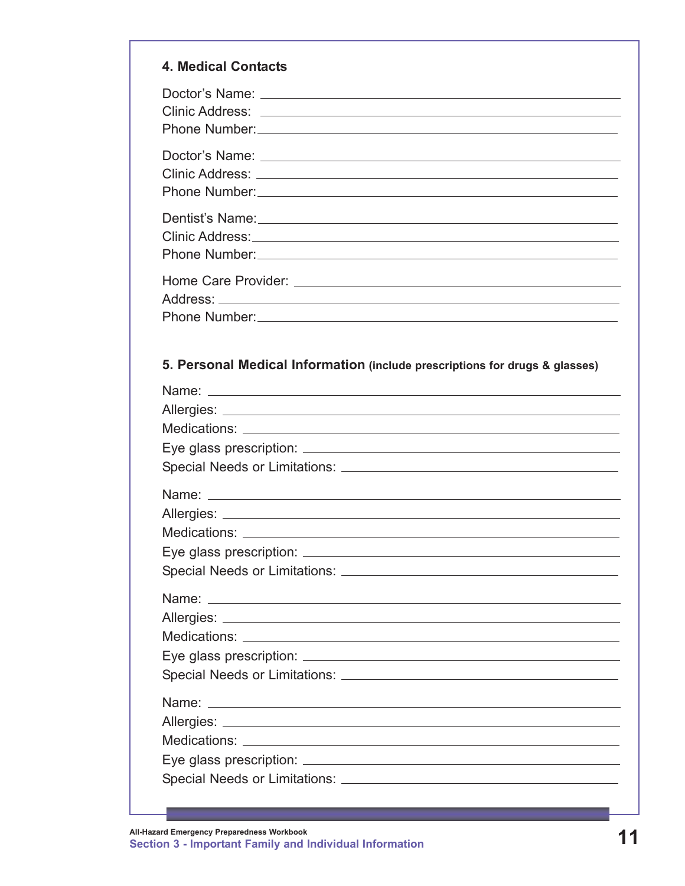### 4. Medical Contacts

Doctor's Name: \_\_\_\_\_\_\_\_\_\_\_\_\_\_\_\_\_\_\_\_\_\_\_\_\_\_\_\_\_\_\_\_\_\_\_\_\_\_\_\_

Clinic Address: \_\_\_\_\_\_\_\_\_\_\_\_\_\_\_\_\_\_\_\_\_\_\_\_\_\_\_\_\_\_\_\_\_\_\_\_\_\_\_\_

Phone Number: \_\_\_\_\_\_\_\_\_\_\_\_\_\_\_\_\_\_\_\_\_\_\_\_\_\_\_\_\_\_\_\_\_\_\_\_\_\_\_\_

Doctor's Name: \_\_\_\_\_\_\_\_\_\_\_\_\_\_\_\_\_\_\_\_\_\_\_\_\_\_\_\_\_\_\_\_\_\_\_\_\_\_\_\_

Clinic Address: \_\_\_\_\_\_\_\_\_\_\_\_\_\_\_\_\_\_\_\_\_\_\_\_\_\_\_\_\_\_\_\_\_\_\_\_\_\_\_\_

Phone Number: \_\_\_\_\_\_\_\_\_\_\_\_\_\_\_\_\_\_\_\_\_\_\_\_\_\_\_\_\_\_\_\_\_\_\_\_\_\_\_\_

Dentist's Name: \_\_\_\_\_\_\_\_\_\_\_\_\_\_\_\_\_\_\_\_\_\_\_\_\_\_\_\_\_\_\_\_\_\_\_\_\_\_\_\_

Clinic Address: \_\_\_\_\_\_\_\_\_\_\_\_\_\_\_\_\_\_\_\_\_\_\_\_\_\_\_\_\_\_\_\_\_\_\_\_\_\_\_\_

Phone Number: \_\_\_\_\_\_\_\_\_\_\_\_\_\_\_\_\_\_\_\_\_\_\_\_\_\_\_\_\_\_\_\_\_\_\_\_\_\_\_\_

Home Care Provider: \_\_\_\_\_\_\_\_\_\_\_\_\_\_\_\_\_\_\_\_\_\_\_\_\_\_\_\_\_\_\_\_\_\_\_\_\_\_\_\_

Address: \_\_\_\_\_\_\_\_\_\_\_\_\_\_\_\_\_\_\_\_\_\_\_\_\_\_\_\_\_\_\_\_\_\_\_\_\_\_\_\_

Phone Number: \_\_\_\_\_\_\_\_\_\_\_\_\_\_\_\_\_\_\_\_\_\_\_\_\_\_\_\_\_\_\_\_\_\_\_\_\_\_\_\_

### 5. Personal Medical Information (include prescriptions for drugs & glasses)

Name: \_\_\_\_\_\_\_\_\_\_\_\_\_\_\_\_\_\_\_\_\_\_\_\_\_\_\_\_\_\_\_\_\_\_\_\_\_\_\_\_

Allergies: \_\_\_\_\_\_\_\_\_\_\_\_\_\_\_\_\_\_\_\_\_\_\_\_\_\_\_\_\_\_\_\_\_\_\_\_\_\_\_\_

Medications: \_\_\_\_\_\_\_\_\_\_\_\_\_\_\_\_\_\_\_\_\_\_\_\_\_\_\_\_\_\_\_\_\_\_\_\_\_\_\_\_

Eye glass prescription: \_\_\_\_\_\_\_\_\_\_\_\_\_\_\_\_\_\_\_\_\_\_\_\_\_\_\_\_\_\_\_\_\_\_\_\_\_\_\_\_

Special Needs or Limitations: \_\_\_\_\_\_\_\_\_\_\_\_\_\_\_\_\_\_\_\_\_\_\_\_\_\_\_\_\_\_\_\_\_\_\_\_\_\_\_\_

Name: \_\_\_\_\_\_\_\_\_\_\_\_\_\_\_\_\_\_\_\_\_\_\_\_\_\_\_\_\_\_\_\_\_\_\_\_\_\_\_\_

Allergies: \_\_\_\_\_\_\_\_\_\_\_\_\_\_\_\_\_\_\_\_\_\_\_\_\_\_\_\_\_\_\_\_\_\_\_\_\_\_\_\_

Medications: \_\_\_\_\_\_\_\_\_\_\_\_\_\_\_\_\_\_\_\_\_\_\_\_\_\_\_\_\_\_\_\_\_\_\_\_\_\_\_\_

Eye glass prescription: \_\_\_\_\_\_\_\_\_\_\_\_\_\_\_\_\_\_\_\_\_\_\_\_\_\_\_\_\_\_\_\_\_\_\_\_\_\_\_\_

Special Needs or Limitations: \_\_\_\_\_\_\_\_\_\_\_\_\_\_\_\_\_\_\_\_\_\_\_\_\_\_\_\_\_\_\_\_\_\_\_\_\_\_\_\_

Name: \_\_\_\_\_\_\_\_\_\_\_\_\_\_\_\_\_\_\_\_\_\_\_\_\_\_\_\_\_\_\_\_\_\_\_\_\_\_\_\_

Allergies: \_\_\_\_\_\_\_\_\_\_\_\_\_\_\_\_\_\_\_\_\_\_\_\_\_\_\_\_\_\_\_\_\_\_\_\_\_\_\_\_

Medications: \_\_\_\_\_\_\_\_\_\_\_\_\_\_\_\_\_\_\_\_\_\_\_\_\_\_\_\_\_\_\_\_\_\_\_\_\_\_\_\_

Eye glass prescription: \_\_\_\_\_\_\_\_\_\_\_\_\_\_\_\_\_\_\_\_\_\_\_\_\_\_\_\_\_\_\_\_\_\_\_\_\_\_\_\_

Special Needs or Limitations: \_\_\_\_\_\_\_\_\_\_\_\_\_\_\_\_\_\_\_\_\_\_\_\_\_\_\_\_\_\_\_\_\_\_\_\_\_\_\_\_

Name: \_\_\_\_\_\_\_\_\_\_\_\_\_\_\_\_\_\_\_\_\_\_\_\_\_\_\_\_\_\_\_\_\_\_\_\_\_\_\_\_

Allergies: \_\_\_\_\_\_\_\_\_\_\_\_\_\_\_\_\_\_\_\_\_\_\_\_\_\_\_\_\_\_\_\_\_\_\_\_\_\_\_\_

Medications: \_\_\_\_\_\_\_\_\_\_\_\_\_\_\_\_\_\_\_\_\_\_\_\_\_\_\_\_\_\_\_\_\_\_\_\_\_\_\_\_

Eye glass prescription: \_\_\_\_\_\_\_\_\_\_\_\_\_\_\_\_\_\_\_\_\_\_\_\_\_\_\_\_\_\_\_\_\_\_\_\_\_\_\_\_

Special Needs or Limitations: \_\_\_\_\_\_\_\_\_\_\_\_\_\_\_\_\_\_\_\_\_\_\_\_\_\_\_\_\_\_\_\_\_\_\_\_\_\_\_\_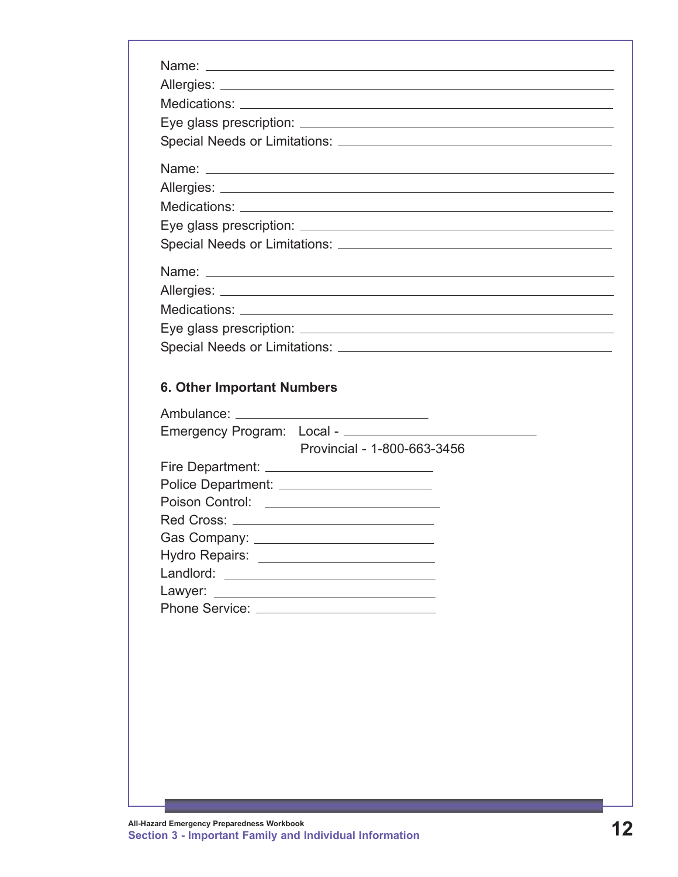Name: \_\_\_\_\_\_\_\_\_\_\_\_\_\_\_\_\_\_\_\_\_\_\_\_\_\_\_\_\_\_\_\_\_\_\_\_\_\_\_\_\_\_\_\_

Allergies: \_\_\_\_\_\_\_\_\_\_\_\_\_\_\_\_\_\_\_\_\_\_\_\_\_\_\_\_\_\_\_\_\_\_\_\_\_\_\_\_\_\_

Medications: \_\_\_\_\_\_\_\_\_\_\_\_\_\_\_\_\_\_\_\_\_\_\_\_\_\_\_\_\_\_\_\_\_\_\_\_\_\_\_\_

Eye glass prescription: \_\_\_\_\_\_\_\_\_\_\_\_\_\_\_\_\_\_\_\_\_\_\_\_\_\_\_\_\_\_\_\_\_\_

Special Needs or Limitations: \_\_\_\_\_\_\_\_\_\_\_\_\_\_\_\_\_\_\_\_\_\_\_\_\_\_\_\_\_\_

Name: \_\_\_\_\_\_\_\_\_\_\_\_\_\_\_\_\_\_\_\_\_\_\_\_\_\_\_\_\_\_\_\_\_\_\_\_\_\_\_\_\_\_\_\_

Allergies: \_\_\_\_\_\_\_\_\_\_\_\_\_\_\_\_\_\_\_\_\_\_\_\_\_\_\_\_\_\_\_\_\_\_\_\_\_\_\_\_\_\_

Medications: \_\_\_\_\_\_\_\_\_\_\_\_\_\_\_\_\_\_\_\_\_\_\_\_\_\_\_\_\_\_\_\_\_\_\_\_\_\_\_\_

Eye glass prescription: \_\_\_\_\_\_\_\_\_\_\_\_\_\_\_\_\_\_\_\_\_\_\_\_\_\_\_\_\_\_\_\_\_\_

Special Needs or Limitations: \_\_\_\_\_\_\_\_\_\_\_\_\_\_\_\_\_\_\_\_\_\_\_\_\_\_\_\_\_\_

Name: \_\_\_\_\_\_\_\_\_\_\_\_\_\_\_\_\_\_\_\_\_\_\_\_\_\_\_\_\_\_\_\_\_\_\_\_\_\_\_\_\_\_\_\_

Allergies: \_\_\_\_\_\_\_\_\_\_\_\_\_\_\_\_\_\_\_\_\_\_\_\_\_\_\_\_\_\_\_\_\_\_\_\_\_\_\_\_\_\_

Medications: \_\_\_\_\_\_\_\_\_\_\_\_\_\_\_\_\_\_\_\_\_\_\_\_\_\_\_\_\_\_\_\_\_\_\_\_\_\_\_\_

Eye glass prescription: \_\_\_\_\_\_\_\_\_\_\_\_\_\_\_\_\_\_\_\_\_\_\_\_\_\_\_\_\_\_\_\_\_\_

Special Needs or Limitations: \_\_\_\_\_\_\_\_\_\_\_\_\_\_\_\_\_\_\_\_\_\_\_\_\_\_\_\_\_\_

### 6. Other Important Numbers

Ambulance: \_\_\_\_\_\_\_\_\_\_\_\_\_\_\_\_\_\_\_\_\_\_\_\_

Emergency Program: Local - \_\_\_\_\_\_\_\_\_\_\_\_\_\_\_\_\_\_\_\_\_\_\_\_

Provincial - 1-800-663-3456

Fire Department: \_\_\_\_\_\_\_\_\_\_\_\_\_\_\_\_\_\_\_\_\_\_\_\_

Police Department: \_\_\_\_\_\_\_\_\_\_\_\_\_\_\_\_\_\_\_\_\_\_\_\_

Poison Control: \_\_\_\_\_\_\_\_\_\_\_\_\_\_\_\_\_\_\_\_\_\_\_\_

Red Cross: \_\_\_\_\_\_\_\_\_\_\_\_\_\_\_\_\_\_\_\_\_\_\_\_

Gas Company: \_\_\_\_\_\_\_\_\_\_\_\_\_\_\_\_\_\_\_\_\_\_\_\_

Hydro Repairs: \_\_\_\_\_\_\_\_\_\_\_\_\_\_\_\_\_\_\_\_\_\_\_\_

Landlord: \_\_\_\_\_\_\_\_\_\_\_\_\_\_\_\_\_\_\_\_\_\_\_\_

Lawyer: \_\_\_\_\_\_\_\_\_\_\_\_\_\_\_\_\_\_\_\_\_\_\_\_

Phone Service: \_\_\_\_\_\_\_\_\_\_\_\_\_\_\_\_\_\_\_\_\_\_\_\_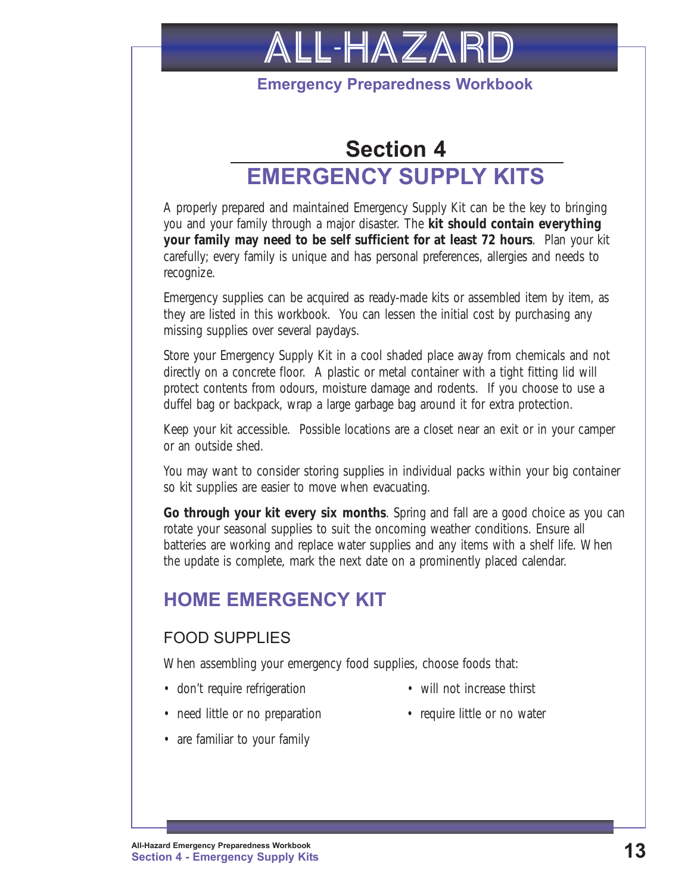# Section 4

# EMERGENCY SUPPLY KITS

A properly prepared and maintained Emergency Supply Kit can be the key to bringing you and your family through a major disaster. The **kit should contain everything your family may need to be self sufficient for at least 72 hours**. Plan your kit carefully; every family is unique and has personal preferences, allergies and needs to recognize.

Emergency supplies can be acquired as ready-made kits or assembled item by item, as they are listed in this workbook. You can lessen the initial cost by purchasing any missing supplies over several paydays.

Store your Emergency Supply Kit in a cool shaded place away from chemicals and not directly on a concrete floor. A plastic or metal container with a tight fitting lid will protect contents from odours, moisture damage and rodents. If you choose to use a duffel bag or backpack, wrap a large garbage bag around it for extra protection.

Keep your kit accessible. Possible locations are a closet near an exit or in your camper or an outside shed.

You may want to consider storing supplies in individual packs within your big container so kit supplies are easier to move when evacuating.

**Go through your kit every six months**. Spring and fall are a good choice as you can rotate your seasonal supplies to suit the oncoming weather conditions. Ensure all batteries are working and replace water supplies and any items with a shelf life. When the update is complete, mark the next date on a prominently placed calendar.

## HOME EMERGENCY KIT

### FOOD SUPPLIES

When assembling your emergency food supplies, choose foods that:

- don't require refrigeration
- need little or no preparation
- are familiar to your family
- will not increase thirst
- require little or no water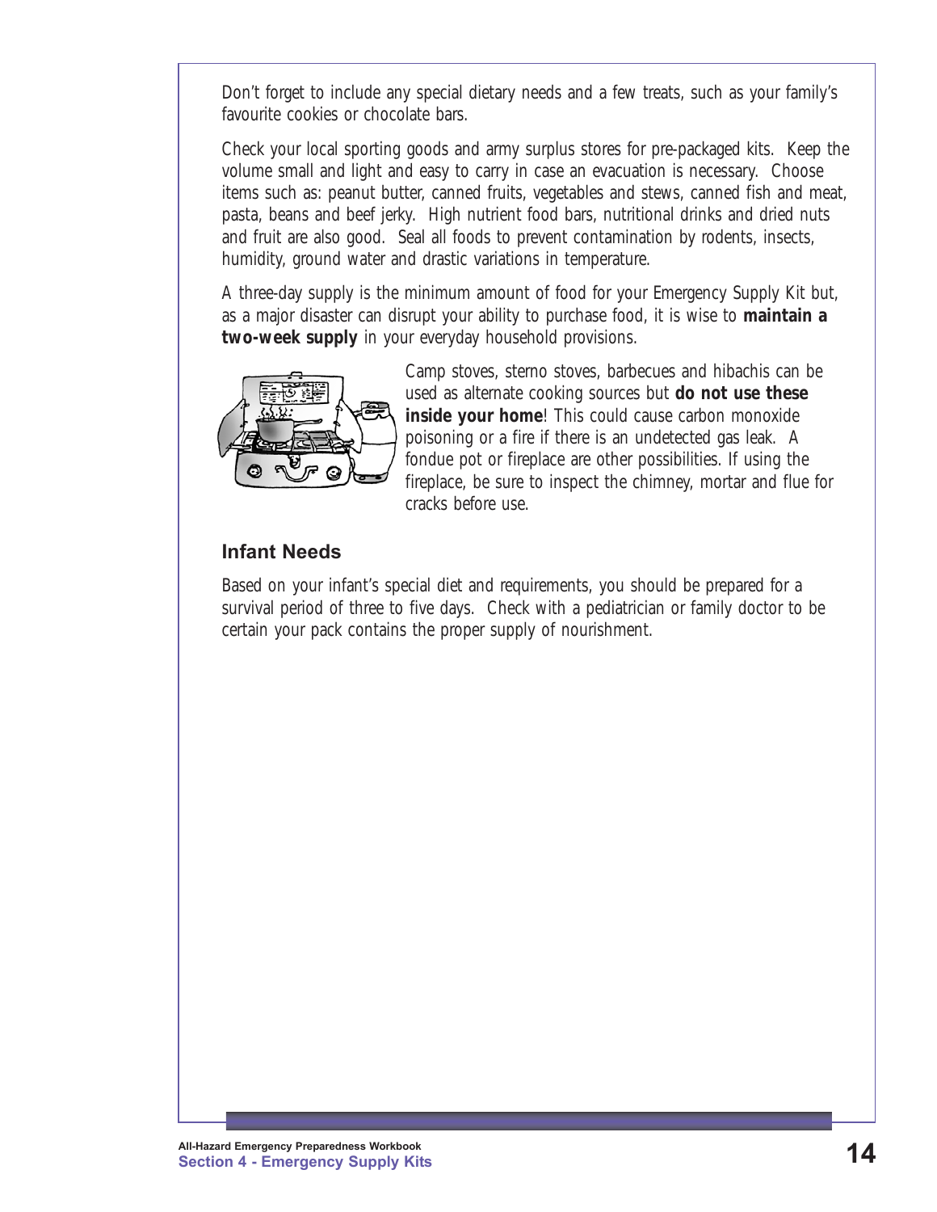Don't forget to include any special dietary needs and a few treats, such as your family's favourite cookies or chocolate bars.

Check your local sporting goods and army surplus stores for pre-packaged kits. Keep the volume small and light and easy to carry in case an evacuation is necessary. Choose items such as: peanut butter, canned fruits, vegetables and stews, canned fish and meat, pasta, beans and beef jerky. High nutrient food bars, nutritional drinks and dried nuts and fruit are also good. Seal all foods to prevent contamination by rodents, insects, humidity, ground water and drastic variations in temperature.

A three-day supply is the minimum amount of food for your Emergency Supply Kit but, as a major disaster can disrupt your ability to purchase food, it is wise to **maintain a two-week supply** in your everyday household provisions.

Camp stoves, sterno stoves, barbecues and hibachis can be used as alternate cooking sources but **do not use these inside your home**! This could cause carbon monoxide poisoning or a fire if there is an undetected gas leak. A fondue pot or fireplace are other possibilities. If using the fireplace, be sure to inspect the chimney, mortar and flue for cracks before use.

## Infant Needs

Based on your infant's special diet and requirements, you should be prepared for a survival period of three to five days. Check with a pediatrician or family doctor to be certain your pack contains the proper supply of nourishment.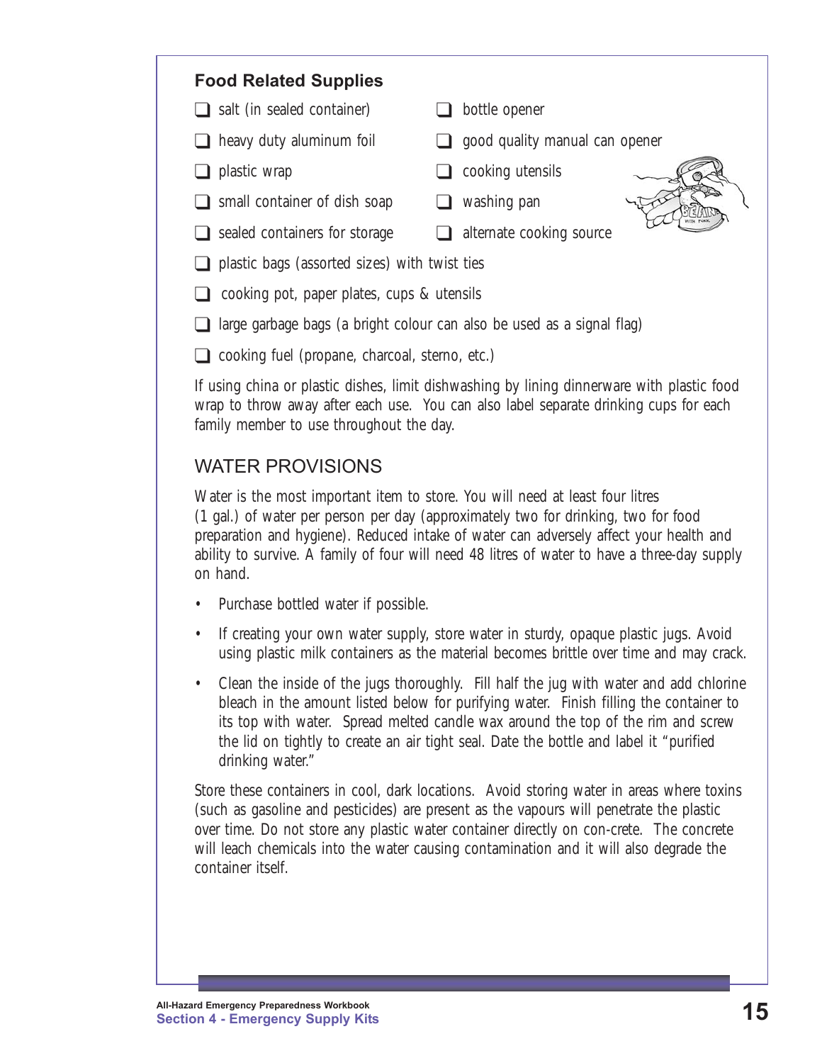## Food Related Supplies

- ❑ salt (in sealed container)
- ❑ heavy duty aluminum foil
- ❑ plastic wrap
- ❑ small container of dish soap
- ❑ sealed containers for storage
- ❑ bottle opener
- ❑ good quality manual can opener
- ❑ cooking utensils
- ❑ washing pan
- ❑ alternate cooking source
- ❑ plastic bags (assorted sizes) with twist ties
- ❑ cooking pot, paper plates, cups & utensils
- ❑ large garbage bags (a bright colour can also be used as a signal flag)
- ❑ cooking fuel (propane, charcoal, sterno, etc.)

If using china or plastic dishes, limit dishwashing by lining dinnerware with plastic food wrap to throw away after each use. You can also label separate drinking cups for each family member to use throughout the day.

## WATER PROVISIONS

Water is the most important item to store. You will need at least four litres (1 gal.) of water per person per day (approximately two for drinking, two for food preparation and hygiene). Reduced intake of water can adversely affect your health and ability to survive. A family of four will need 48 litres of water to have a three-day supply on hand.

- Purchase bottled water if possible.
- If creating your own water supply, store water in sturdy, opaque plastic jugs. Avoid using plastic milk containers as the material becomes brittle over time and may crack.
- Clean the inside of the jugs thoroughly. Fill half the jug with water and add chlorine bleach in the amount listed below for purifying water. Finish filling the container to its top with water. Spread melted candle wax around the top of the rim and screw the lid on tightly to create an air tight seal. Date the bottle and label it "purified drinking water."

Store these containers in cool, dark locations. Avoid storing water in areas where toxins (such as gasoline and pesticides) are present as the vapours will penetrate the plastic over time. Do not store any plastic water container directly on con-crete. The concrete will leach chemicals into the water causing contamination and it will also degrade the container itself.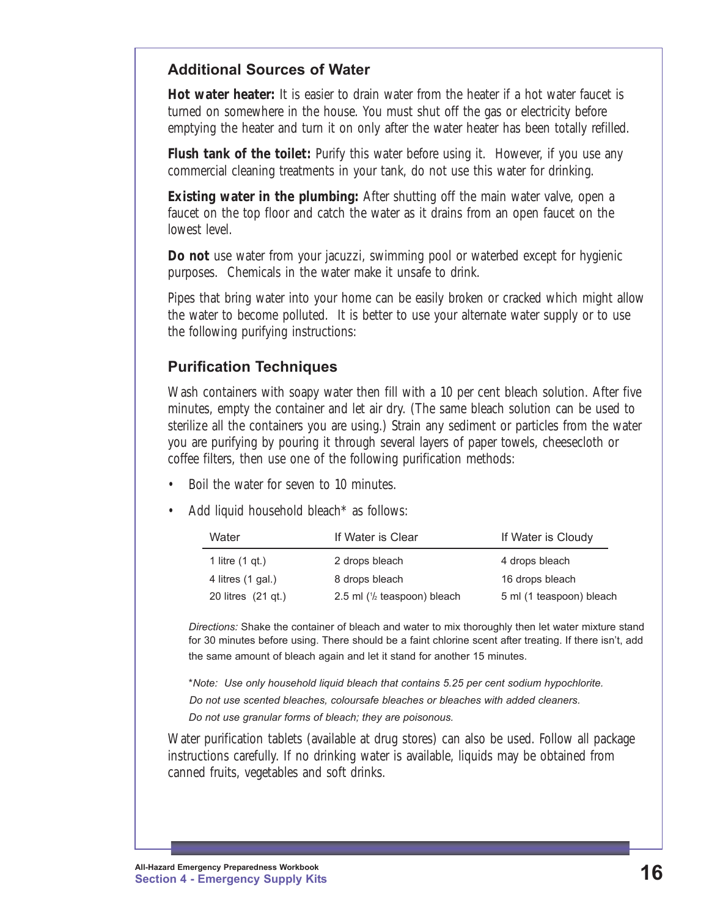## Additional Sources of Water

**Hot water heater:** It is easier to drain water from the heater if a hot water faucet is turned on somewhere in the house. You must shut off the gas or electricity before emptying the heater and turn it on only after the water heater has been totally refilled.

**Flush tank of the toilet:** Purify this water before using it. However, if you use any commercial cleaning treatments in your tank, do not use this water for drinking.

**Existing water in the plumbing:** After shutting off the main water valve, open a faucet on the top floor and catch the water as it drains from an open faucet on the lowest level.

**Do not** use water from your jacuzzi, swimming pool or waterbed except for hygienic purposes. Chemicals in the water make it unsafe to drink.

Pipes that bring water into your home can be easily broken or cracked which might allow the water to become polluted. It is better to use your alternate water supply or to use the following purifying instructions:

## Purification Techniques

Wash containers with soapy water then fill with a 10 per cent bleach solution. After five minutes, empty the container and let air dry. (The same bleach solution can be used to sterilize all the containers you are using.) Strain any sediment or particles from the water you are purifying by pouring it through several layers of paper towels, cheesecloth or coffee filters, then use one of the following purification methods:

- Boil the water for seven to 10 minutes.
- Add liquid household bleach* as follows:

| Water | If Water is Clear | If Water is Cloudy |
|---|---|---|
| 1 litre (1 qt.) | 2 drops bleach | 4 drops bleach |
| 4 litres (1 gal.) | 8 drops bleach | 16 drops bleach |
| 20 litres (21 qt.) | 2.5 ml (½ teaspoon) bleach | 5 ml (1 teaspoon) bleach |

*Directions:* Shake the container of bleach and water to mix thoroughly then let water mixture stand for 30 minutes before using. There should be a faint chlorine scent after treating. If there isn't, add the same amount of bleach again and let it stand for another 15 minutes.

**Note: Use only household liquid bleach that contains 5.25 per cent sodium hypochlorite. Do not use scented bleaches, coloursafe bleaches or bleaches with added cleaners. Do not use granular forms of bleach; they are poisonous.*

Water purification tablets (available at drug stores) can also be used. Follow all package instructions carefully. If no drinking water is available, liquids may be obtained from canned fruits, vegetables and soft drinks.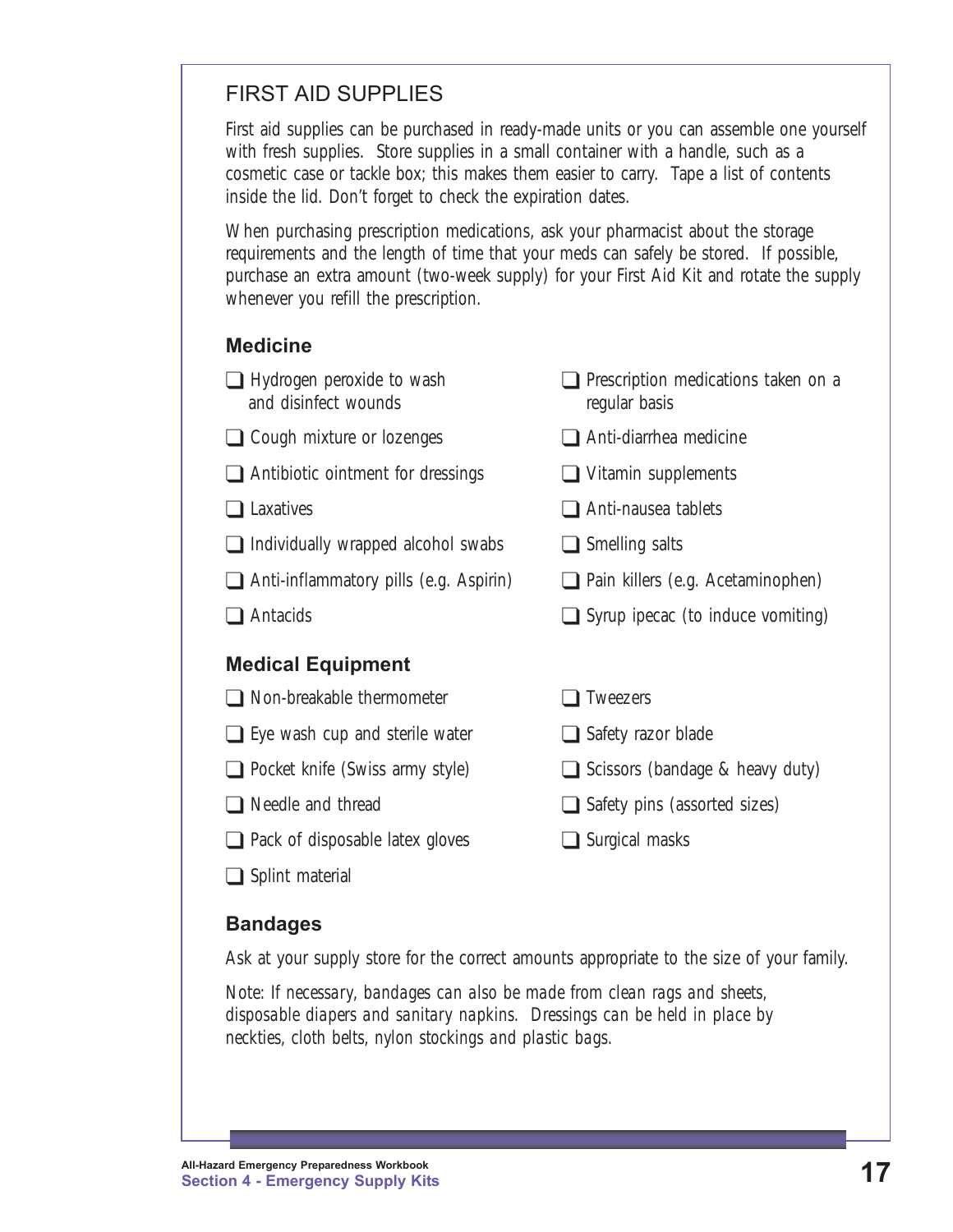## FIRST AID SUPPLIES

First aid supplies can be purchased in ready-made units or you can assemble one yourself with fresh supplies. Store supplies in a small container with a handle, such as a cosmetic case or tackle box; this makes them easier to carry. Tape a list of contents inside the lid. Don't forget to check the expiration dates.

When purchasing prescription medications, ask your pharmacist about the storage requirements and the length of time that your meds can safely be stored. If possible, purchase an extra amount (two-week supply) for your First Aid Kit and rotate the supply whenever you refill the prescription.

### Medicine

- ❑ Hydrogen peroxide to wash and disinfect wounds
- ❑ Cough mixture or lozenges
- ❑ Antibiotic ointment for dressings
- ❑ Laxatives
- ❑ Individually wrapped alcohol swabs
- ❑ Anti-inflammatory pills (e.g. Aspirin)
- ❑ Antacids
- ❑ Prescription medications taken on a regular basis
- ❑ Anti-diarrhea medicine
- ❑ Vitamin supplements
- ❑ Anti-nausea tablets
- ❑ Smelling salts
- ❑ Pain killers (e.g. Acetaminophen)
- ❑ Syrup ipecac (to induce vomiting)

### Medical Equipment

- ❑ Non-breakable thermometer
- ❑ Eye wash cup and sterile water
- ❑ Pocket knife (Swiss army style)
- ❑ Needle and thread
- ❑ Pack of disposable latex gloves
- ❑ Splint material
- ❑ Tweezers
- ❑ Safety razor blade
- ❑ Scissors (bandage & heavy duty)
- ❑ Safety pins (assorted sizes)
- ❑ Surgical masks

### Bandages

Ask at your supply store for the correct amounts appropriate to the size of your family.

*Note: If necessary, bandages can also be made from clean rags and sheets, disposable diapers and sanitary napkins. Dressings can be held in place by neckties, cloth belts, nylon stockings and plastic bags.*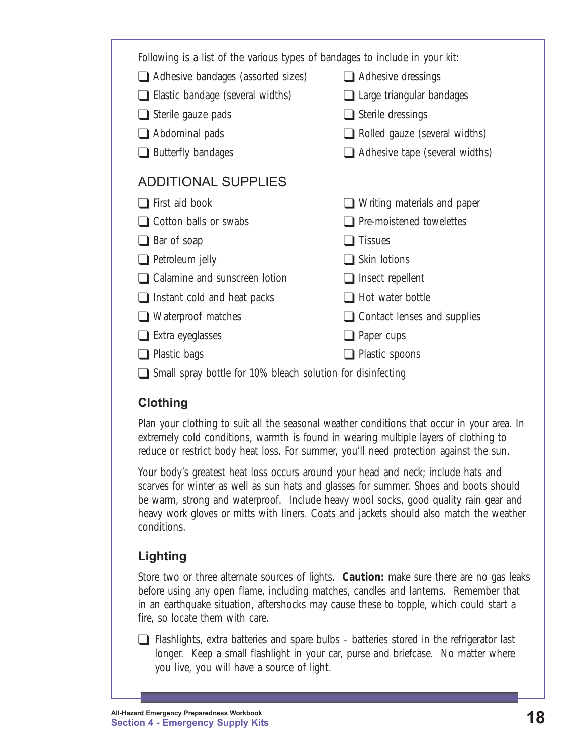Following is a list of the various types of bandages to include in your kit:

- ❑ Adhesive bandages (assorted sizes)
- ❑ Elastic bandage (several widths)
- ❑ Sterile gauze pads
- ❑ Abdominal pads
- ❑ Butterfly bandages
- ❑ Adhesive dressings
- ❑ Large triangular bandages
- ❑ Sterile dressings
- ❑ Rolled gauze (several widths)
- ❑ Adhesive tape (several widths)

### ADDITIONAL SUPPLIES

- ❑ First aid book
- ❑ Cotton balls or swabs
- ❑ Bar of soap
- ❑ Petroleum jelly
- ❑ Calamine and sunscreen lotion
- ❑ Instant cold and heat packs
- ❑ Waterproof matches
- ❑ Extra eyeglasses
- ❑ Plastic bags
- ❑ Writing materials and paper
- ❑ Pre-moistened towelettes
- ❑ Tissues
- ❑ Skin lotions
- ❑ Insect repellent
- ❑ Hot water bottle
- ❑ Contact lenses and supplies
- ❑ Paper cups
- ❑ Plastic spoons
- ❑ Small spray bottle for 10% bleach solution for disinfecting

## Clothing

Plan your clothing to suit all the seasonal weather conditions that occur in your area. In extremely cold conditions, warmth is found in wearing multiple layers of clothing to reduce or restrict body heat loss. For summer, you'll need protection against the sun.

Your body's greatest heat loss occurs around your head and neck; include hats and scarves for winter as well as sun hats and glasses for summer. Shoes and boots should be warm, strong and waterproof. Include heavy wool socks, good quality rain gear and heavy work gloves or mitts with liners. Coats and jackets should also match the weather conditions.

## Lighting

Store two or three alternate sources of lights. **Caution:** make sure there are no gas leaks before using any open flame, including matches, candles and lanterns. Remember that in an earthquake situation, aftershocks may cause these to topple, which could start a fire, so locate them with care.

- ❑ Flashlights, extra batteries and spare bulbs – batteries stored in the refrigerator last longer. Keep a small flashlight in your car, purse and briefcase. No matter where you live, you will have a source of light.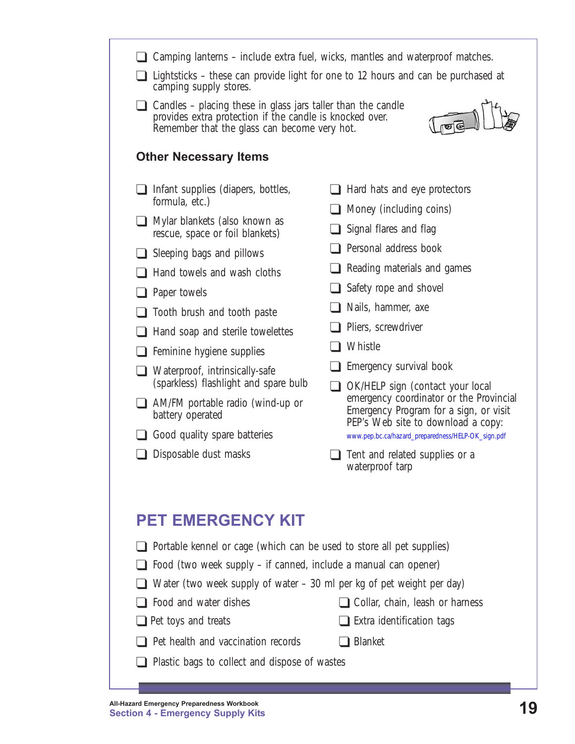- ❑ Camping lanterns – include extra fuel, wicks, mantles and waterproof matches.
- ❑ Lightsticks – these can provide light for one to 12 hours and can be purchased at camping supply stores.
- ❑ Candles – placing these in glass jars taller than the candle provides extra protection if the candle is knocked over. Remember that the glass can become very hot.

### Other Necessary Items

- ❑ Infant supplies (diapers, bottles, formula, etc.)
- ❑ Mylar blankets (also known as rescue, space or foil blankets)
- ❑ Sleeping bags and pillows
- ❑ Hand towels and wash cloths
- ❑ Paper towels
- ❑ Tooth brush and tooth paste
- ❑ Hand soap and sterile towelettes
- ❑ Feminine hygiene supplies
- ❑ Waterproof, intrinsically-safe (sparkless) flashlight and spare bulb
- ❑ AM/FM portable radio (wind-up or battery operated
- ❑ Good quality spare batteries
- ❑ Disposable dust masks
- ❑ Hard hats and eye protectors
- ❑ Money (including coins)
- ❑ Signal flares and flag
- ❑ Personal address book
- ❑ Reading materials and games
- ❑ Safety rope and shovel
- ❑ Nails, hammer, axe
- ❑ Pliers, screwdriver
- ❑ Whistle
- ❑ Emergency survival book
- ❑ OK/HELP sign (contact your local emergency coordinator or the Provincial Emergency Program for a sign, or visit PEP's Web site to download a copy: www.pep.bc.ca/hazard_preparedness/HELP-OK_sign.pdf
- ❑ Tent and related supplies or a waterproof tarp

## PET EMERGENCY KIT

- ❑ Portable kennel or cage (which can be used to store all pet supplies)
- ❑ Food (two week supply – if canned, include a manual can opener)
- ❑ Water (two week supply of water – 30 ml per kg of pet weight per day)
- ❑ Food and water dishes
- ❑ Pet toys and treats
- ❑ Pet health and vaccination records
- ❑ Plastic bags to collect and dispose of wastes
- ❑ Collar, chain, leash or harness
- ❑ Extra identification tags
- ❑ Blanket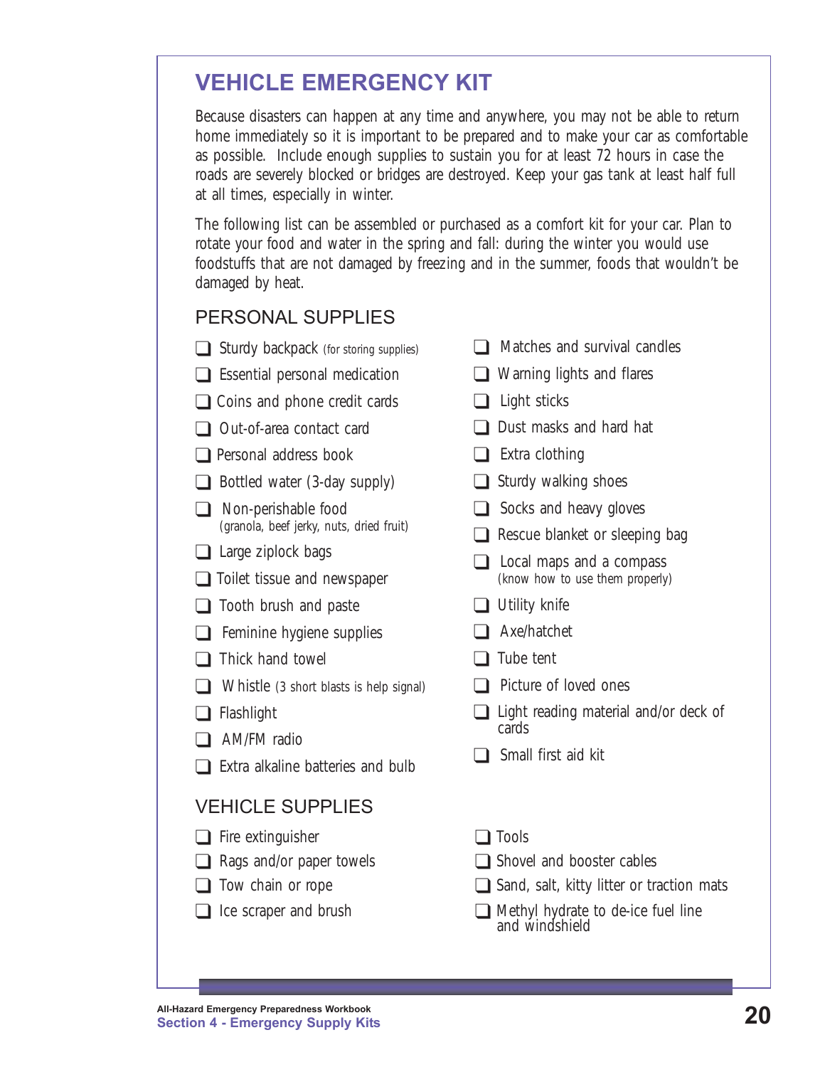# VEHICLE EMERGENCY KIT

Because disasters can happen at any time and anywhere, you may not be able to return home immediately so it is important to be prepared and to make your car as comfortable as possible. Include enough supplies to sustain you for at least 72 hours in case the roads are severely blocked or bridges are destroyed. Keep your gas tank at least half full at all times, especially in winter.

The following list can be assembled or purchased as a comfort kit for your car. Plan to rotate your food and water in the spring and fall: during the winter you would use foodstuffs that are not damaged by freezing and in the summer, foods that wouldn't be damaged by heat.

## PERSONAL SUPPLIES

- ❑ Sturdy backpack (for storing supplies)
- ❑ Essential personal medication
- ❑ Coins and phone credit cards
- ❑ Out-of-area contact card
- ❑ Personal address book
- ❑ Bottled water (3-day supply)
- ❑ Non-perishable food (granola, beef jerky, nuts, dried fruit)
- ❑ Large ziplock bags
- ❑ Toilet tissue and newspaper
- ❑ Tooth brush and paste
- ❑ Feminine hygiene supplies
- ❑ Thick hand towel
- ❑ Whistle (3 short blasts is help signal)
- ❑ Flashlight
- ❑ AM/FM radio
- ❑ Extra alkaline batteries and bulb
- ❑ Matches and survival candles
- ❑ Warning lights and flares
- ❑ Light sticks
- ❑ Dust masks and hard hat
- ❑ Extra clothing
- ❑ Sturdy walking shoes
- ❑ Socks and heavy gloves
- ❑ Rescue blanket or sleeping bag
- ❑ Local maps and a compass (know how to use them properly)
- ❑ Utility knife
- ❑ Axe/hatchet
- ❑ Tube tent
- ❑ Picture of loved ones
- ❑ Light reading material and/or deck of cards
- ❑ Small first aid kit

## VEHICLE SUPPLIES

- ❑ Fire extinguisher
- ❑ Rags and/or paper towels
- ❑ Tow chain or rope
- ❑ Ice scraper and brush
- ❑ Tools
- ❑ Shovel and booster cables
- ❑ Sand, salt, kitty litter or traction mats
- ❑ Methyl hydrate to de-ice fuel line and windshield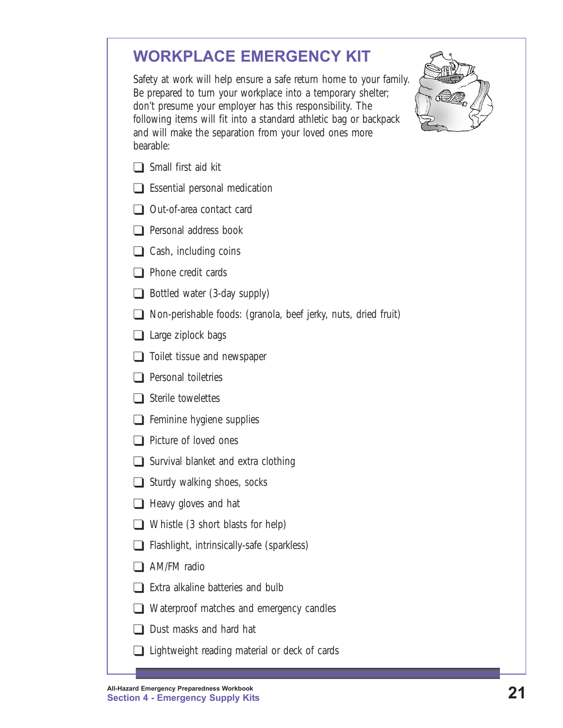## WORKPLACE EMERGENCY KIT

Safety at work will help ensure a safe return home to your family. Be prepared to turn your workplace into a temporary shelter; don't presume your employer has this responsibility. The following items will fit into a standard athletic bag or backpack and will make the separation from your loved ones more bearable:

- ❑ Small first aid kit
- ❑ Essential personal medication
- ❑ Out-of-area contact card
- ❑ Personal address book
- ❑ Cash, including coins
- ❑ Phone credit cards
- ❑ Bottled water (3-day supply)
- ❑ Non-perishable foods: (granola, beef jerky, nuts, dried fruit)
- ❑ Large ziplock bags
- ❑ Toilet tissue and newspaper
- ❑ Personal toiletries
- ❑ Sterile towelettes
- ❑ Feminine hygiene supplies
- ❑ Picture of loved ones
- ❑ Survival blanket and extra clothing
- ❑ Sturdy walking shoes, socks
- ❑ Heavy gloves and hat
- ❑ Whistle (3 short blasts for help)
- ❑ Flashlight, intrinsically-safe (sparkless)
- ❑ AM/FM radio
- ❑ Extra alkaline batteries and bulb
- ❑ Waterproof matches and emergency candles
- ❑ Dust masks and hard hat
- ❑ Lightweight reading material or deck of cards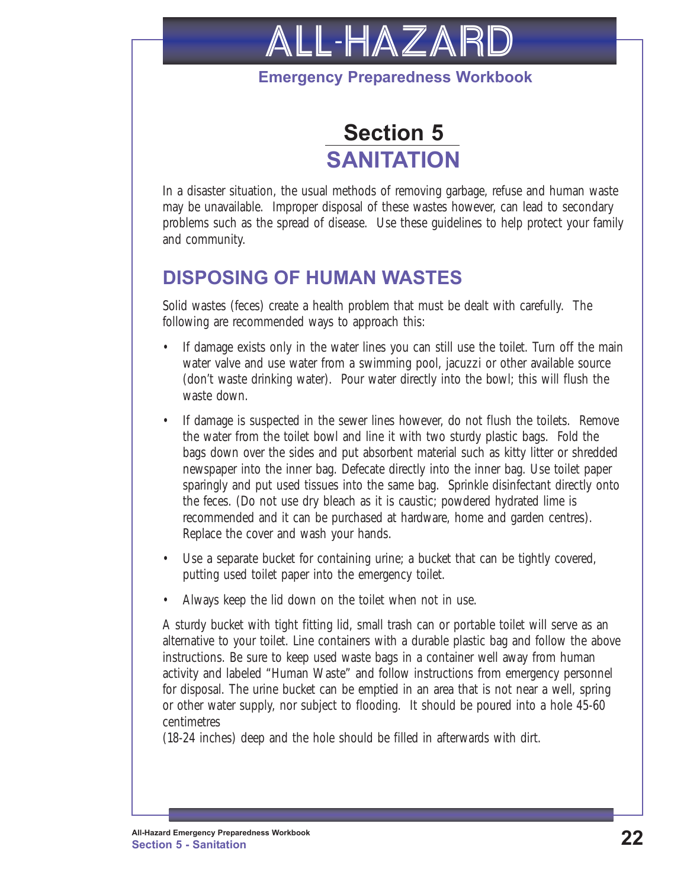# Section 5
# SANITATION

In a disaster situation, the usual methods of removing garbage, refuse and human waste may be unavailable. Improper disposal of these wastes however, can lead to secondary problems such as the spread of disease. Use these guidelines to help protect your family and community.

## DISPOSING OF HUMAN WASTES

Solid wastes (feces) create a health problem that must be dealt with carefully. The following are recommended ways to approach this:

- If damage exists only in the water lines you can still use the toilet. Turn off the main water valve and use water from a swimming pool, jacuzzi or other available source (don't waste drinking water). Pour water directly into the bowl; this will flush the waste down.
- If damage is suspected in the sewer lines however, do not flush the toilets. Remove the water from the toilet bowl and line it with two sturdy plastic bags. Fold the bags down over the sides and put absorbent material such as kitty litter or shredded newspaper into the inner bag. Defecate directly into the inner bag. Use toilet paper sparingly and put used tissues into the same bag. Sprinkle disinfectant directly onto the feces. (Do not use dry bleach as it is caustic; powdered hydrated lime is recommended and it can be purchased at hardware, home and garden centres). Replace the cover and wash your hands.
- Use a separate bucket for containing urine; a bucket that can be tightly covered, putting used toilet paper into the emergency toilet.
- Always keep the lid down on the toilet when not in use.

A sturdy bucket with tight fitting lid, small trash can or portable toilet will serve as an alternative to your toilet. Line containers with a durable plastic bag and follow the above instructions. Be sure to keep used waste bags in a container well away from human activity and labeled "Human Waste" and follow instructions from emergency personnel for disposal. The urine bucket can be emptied in an area that is not near a well, spring or other water supply, nor subject to flooding. It should be poured into a hole 45-60 centimetres (18-24 inches) deep and the hole should be filled in afterwards with dirt.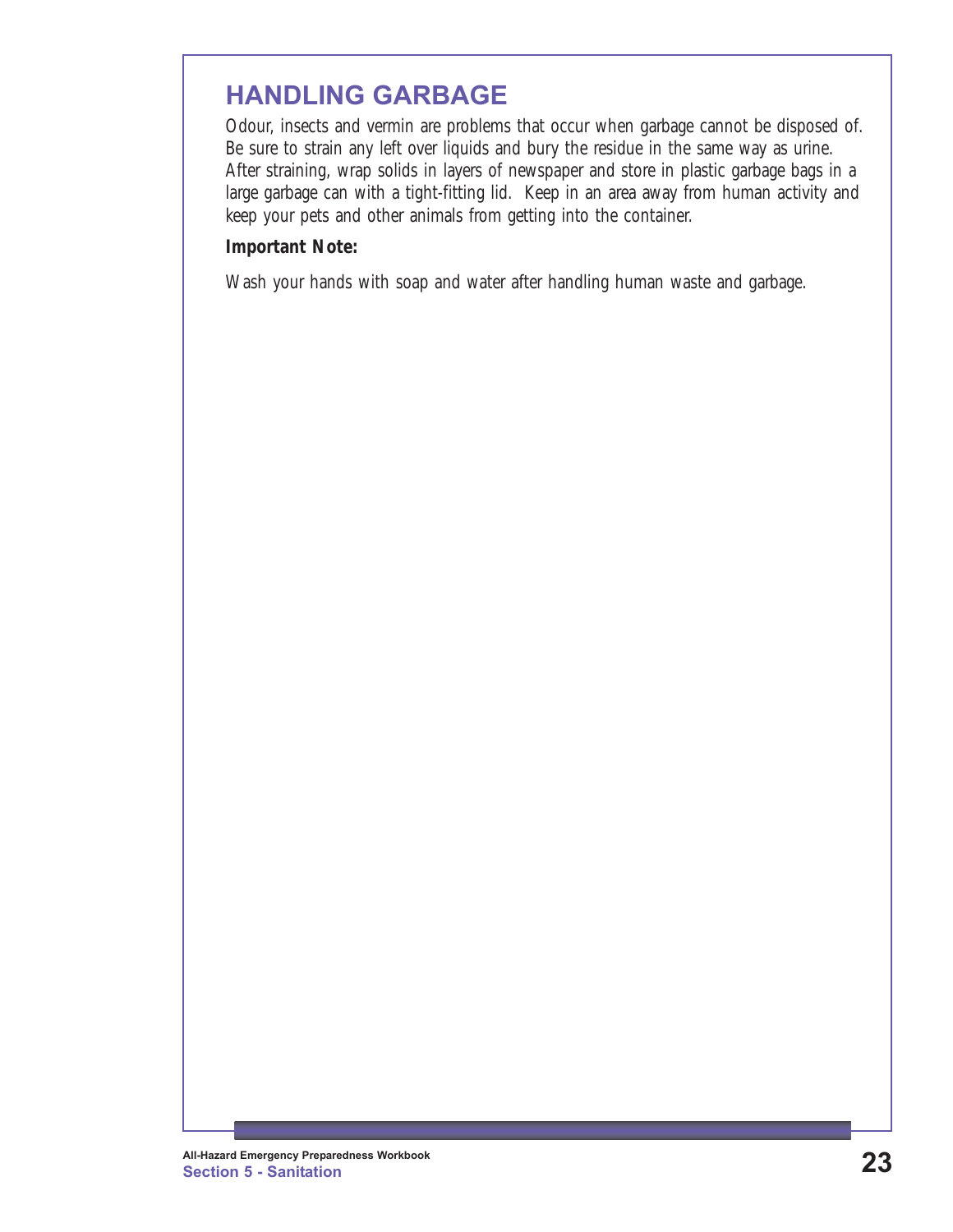## HANDLING GARBAGE

Odour, insects and vermin are problems that occur when garbage cannot be disposed of. Be sure to strain any left over liquids and bury the residue in the same way as urine. After straining, wrap solids in layers of newspaper and store in plastic garbage bags in a large garbage can with a tight-fitting lid. Keep in an area away from human activity and keep your pets and other animals from getting into the container.

**Important Note:**

Wash your hands with soap and water after handling human waste and garbage.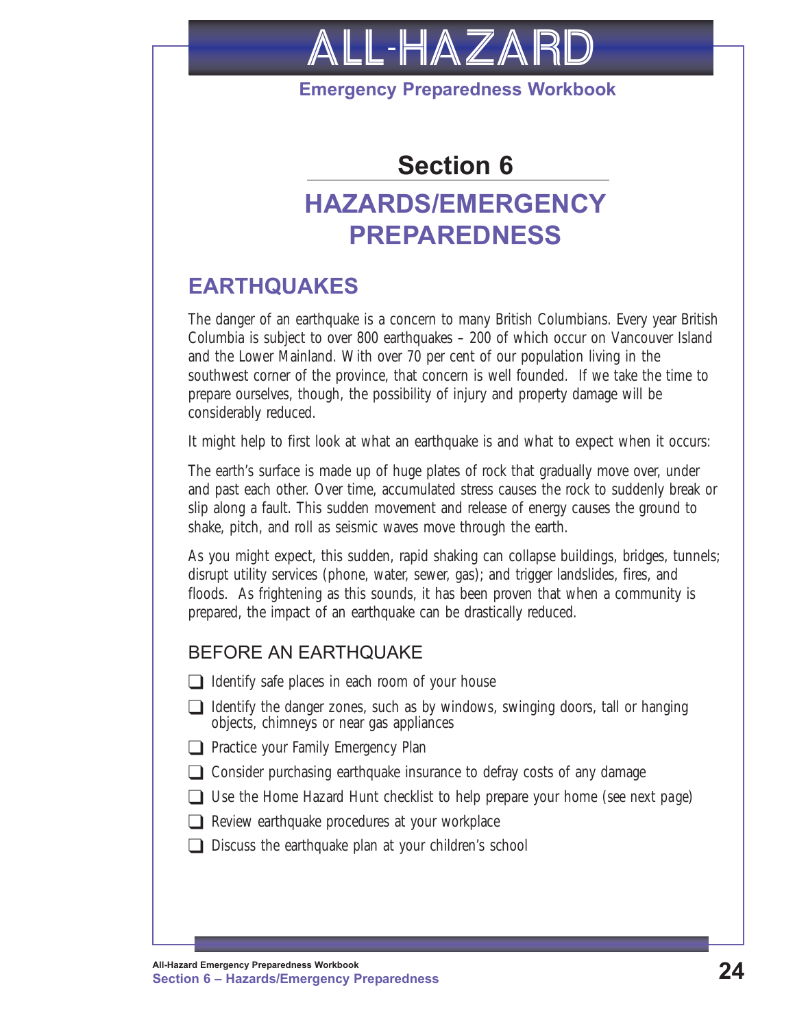# Section 6

# HAZARDS/EMERGENCY PREPAREDNESS

## EARTHQUAKES

The danger of an earthquake is a concern to many British Columbians. Every year British Columbia is subject to over 800 earthquakes – 200 of which occur on Vancouver Island and the Lower Mainland. With over 70 per cent of our population living in the southwest corner of the province, that concern is well founded. If we take the time to prepare ourselves, though, the possibility of injury and property damage will be considerably reduced.

It might help to first look at what an earthquake is and what to expect when it occurs:

The earth's surface is made up of huge plates of rock that gradually move over, under and past each other. Over time, accumulated stress causes the rock to suddenly break or slip along a fault. This sudden movement and release of energy causes the ground to shake, pitch, and roll as seismic waves move through the earth.

As you might expect, this sudden, rapid shaking can collapse buildings, bridges, tunnels; disrupt utility services (phone, water, sewer, gas); and trigger landslides, fires, and floods. As frightening as this sounds, it has been proven that when a community is prepared, the impact of an earthquake can be drastically reduced.

### BEFORE AN EARTHQUAKE

- ❑ Identify safe places in each room of your house
- ❑ Identify the danger zones, such as by windows, swinging doors, tall or hanging objects, chimneys or near gas appliances
- ❑ Practice your Family Emergency Plan
- ❑ Consider purchasing earthquake insurance to defray costs of any damage
- ❑ Use the Home Hazard Hunt checklist to help prepare your home (*see next page*)
- ❑ Review earthquake procedures at your workplace
- ❑ Discuss the earthquake plan at your children's school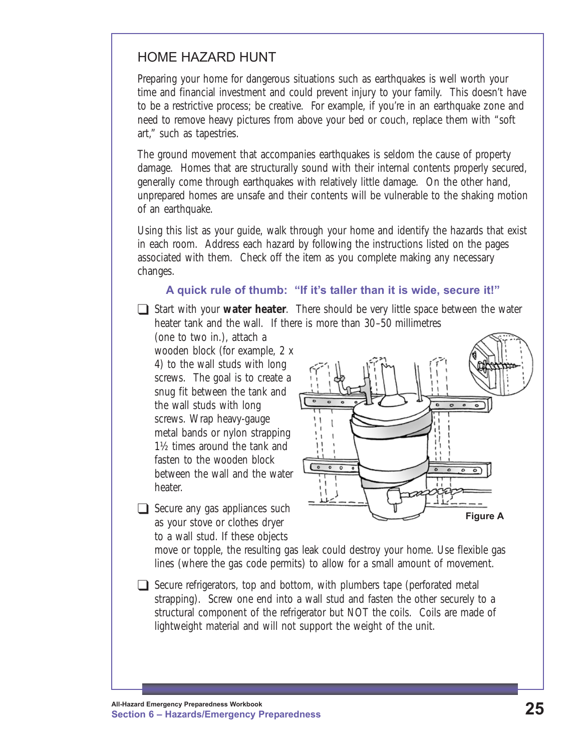## HOME HAZARD HUNT

Preparing your home for dangerous situations such as earthquakes is well worth your time and financial investment and could prevent injury to your family. This doesn't have to be a restrictive process; be creative. For example, if you're in an earthquake zone and need to remove heavy pictures from above your bed or couch, replace them with "soft art," such as tapestries.

The ground movement that accompanies earthquakes is seldom the cause of property damage. Homes that are structurally sound with their internal contents properly secured, generally come through earthquakes with relatively little damage. On the other hand, unprepared homes are unsafe and their contents will be vulnerable to the shaking motion of an earthquake.

Using this list as your guide, walk through your home and identify the hazards that exist in each room. Address each hazard by following the instructions listed on the pages associated with them. Check off the item as you complete making any necessary changes.

**A quick rule of thumb: "If it's taller than it is wide, secure it!"**

- ❑ Start with your **water heater**. There should be very little space between the water heater tank and the wall. If there is more than 30–50 millimetres (one to two in.), attach a wooden block (for example, 2 x 4) to the wall studs with long screws. The goal is to create a snug fit between the tank and the wall studs with long screws. Wrap heavy-gauge metal bands or nylon strapping 1½ times around the tank and fasten to the wooden block between the wall and the water heater.

Figure A

- ❑ Secure any gas appliances such as your stove or clothes dryer to a wall stud. If these objects move or topple, the resulting gas leak could destroy your home. Use flexible gas lines (where the gas code permits) to allow for a small amount of movement.

- ❑ Secure refrigerators, top and bottom, with plumbers tape (perforated metal strapping). Screw one end into a wall stud and fasten the other securely to a structural component of the refrigerator but NOT the coils. Coils are made of lightweight material and will not support the weight of the unit.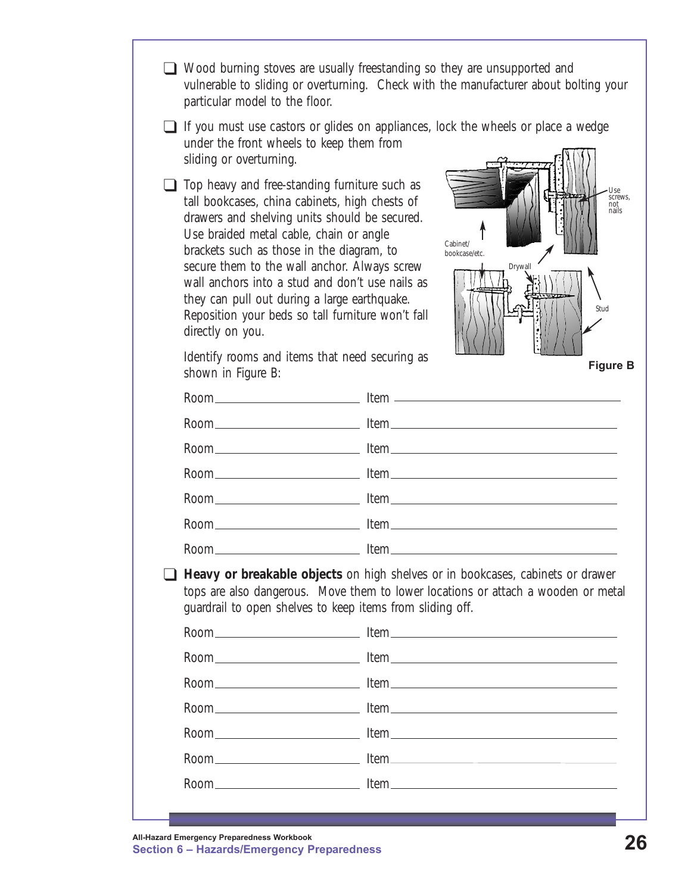- ❑ Wood burning stoves are usually freestanding so they are unsupported and vulnerable to sliding or overturning. Check with the manufacturer about bolting your particular model to the floor.

- ❑ If you must use castors or glides on appliances, lock the wheels or place a wedge under the front wheels to keep them from sliding or overturning.

- ❑ Top heavy and free-standing furniture such as tall bookcases, china cabinets, high chests of drawers and shelving units should be secured. Use braided metal cable, chain or angle brackets such as those in the diagram, to secure them to the wall anchor. Always screw wall anchors into a stud and don't use nails as they can pull out during a large earthquake. Reposition your beds so tall furniture won't fall directly on you.

Cabinet/bookcase/etc. | Drywall | Stud | Use screws, not nails

**Figure B**

Identify rooms and items that need securing as shown in Figure B:

Room\_\_\_\_\_\_\_\_\_\_\_\_\_\_\_\_\_\_\_\_ Item\_\_\_\_\_\_\_\_\_\_\_\_\_\_\_\_\_\_\_\_\_\_\_\_\_\_\_\_\_\_

Room\_\_\_\_\_\_\_\_\_\_\_\_\_\_\_\_\_\_\_\_ Item\_\_\_\_\_\_\_\_\_\_\_\_\_\_\_\_\_\_\_\_\_\_\_\_\_\_\_\_\_\_

Room\_\_\_\_\_\_\_\_\_\_\_\_\_\_\_\_\_\_\_\_ Item\_\_\_\_\_\_\_\_\_\_\_\_\_\_\_\_\_\_\_\_\_\_\_\_\_\_\_\_\_\_

Room\_\_\_\_\_\_\_\_\_\_\_\_\_\_\_\_\_\_\_\_ Item\_\_\_\_\_\_\_\_\_\_\_\_\_\_\_\_\_\_\_\_\_\_\_\_\_\_\_\_\_\_

Room\_\_\_\_\_\_\_\_\_\_\_\_\_\_\_\_\_\_\_\_ Item\_\_\_\_\_\_\_\_\_\_\_\_\_\_\_\_\_\_\_\_\_\_\_\_\_\_\_\_\_\_

Room\_\_\_\_\_\_\_\_\_\_\_\_\_\_\_\_\_\_\_\_ Item\_\_\_\_\_\_\_\_\_\_\_\_\_\_\_\_\_\_\_\_\_\_\_\_\_\_\_\_\_\_

Room\_\_\_\_\_\_\_\_\_\_\_\_\_\_\_\_\_\_\_\_ Item\_\_\_\_\_\_\_\_\_\_\_\_\_\_\_\_\_\_\_\_\_\_\_\_\_\_\_\_\_\_

- ❑ **Heavy or breakable objects** on high shelves or in bookcases, cabinets or drawer tops are also dangerous. Move them to lower locations or attach a wooden or metal guardrail to open shelves to keep items from sliding off.

Room\_\_\_\_\_\_\_\_\_\_\_\_\_\_\_\_\_\_\_\_ Item\_\_\_\_\_\_\_\_\_\_\_\_\_\_\_\_\_\_\_\_\_\_\_\_\_\_\_\_\_\_

Room\_\_\_\_\_\_\_\_\_\_\_\_\_\_\_\_\_\_\_\_ Item\_\_\_\_\_\_\_\_\_\_\_\_\_\_\_\_\_\_\_\_\_\_\_\_\_\_\_\_\_\_

Room\_\_\_\_\_\_\_\_\_\_\_\_\_\_\_\_\_\_\_\_ Item\_\_\_\_\_\_\_\_\_\_\_\_\_\_\_\_\_\_\_\_\_\_\_\_\_\_\_\_\_\_

Room\_\_\_\_\_\_\_\_\_\_\_\_\_\_\_\_\_\_\_\_ Item\_\_\_\_\_\_\_\_\_\_\_\_\_\_\_\_\_\_\_\_\_\_\_\_\_\_\_\_\_\_

Room\_\_\_\_\_\_\_\_\_\_\_\_\_\_\_\_\_\_\_\_ Item\_\_\_\_\_\_\_\_\_\_\_\_\_\_\_\_\_\_\_\_\_\_\_\_\_\_\_\_\_\_

Room\_\_\_\_\_\_\_\_\_\_\_\_\_\_\_\_\_\_\_\_ Item\_\_\_\_\_\_\_\_\_\_\_\_\_\_\_\_\_\_\_\_\_\_\_\_\_\_\_\_\_\_

Room\_\_\_\_\_\_\_\_\_\_\_\_\_\_\_\_\_\_\_\_ Item\_\_\_\_\_\_\_\_\_\_\_\_\_\_\_\_\_\_\_\_\_\_\_\_\_\_\_\_\_\_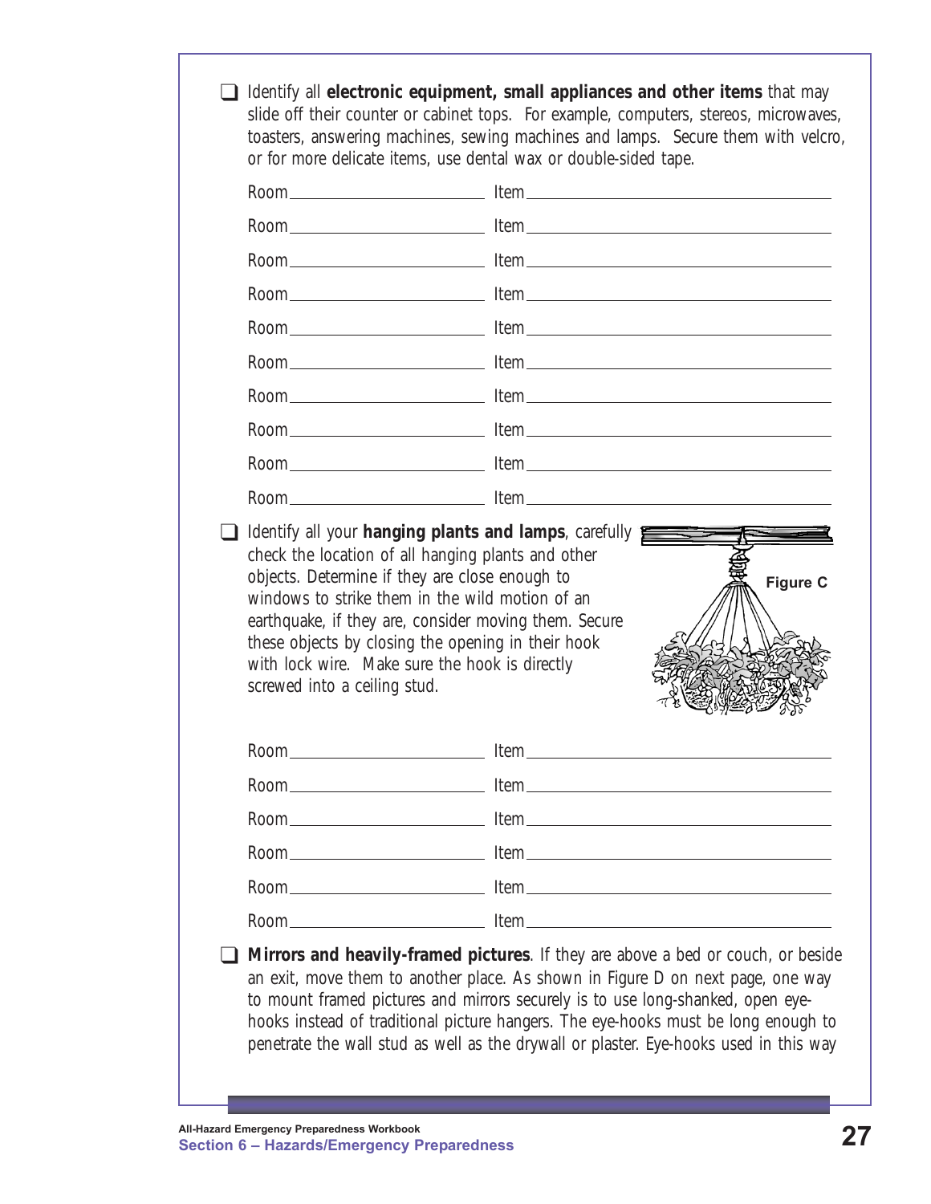- [ ] Identify all **electronic equipment, small appliances and other items** that may slide off their counter or cabinet tops. For example, computers, stereos, microwaves, toasters, answering machines, sewing machines and lamps. Secure them with velcro, or for more delicate items, use dental wax or double-sided tape.

Room\_\_\_\_\_\_\_\_\_\_\_\_\_\_\_\_\_\_\_\_ Item\_\_\_\_\_\_\_\_\_\_\_\_\_\_\_\_\_\_\_\_\_\_\_\_\_\_\_\_\_\_

Room\_\_\_\_\_\_\_\_\_\_\_\_\_\_\_\_\_\_\_\_ Item\_\_\_\_\_\_\_\_\_\_\_\_\_\_\_\_\_\_\_\_\_\_\_\_\_\_\_\_\_\_

Room\_\_\_\_\_\_\_\_\_\_\_\_\_\_\_\_\_\_\_\_ Item\_\_\_\_\_\_\_\_\_\_\_\_\_\_\_\_\_\_\_\_\_\_\_\_\_\_\_\_\_\_

Room\_\_\_\_\_\_\_\_\_\_\_\_\_\_\_\_\_\_\_\_ Item\_\_\_\_\_\_\_\_\_\_\_\_\_\_\_\_\_\_\_\_\_\_\_\_\_\_\_\_\_\_

Room\_\_\_\_\_\_\_\_\_\_\_\_\_\_\_\_\_\_\_\_ Item\_\_\_\_\_\_\_\_\_\_\_\_\_\_\_\_\_\_\_\_\_\_\_\_\_\_\_\_\_\_

Room\_\_\_\_\_\_\_\_\_\_\_\_\_\_\_\_\_\_\_\_ Item\_\_\_\_\_\_\_\_\_\_\_\_\_\_\_\_\_\_\_\_\_\_\_\_\_\_\_\_\_\_

Room\_\_\_\_\_\_\_\_\_\_\_\_\_\_\_\_\_\_\_\_ Item\_\_\_\_\_\_\_\_\_\_\_\_\_\_\_\_\_\_\_\_\_\_\_\_\_\_\_\_\_\_

Room\_\_\_\_\_\_\_\_\_\_\_\_\_\_\_\_\_\_\_\_ Item\_\_\_\_\_\_\_\_\_\_\_\_\_\_\_\_\_\_\_\_\_\_\_\_\_\_\_\_\_\_

Room\_\_\_\_\_\_\_\_\_\_\_\_\_\_\_\_\_\_\_\_ Item\_\_\_\_\_\_\_\_\_\_\_\_\_\_\_\_\_\_\_\_\_\_\_\_\_\_\_\_\_\_

Room\_\_\_\_\_\_\_\_\_\_\_\_\_\_\_\_\_\_\_\_ Item\_\_\_\_\_\_\_\_\_\_\_\_\_\_\_\_\_\_\_\_\_\_\_\_\_\_\_\_\_\_

- [ ] Identify all your **hanging plants and lamps**, carefully check the location of all hanging plants and other objects. Determine if they are close enough to windows to strike them in the wild motion of an earthquake, if they are, consider moving them. Secure these objects by closing the opening in their hook with lock wire. Make sure the hook is directly screwed into a ceiling stud.

Figure C

Room\_\_\_\_\_\_\_\_\_\_\_\_\_\_\_\_\_\_\_\_ Item\_\_\_\_\_\_\_\_\_\_\_\_\_\_\_\_\_\_\_\_\_\_\_\_\_\_\_\_\_\_

Room\_\_\_\_\_\_\_\_\_\_\_\_\_\_\_\_\_\_\_\_ Item\_\_\_\_\_\_\_\_\_\_\_\_\_\_\_\_\_\_\_\_\_\_\_\_\_\_\_\_\_\_

Room\_\_\_\_\_\_\_\_\_\_\_\_\_\_\_\_\_\_\_\_ Item\_\_\_\_\_\_\_\_\_\_\_\_\_\_\_\_\_\_\_\_\_\_\_\_\_\_\_\_\_\_

Room\_\_\_\_\_\_\_\_\_\_\_\_\_\_\_\_\_\_\_\_ Item\_\_\_\_\_\_\_\_\_\_\_\_\_\_\_\_\_\_\_\_\_\_\_\_\_\_\_\_\_\_

Room\_\_\_\_\_\_\_\_\_\_\_\_\_\_\_\_\_\_\_\_ Item\_\_\_\_\_\_\_\_\_\_\_\_\_\_\_\_\_\_\_\_\_\_\_\_\_\_\_\_\_\_

Room\_\_\_\_\_\_\_\_\_\_\_\_\_\_\_\_\_\_\_\_ Item\_\_\_\_\_\_\_\_\_\_\_\_\_\_\_\_\_\_\_\_\_\_\_\_\_\_\_\_\_\_

- [ ] **Mirrors and heavily-framed pictures**. If they are above a bed or couch, or beside an exit, move them to another place. As shown in Figure D on next page, one way to mount framed pictures and mirrors securely is to use long-shanked, open eye-hooks instead of traditional picture hangers. The eye-hooks must be long enough to penetrate the wall stud as well as the drywall or plaster. Eye-hooks used in this way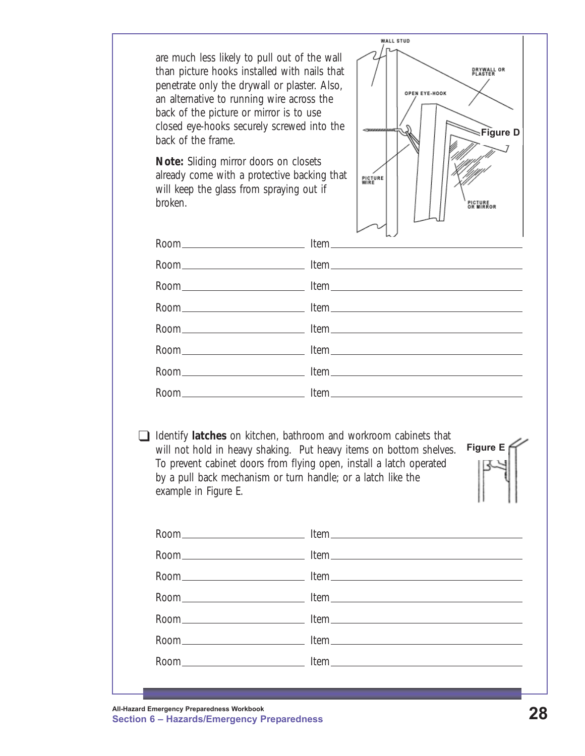are much less likely to pull out of the wall than picture hooks installed with nails that penetrate only the drywall or plaster. Also, an alternative to running wire across the back of the picture or mirror is to use closed eye-hooks securely screwed into the back of the frame.

**Note:** Sliding mirror doors on closets already come with a protective backing that will keep the glass from spraying out if broken.

WALL STUD
DRYWALL OR PLASTER
OPEN EYE-HOOK
PICTURE WIRE
PICTURE OR MIRROR

Figure D

Room\_\_\_\_\_\_\_\_\_\_\_\_\_\_\_\_\_\_\_\_ Item\_\_\_\_\_\_\_\_\_\_\_\_\_\_\_\_\_\_\_\_\_\_\_\_\_\_\_\_\_\_

Room\_\_\_\_\_\_\_\_\_\_\_\_\_\_\_\_\_\_\_\_ Item\_\_\_\_\_\_\_\_\_\_\_\_\_\_\_\_\_\_\_\_\_\_\_\_\_\_\_\_\_\_

Room\_\_\_\_\_\_\_\_\_\_\_\_\_\_\_\_\_\_\_\_ Item\_\_\_\_\_\_\_\_\_\_\_\_\_\_\_\_\_\_\_\_\_\_\_\_\_\_\_\_\_\_

Room\_\_\_\_\_\_\_\_\_\_\_\_\_\_\_\_\_\_\_\_ Item\_\_\_\_\_\_\_\_\_\_\_\_\_\_\_\_\_\_\_\_\_\_\_\_\_\_\_\_\_\_

Room\_\_\_\_\_\_\_\_\_\_\_\_\_\_\_\_\_\_\_\_ Item\_\_\_\_\_\_\_\_\_\_\_\_\_\_\_\_\_\_\_\_\_\_\_\_\_\_\_\_\_\_

Room\_\_\_\_\_\_\_\_\_\_\_\_\_\_\_\_\_\_\_\_ Item\_\_\_\_\_\_\_\_\_\_\_\_\_\_\_\_\_\_\_\_\_\_\_\_\_\_\_\_\_\_

Room\_\_\_\_\_\_\_\_\_\_\_\_\_\_\_\_\_\_\_\_ Item\_\_\_\_\_\_\_\_\_\_\_\_\_\_\_\_\_\_\_\_\_\_\_\_\_\_\_\_\_\_

Room\_\_\_\_\_\_\_\_\_\_\_\_\_\_\_\_\_\_\_\_ Item\_\_\_\_\_\_\_\_\_\_\_\_\_\_\_\_\_\_\_\_\_\_\_\_\_\_\_\_\_\_

- [ ] Identify **latches** on kitchen, bathroom and workroom cabinets that will not hold in heavy shaking. Put heavy items on bottom shelves. To prevent cabinet doors from flying open, install a latch operated by a pull back mechanism or turn handle; or a latch like the example in Figure E.

Figure E

Room\_\_\_\_\_\_\_\_\_\_\_\_\_\_\_\_\_\_\_\_ Item\_\_\_\_\_\_\_\_\_\_\_\_\_\_\_\_\_\_\_\_\_\_\_\_\_\_\_\_\_\_

Room\_\_\_\_\_\_\_\_\_\_\_\_\_\_\_\_\_\_\_\_ Item\_\_\_\_\_\_\_\_\_\_\_\_\_\_\_\_\_\_\_\_\_\_\_\_\_\_\_\_\_\_

Room\_\_\_\_\_\_\_\_\_\_\_\_\_\_\_\_\_\_\_\_ Item\_\_\_\_\_\_\_\_\_\_\_\_\_\_\_\_\_\_\_\_\_\_\_\_\_\_\_\_\_\_

Room\_\_\_\_\_\_\_\_\_\_\_\_\_\_\_\_\_\_\_\_ Item\_\_\_\_\_\_\_\_\_\_\_\_\_\_\_\_\_\_\_\_\_\_\_\_\_\_\_\_\_\_

Room\_\_\_\_\_\_\_\_\_\_\_\_\_\_\_\_\_\_\_\_ Item\_\_\_\_\_\_\_\_\_\_\_\_\_\_\_\_\_\_\_\_\_\_\_\_\_\_\_\_\_\_

Room\_\_\_\_\_\_\_\_\_\_\_\_\_\_\_\_\_\_\_\_ Item\_\_\_\_\_\_\_\_\_\_\_\_\_\_\_\_\_\_\_\_\_\_\_\_\_\_\_\_\_\_

Room\_\_\_\_\_\_\_\_\_\_\_\_\_\_\_\_\_\_\_\_ Item\_\_\_\_\_\_\_\_\_\_\_\_\_\_\_\_\_\_\_\_\_\_\_\_\_\_\_\_\_\_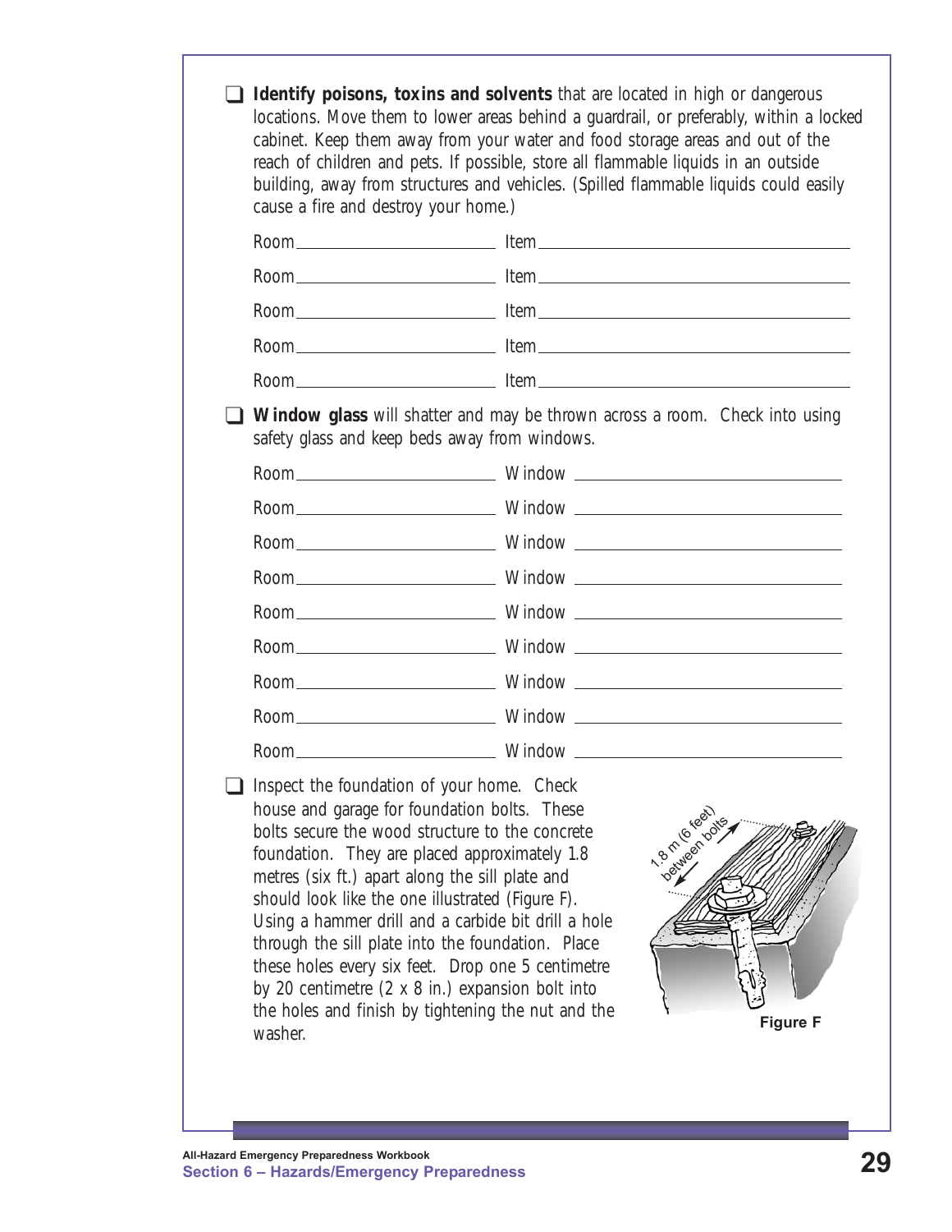- [ ] **Identify poisons, toxins and solvents** that are located in high or dangerous locations. Move them to lower areas behind a guardrail, or preferably, within a locked cabinet. Keep them away from your water and food storage areas and out of the reach of children and pets. If possible, store all flammable liquids in an outside building, away from structures and vehicles. (Spilled flammable liquids could easily cause a fire and destroy your home.)

  Room\_\_\_\_\_\_\_\_\_\_\_\_\_\_\_\_\_\_\_\_ Item\_\_\_\_\_\_\_\_\_\_\_\_\_\_\_\_\_\_\_\_\_\_\_\_\_\_\_\_\_\_

  Room\_\_\_\_\_\_\_\_\_\_\_\_\_\_\_\_\_\_\_\_ Item\_\_\_\_\_\_\_\_\_\_\_\_\_\_\_\_\_\_\_\_\_\_\_\_\_\_\_\_\_\_

  Room\_\_\_\_\_\_\_\_\_\_\_\_\_\_\_\_\_\_\_\_ Item\_\_\_\_\_\_\_\_\_\_\_\_\_\_\_\_\_\_\_\_\_\_\_\_\_\_\_\_\_\_

  Room\_\_\_\_\_\_\_\_\_\_\_\_\_\_\_\_\_\_\_\_ Item\_\_\_\_\_\_\_\_\_\_\_\_\_\_\_\_\_\_\_\_\_\_\_\_\_\_\_\_\_\_

  Room\_\_\_\_\_\_\_\_\_\_\_\_\_\_\_\_\_\_\_\_ Item\_\_\_\_\_\_\_\_\_\_\_\_\_\_\_\_\_\_\_\_\_\_\_\_\_\_\_\_\_\_

- [ ] **Window glass** will shatter and may be thrown across a room. Check into using safety glass and keep beds away from windows.

  Room\_\_\_\_\_\_\_\_\_\_\_\_\_\_\_\_\_\_\_\_ Window \_\_\_\_\_\_\_\_\_\_\_\_\_\_\_\_\_\_\_\_\_\_\_\_\_\_\_\_

  Room\_\_\_\_\_\_\_\_\_\_\_\_\_\_\_\_\_\_\_\_ Window \_\_\_\_\_\_\_\_\_\_\_\_\_\_\_\_\_\_\_\_\_\_\_\_\_\_\_\_

  Room\_\_\_\_\_\_\_\_\_\_\_\_\_\_\_\_\_\_\_\_ Window \_\_\_\_\_\_\_\_\_\_\_\_\_\_\_\_\_\_\_\_\_\_\_\_\_\_\_\_

  Room\_\_\_\_\_\_\_\_\_\_\_\_\_\_\_\_\_\_\_\_ Window \_\_\_\_\_\_\_\_\_\_\_\_\_\_\_\_\_\_\_\_\_\_\_\_\_\_\_\_

  Room\_\_\_\_\_\_\_\_\_\_\_\_\_\_\_\_\_\_\_\_ Window \_\_\_\_\_\_\_\_\_\_\_\_\_\_\_\_\_\_\_\_\_\_\_\_\_\_\_\_

  Room\_\_\_\_\_\_\_\_\_\_\_\_\_\_\_\_\_\_\_\_ Window \_\_\_\_\_\_\_\_\_\_\_\_\_\_\_\_\_\_\_\_\_\_\_\_\_\_\_\_

  Room\_\_\_\_\_\_\_\_\_\_\_\_\_\_\_\_\_\_\_\_ Window \_\_\_\_\_\_\_\_\_\_\_\_\_\_\_\_\_\_\_\_\_\_\_\_\_\_\_\_

  Room\_\_\_\_\_\_\_\_\_\_\_\_\_\_\_\_\_\_\_\_ Window \_\_\_\_\_\_\_\_\_\_\_\_\_\_\_\_\_\_\_\_\_\_\_\_\_\_\_\_

  Room\_\_\_\_\_\_\_\_\_\_\_\_\_\_\_\_\_\_\_\_ Window \_\_\_\_\_\_\_\_\_\_\_\_\_\_\_\_\_\_\_\_\_\_\_\_\_\_\_\_

- [ ] Inspect the foundation of your home. Check house and garage for foundation bolts. These bolts secure the wood structure to the concrete foundation. They are placed approximately 1.8 metres (six ft.) apart along the sill plate and should look like the one illustrated (Figure F). Using a hammer drill and a carbide bit drill a hole through the sill plate into the foundation. Place these holes every six feet. Drop one 5 centimetre by 20 centimetre (2 x 8 in.) expansion bolt into the holes and finish by tightening the nut and the washer.

1.8 m (6 feet) between bolts

Figure F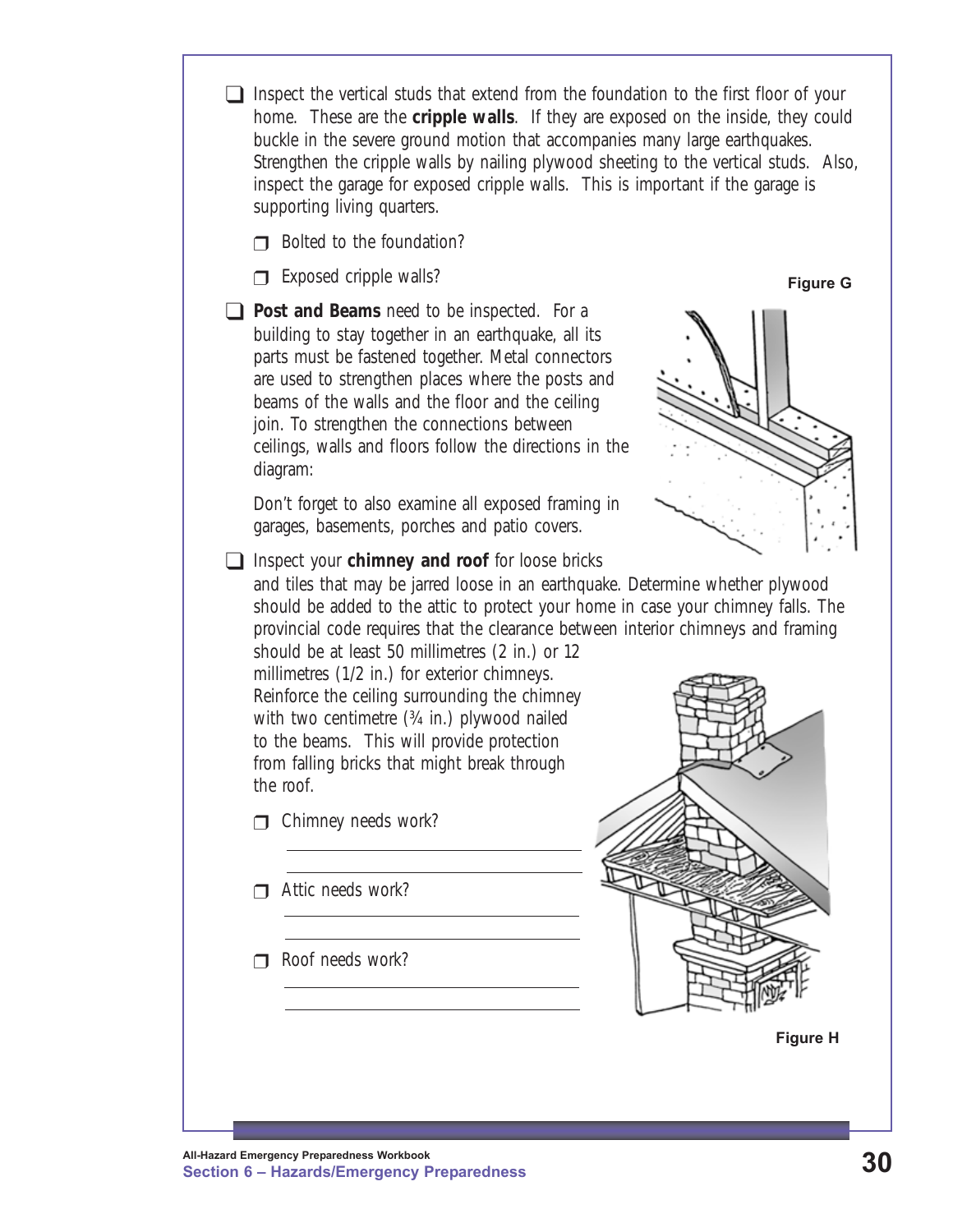- [ ] Inspect the vertical studs that extend from the foundation to the first floor of your home. These are the **cripple walls**. If they are exposed on the inside, they could buckle in the severe ground motion that accompanies many large earthquakes. Strengthen the cripple walls by nailing plywood sheeting to the vertical studs. Also, inspect the garage for exposed cripple walls. This is important if the garage is supporting living quarters.

  - [ ] Bolted to the foundation?
  - [ ] Exposed cripple walls?

- [ ] **Post and Beams** need to be inspected. For a building to stay together in an earthquake, all its parts must be fastened together. Metal connectors are used to strengthen places where the posts and beams of the walls and the floor and the ceiling join. To strengthen the connections between ceilings, walls and floors follow the directions in the diagram:

  Don't forget to also examine all exposed framing in garages, basements, porches and patio covers.

Figure G

- [ ] Inspect your **chimney and roof** for loose bricks and tiles that may be jarred loose in an earthquake. Determine whether plywood should be added to the attic to protect your home in case your chimney falls. The provincial code requires that the clearance between interior chimneys and framing should be at least 50 millimetres (2 in.) or 12 millimetres (1/2 in.) for exterior chimneys. Reinforce the ceiling surrounding the chimney with two centimetre (¾ in.) plywood nailed to the beams. This will provide protection from falling bricks that might break through the roof.

  - [ ] Chimney needs work?

    ______________________________

    ______________________________

  - [ ] Attic needs work?

    ______________________________

    ______________________________

  - [ ] Roof needs work?

    ______________________________

    ______________________________

Figure H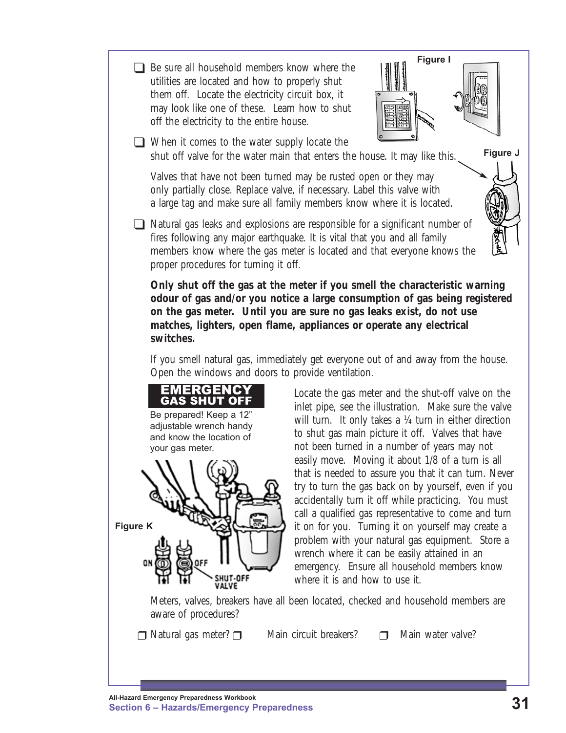- [ ] Be sure all household members know where the utilities are located and how to properly shut them off. Locate the electricity circuit box, it may look like one of these. Learn how to shut off the electricity to the entire house.

Figure I

- [ ] When it comes to the water supply locate the shut off valve for the water main that enters the house. It may like this.

Figure J

Valves that have not been turned may be rusted open or they may only partially close. Replace valve, if necessary. Label this valve with a large tag and make sure all family members know where it is located.

- [ ] Natural gas leaks and explosions are responsible for a significant number of fires following any major earthquake. It is vital that you and all family members know where the gas meter is located and that everyone knows the proper procedures for turning it off.

**Only shut off the gas at the meter if you smell the characteristic warning odour of gas and/or you notice a large consumption of gas being registered on the gas meter. Until you are sure no gas leaks exist, do not use matches, lighters, open flame, appliances or operate any electrical switches.**

If you smell natural gas, immediately get everyone out of and away from the house. Open the windows and doors to provide ventilation.

**EMERGENCY GAS SHUT OFF**

Be prepared! Keep a 12" adjustable wrench handy and know the location of your gas meter.

Figure K

Locate the gas meter and the shut-off valve on the inlet pipe, see the illustration. Make sure the valve will turn. It only takes a ¼ turn in either direction to shut gas main picture it off. Valves that have not been turned in a number of years may not easily move. Moving it about 1/8 of a turn is all that is needed to assure you that it can turn. Never try to turn the gas back on by yourself, even if you accidentally turn it off while practicing. You must call a qualified gas representative to come and turn it on for you. Turning it on yourself may create a problem with your natural gas equipment. Store a wrench where it can be easily attained in an emergency. Ensure all household members know where it is and how to use it.

Meters, valves, breakers have all been located, checked and household members are aware of procedures?

- [ ] Natural gas meter?
- [ ] Main circuit breakers?
- [ ] Main water valve?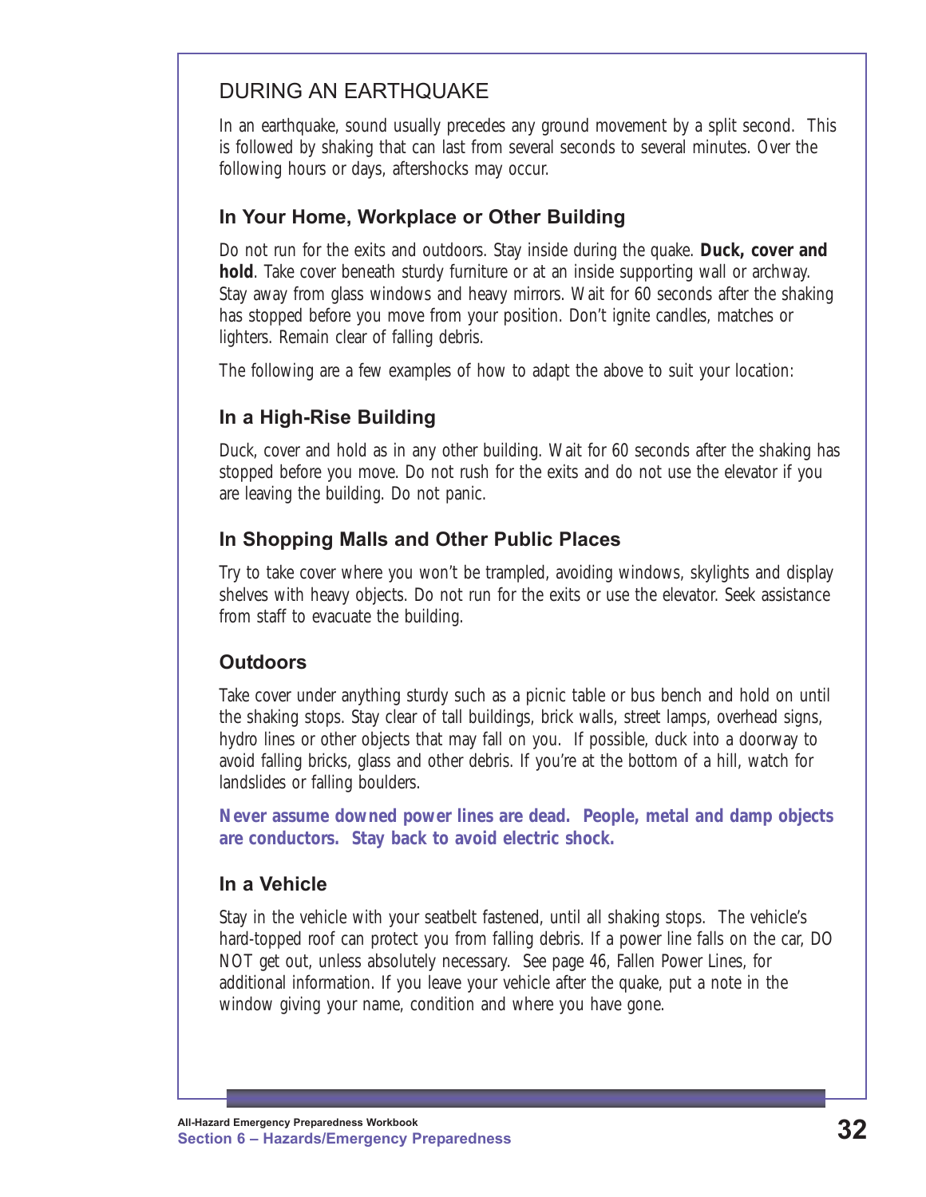## DURING AN EARTHQUAKE

In an earthquake, sound usually precedes any ground movement by a split second. This is followed by shaking that can last from several seconds to several minutes. Over the following hours or days, aftershocks may occur.

### In Your Home, Workplace or Other Building

Do not run for the exits and outdoors. Stay inside during the quake. **Duck, cover and hold**. Take cover beneath sturdy furniture or at an inside supporting wall or archway. Stay away from glass windows and heavy mirrors. Wait for 60 seconds after the shaking has stopped before you move from your position. Don't ignite candles, matches or lighters. Remain clear of falling debris.

The following are a few examples of how to adapt the above to suit your location:

### In a High-Rise Building

Duck, cover and hold as in any other building. Wait for 60 seconds after the shaking has stopped before you move. Do not rush for the exits and do not use the elevator if you are leaving the building. Do not panic.

### In Shopping Malls and Other Public Places

Try to take cover where you won't be trampled, avoiding windows, skylights and display shelves with heavy objects. Do not run for the exits or use the elevator. Seek assistance from staff to evacuate the building.

### Outdoors

Take cover under anything sturdy such as a picnic table or bus bench and hold on until the shaking stops. Stay clear of tall buildings, brick walls, street lamps, overhead signs, hydro lines or other objects that may fall on you. If possible, duck into a doorway to avoid falling bricks, glass and other debris. If you're at the bottom of a hill, watch for landslides or falling boulders.

**Never assume downed power lines are dead. People, metal and damp objects are conductors. Stay back to avoid electric shock.**

### In a Vehicle

Stay in the vehicle with your seatbelt fastened, until all shaking stops. The vehicle's hard-topped roof can protect you from falling debris. If a power line falls on the car, DO NOT get out, unless absolutely necessary. See page 46, Fallen Power Lines, for additional information. If you leave your vehicle after the quake, put a note in the window giving your name, condition and where you have gone.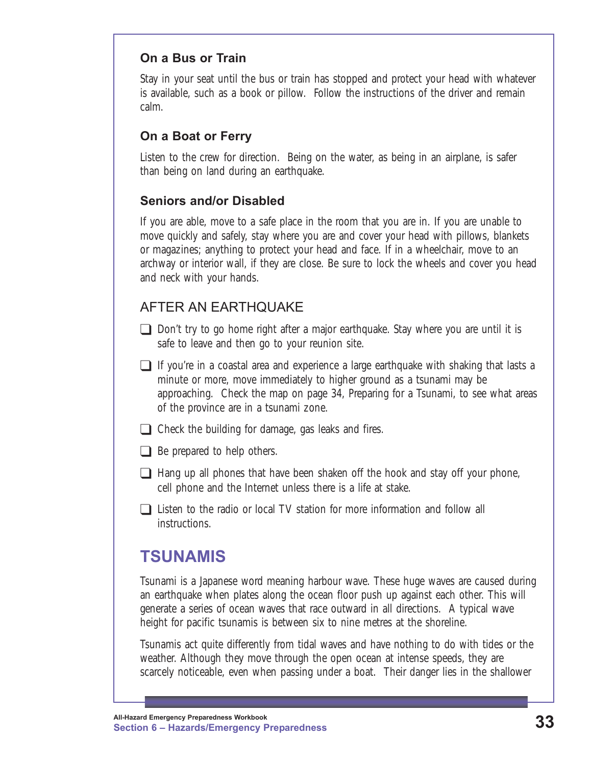### On a Bus or Train

Stay in your seat until the bus or train has stopped and protect your head with whatever is available, such as a book or pillow. Follow the instructions of the driver and remain calm.

### On a Boat or Ferry

Listen to the crew for direction. Being on the water, as being in an airplane, is safer than being on land during an earthquake.

### Seniors and/or Disabled

If you are able, move to a safe place in the room that you are in. If you are unable to move quickly and safely, stay where you are and cover your head with pillows, blankets or magazines; anything to protect your head and face. If in a wheelchair, move to an archway or interior wall, if they are close. Be sure to lock the wheels and cover you head and neck with your hands.

## AFTER AN EARTHQUAKE

- ❑ Don't try to go home right after a major earthquake. Stay where you are until it is safe to leave and then go to your reunion site.
- ❑ If you're in a coastal area and experience a large earthquake with shaking that lasts a minute or more, move immediately to higher ground as a tsunami may be approaching. Check the map on page 34, Preparing for a Tsunami, to see what areas of the province are in a tsunami zone.
- ❑ Check the building for damage, gas leaks and fires.
- ❑ Be prepared to help others.
- ❑ Hang up all phones that have been shaken off the hook and stay off your phone, cell phone and the Internet unless there is a life at stake.
- ❑ Listen to the radio or local TV station for more information and follow all instructions.

# TSUNAMIS

Tsunami is a Japanese word meaning harbour wave. These huge waves are caused during an earthquake when plates along the ocean floor push up against each other. This will generate a series of ocean waves that race outward in all directions. A typical wave height for pacific tsunamis is between six to nine metres at the shoreline.

Tsunamis act quite differently from tidal waves and have nothing to do with tides or the weather. Although they move through the open ocean at intense speeds, they are scarcely noticeable, even when passing under a boat. Their danger lies in the shallower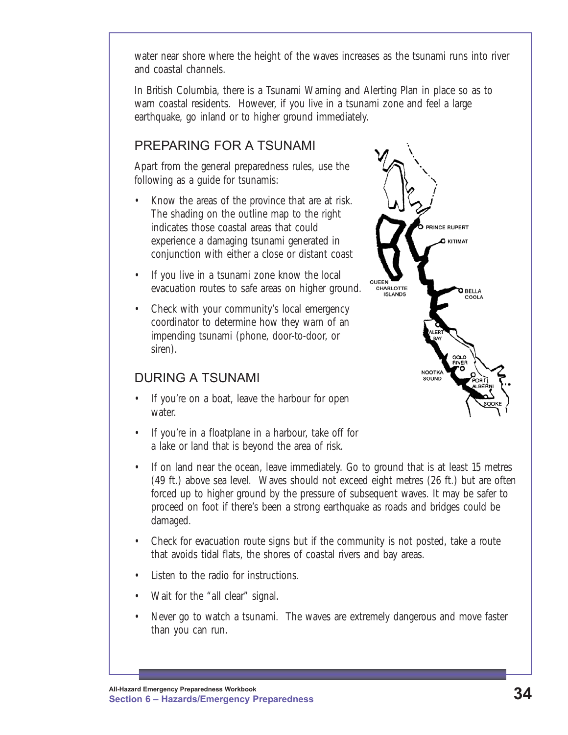water near shore where the height of the waves increases as the tsunami runs into river and coastal channels.

In British Columbia, there is a Tsunami Warning and Alerting Plan in place so as to warn coastal residents. However, if you live in a tsunami zone and feel a large earthquake, go inland or to higher ground immediately.

## PREPARING FOR A TSUNAMI

Apart from the general preparedness rules, use the following as a guide for tsunamis:

- Know the areas of the province that are at risk. The shading on the outline map to the right indicates those coastal areas that could experience a damaging tsunami generated in conjunction with either a close or distant coast
- If you live in a tsunami zone know the local evacuation routes to safe areas on higher ground.
- Check with your community's local emergency coordinator to determine how they warn of an impending tsunami (phone, door-to-door, or siren).

## DURING A TSUNAMI

- If you're on a boat, leave the harbour for open water.
- If you're in a floatplane in a harbour, take off for a lake or land that is beyond the area of risk.
- If on land near the ocean, leave immediately. Go to ground that is at least 15 metres (49 ft.) above sea level. Waves should not exceed eight metres (26 ft.) but are often forced up to higher ground by the pressure of subsequent waves. It may be safer to proceed on foot if there's been a strong earthquake as roads and bridges could be damaged.
- Check for evacuation route signs but if the community is not posted, take a route that avoids tidal flats, the shores of coastal rivers and bay areas.
- Listen to the radio for instructions.
- Wait for the "all clear" signal.
- Never go to watch a tsunami. The waves are extremely dangerous and move faster than you can run.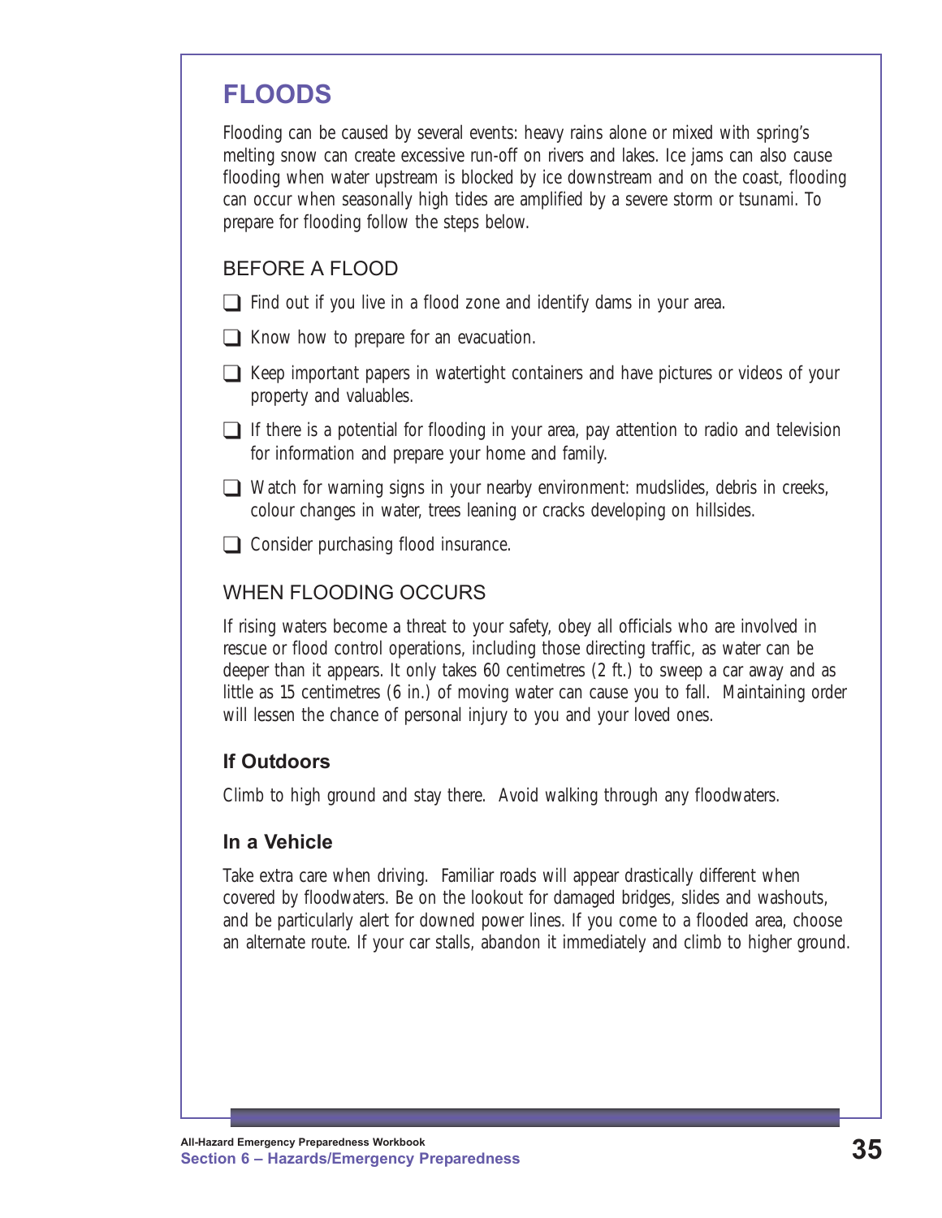# FLOODS

Flooding can be caused by several events: heavy rains alone or mixed with spring's melting snow can create excessive run-off on rivers and lakes. Ice jams can also cause flooding when water upstream is blocked by ice downstream and on the coast, flooding can occur when seasonally high tides are amplified by a severe storm or tsunami. To prepare for flooding follow the steps below.

## BEFORE A FLOOD

- ❑ Find out if you live in a flood zone and identify dams in your area.
- ❑ Know how to prepare for an evacuation.
- ❑ Keep important papers in watertight containers and have pictures or videos of your property and valuables.
- ❑ If there is a potential for flooding in your area, pay attention to radio and television for information and prepare your home and family.
- ❑ Watch for warning signs in your nearby environment: mudslides, debris in creeks, colour changes in water, trees leaning or cracks developing on hillsides.
- ❑ Consider purchasing flood insurance.

## WHEN FLOODING OCCURS

If rising waters become a threat to your safety, obey all officials who are involved in rescue or flood control operations, including those directing traffic, as water can be deeper than it appears. It only takes 60 centimetres (2 ft.) to sweep a car away and as little as 15 centimetres (6 in.) of moving water can cause you to fall. Maintaining order will lessen the chance of personal injury to you and your loved ones.

### If Outdoors

Climb to high ground and stay there. Avoid walking through any floodwaters.

### In a Vehicle

Take extra care when driving. Familiar roads will appear drastically different when covered by floodwaters. Be on the lookout for damaged bridges, slides and washouts, and be particularly alert for downed power lines. If you come to a flooded area, choose an alternate route. If your car stalls, abandon it immediately and climb to higher ground.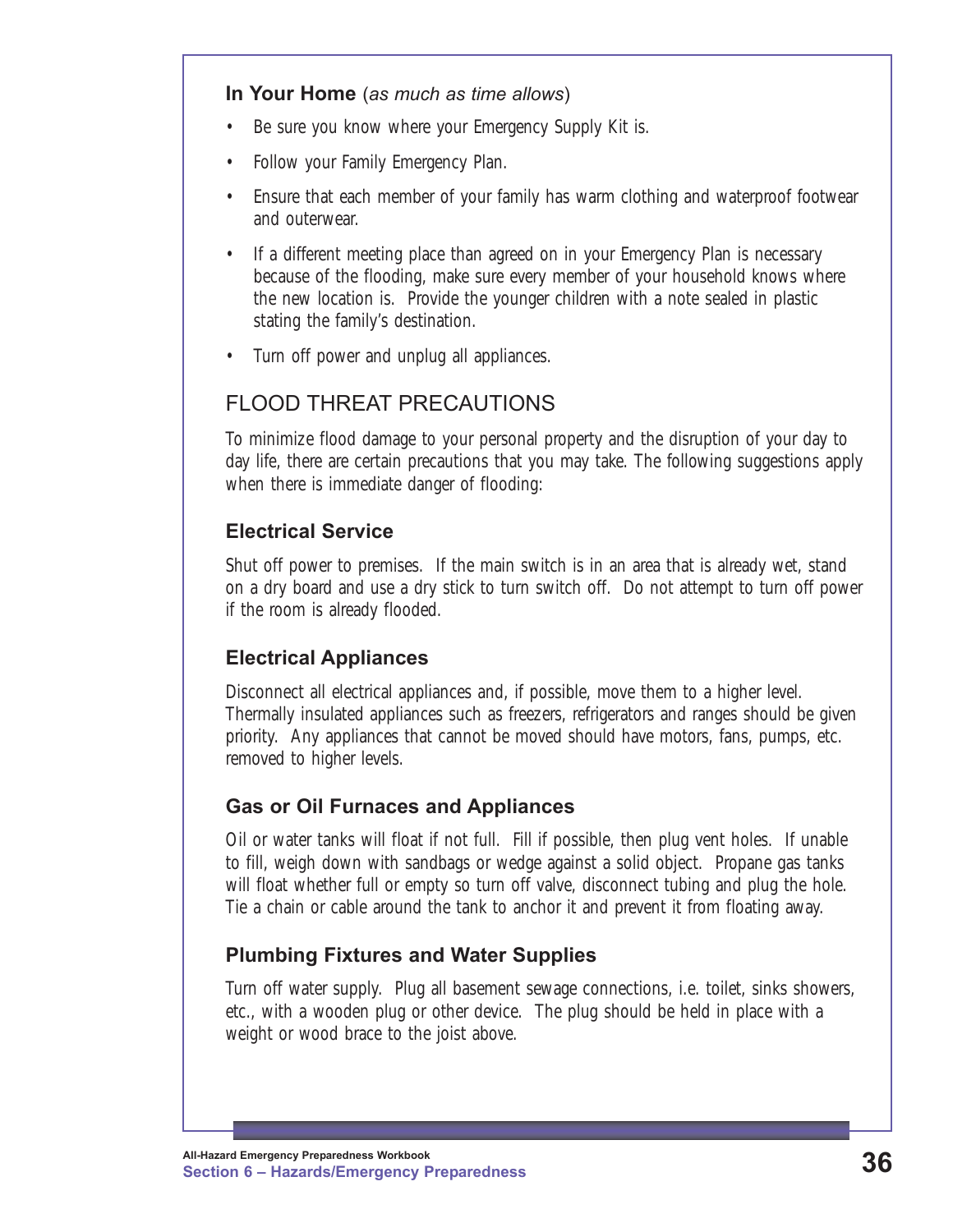### In Your Home (*as much as time allows*)

- Be sure you know where your Emergency Supply Kit is.
- Follow your Family Emergency Plan.
- Ensure that each member of your family has warm clothing and waterproof footwear and outerwear.
- If a different meeting place than agreed on in your Emergency Plan is necessary because of the flooding, make sure every member of your household knows where the new location is. Provide the younger children with a note sealed in plastic stating the family's destination.
- Turn off power and unplug all appliances.

## FLOOD THREAT PRECAUTIONS

To minimize flood damage to your personal property and the disruption of your day to day life, there are certain precautions that you may take. The following suggestions apply when there is immediate danger of flooding:

### Electrical Service

Shut off power to premises. If the main switch is in an area that is already wet, stand on a dry board and use a dry stick to turn switch off. Do not attempt to turn off power if the room is already flooded.

### Electrical Appliances

Disconnect all electrical appliances and, if possible, move them to a higher level. Thermally insulated appliances such as freezers, refrigerators and ranges should be given priority. Any appliances that cannot be moved should have motors, fans, pumps, etc. removed to higher levels.

### Gas or Oil Furnaces and Appliances

Oil or water tanks will float if not full. Fill if possible, then plug vent holes. If unable to fill, weigh down with sandbags or wedge against a solid object. Propane gas tanks will float whether full or empty so turn off valve, disconnect tubing and plug the hole. Tie a chain or cable around the tank to anchor it and prevent it from floating away.

### Plumbing Fixtures and Water Supplies

Turn off water supply. Plug all basement sewage connections, i.e. toilet, sinks showers, etc., with a wooden plug or other device. The plug should be held in place with a weight or wood brace to the joist above.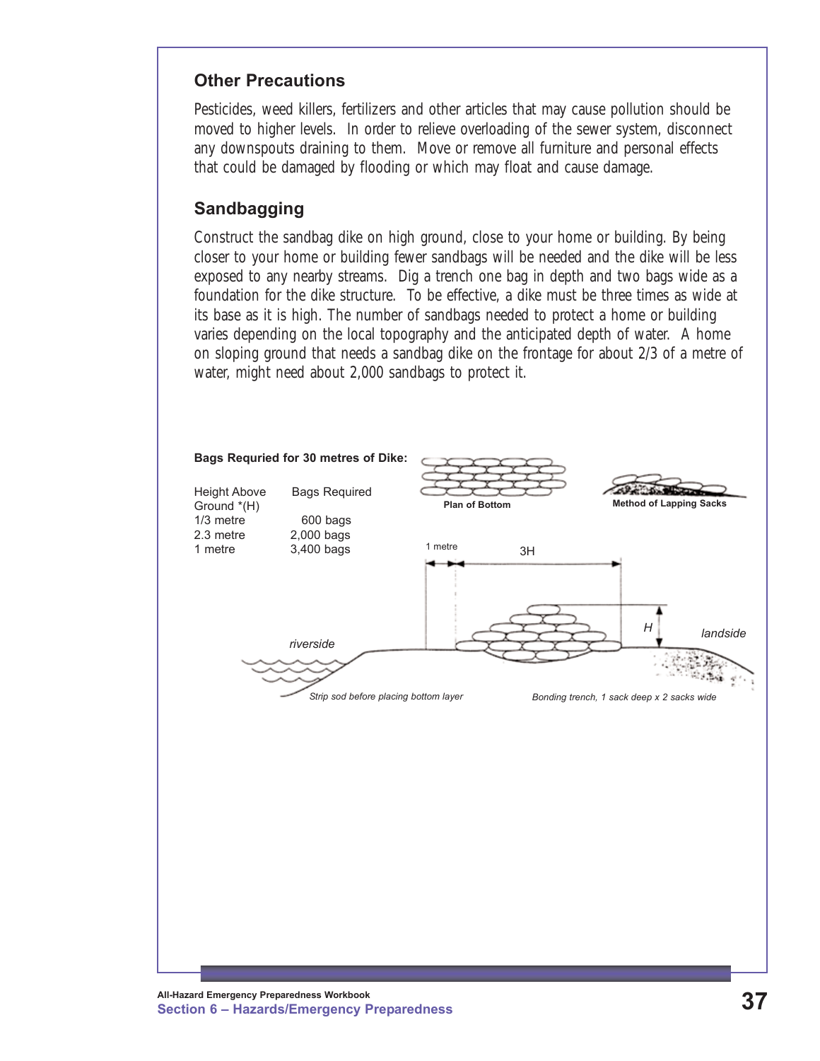## Other Precautions

Pesticides, weed killers, fertilizers and other articles that may cause pollution should be moved to higher levels. In order to relieve overloading of the sewer system, disconnect any downspouts draining to them. Move or remove all furniture and personal effects that could be damaged by flooding or which may float and cause damage.

## Sandbagging

Construct the sandbag dike on high ground, close to your home or building. By being closer to your home or building fewer sandbags will be needed and the dike will be less exposed to any nearby streams. Dig a trench one bag in depth and two bags wide as a foundation for the dike structure. To be effective, a dike must be three times as wide at its base as it is high. The number of sandbags needed to protect a home or building varies depending on the local topography and the anticipated depth of water. A home on sloping ground that needs a sandbag dike on the frontage for about 2/3 of a metre of water, might need about 2,000 sandbags to protect it.

**Bags Requried for 30 metres of Dike:**

| Height Above Ground *(H) | Bags Required |
|---|---|
| 1/3 metre | 600 bags |
| 2.3 metre | 2,000 bags |
| 1 metre | 3,400 bags |

**Plan of Bottom**

**Method of Lapping Sacks**

1 metre

3H

H

riverside

landside

*Strip sod before placing bottom layer*

*Bonding trench, 1 sack deep x 2 sacks wide*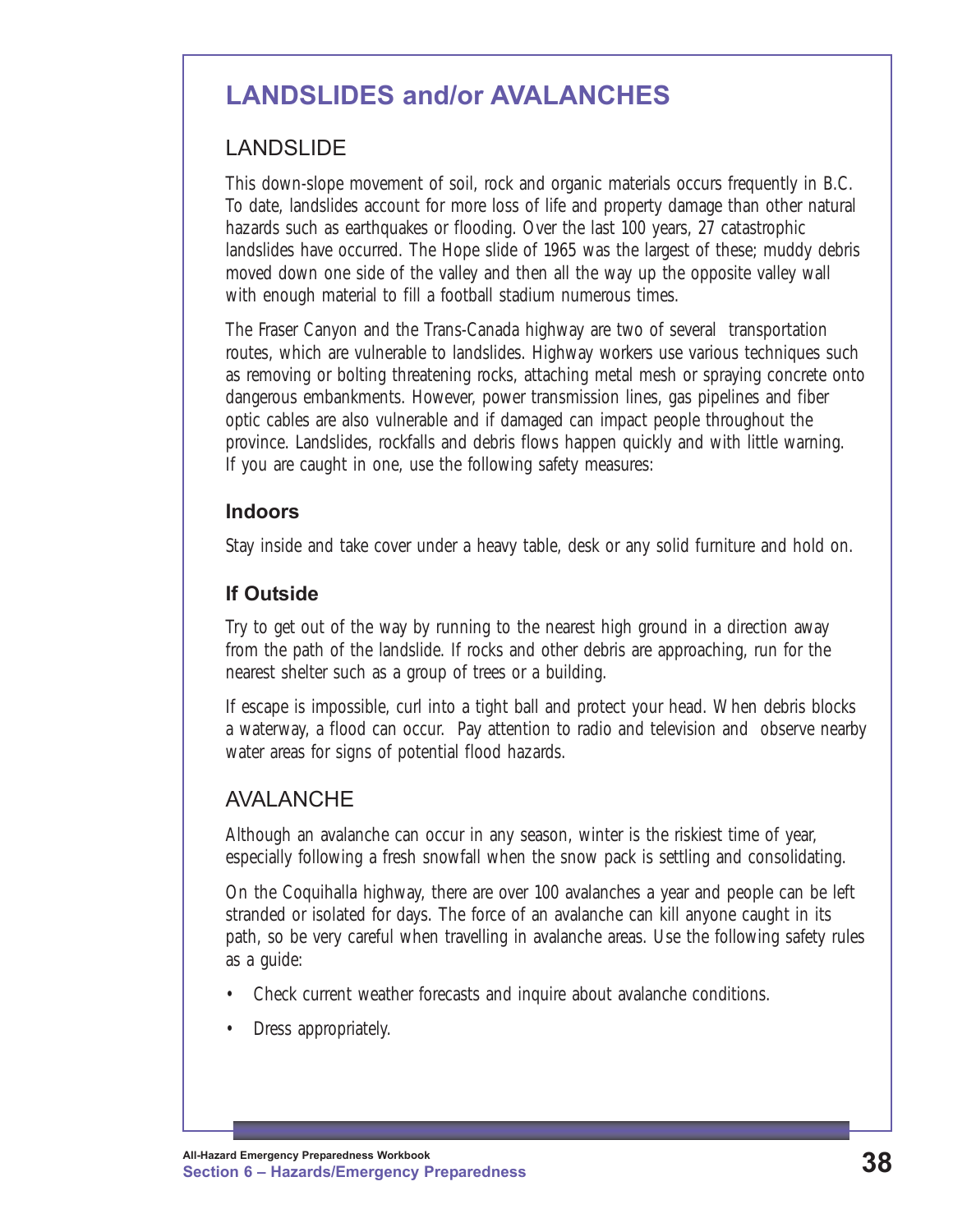# LANDSLIDES and/or AVALANCHES

## LANDSLIDE

This down-slope movement of soil, rock and organic materials occurs frequently in B.C. To date, landslides account for more loss of life and property damage than other natural hazards such as earthquakes or flooding. Over the last 100 years, 27 catastrophic landslides have occurred. The Hope slide of 1965 was the largest of these; muddy debris moved down one side of the valley and then all the way up the opposite valley wall with enough material to fill a football stadium numerous times.

The Fraser Canyon and the Trans-Canada highway are two of several transportation routes, which are vulnerable to landslides. Highway workers use various techniques such as removing or bolting threatening rocks, attaching metal mesh or spraying concrete onto dangerous embankments. However, power transmission lines, gas pipelines and fiber optic cables are also vulnerable and if damaged can impact people throughout the province. Landslides, rockfalls and debris flows happen quickly and with little warning. If you are caught in one, use the following safety measures:

### Indoors

Stay inside and take cover under a heavy table, desk or any solid furniture and hold on.

### If Outside

Try to get out of the way by running to the nearest high ground in a direction away from the path of the landslide. If rocks and other debris are approaching, run for the nearest shelter such as a group of trees or a building.

If escape is impossible, curl into a tight ball and protect your head. When debris blocks a waterway, a flood can occur. Pay attention to radio and television and observe nearby water areas for signs of potential flood hazards.

## AVALANCHE

Although an avalanche can occur in any season, winter is the riskiest time of year, especially following a fresh snowfall when the snow pack is settling and consolidating.

On the Coquihalla highway, there are over 100 avalanches a year and people can be left stranded or isolated for days. The force of an avalanche can kill anyone caught in its path, so be very careful when travelling in avalanche areas. Use the following safety rules as a guide:

- Check current weather forecasts and inquire about avalanche conditions.
- Dress appropriately.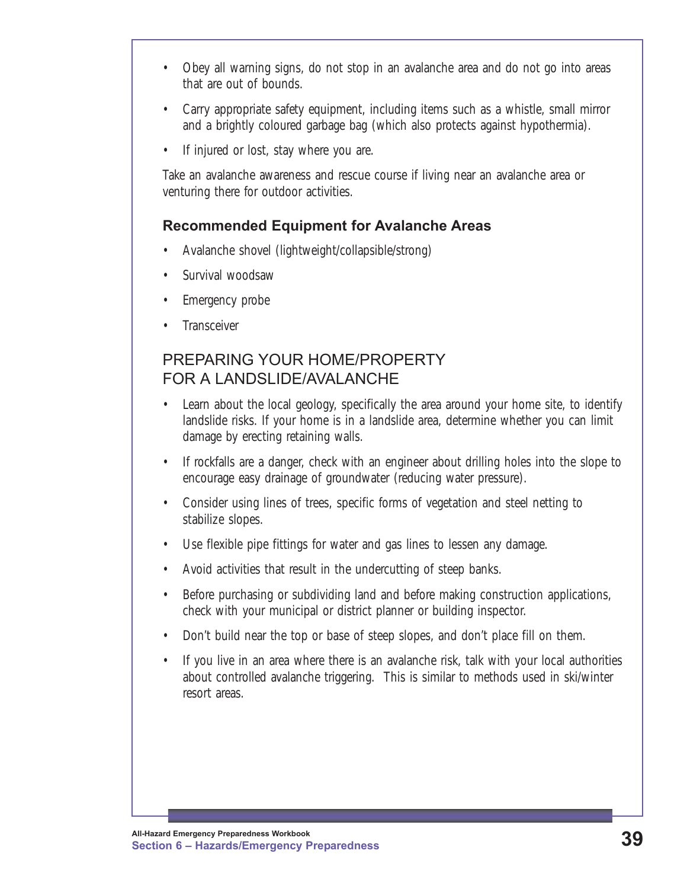- Obey all warning signs, do not stop in an avalanche area and do not go into areas that are out of bounds.
- Carry appropriate safety equipment, including items such as a whistle, small mirror and a brightly coloured garbage bag (which also protects against hypothermia).
- If injured or lost, stay where you are.

Take an avalanche awareness and rescue course if living near an avalanche area or venturing there for outdoor activities.

### Recommended Equipment for Avalanche Areas

- Avalanche shovel (lightweight/collapsible/strong)
- Survival woodsaw
- Emergency probe
- Transceiver

## PREPARING YOUR HOME/PROPERTY FOR A LANDSLIDE/AVALANCHE

- Learn about the local geology, specifically the area around your home site, to identify landslide risks. If your home is in a landslide area, determine whether you can limit damage by erecting retaining walls.
- If rockfalls are a danger, check with an engineer about drilling holes into the slope to encourage easy drainage of groundwater (reducing water pressure).
- Consider using lines of trees, specific forms of vegetation and steel netting to stabilize slopes.
- Use flexible pipe fittings for water and gas lines to lessen any damage.
- Avoid activities that result in the undercutting of steep banks.
- Before purchasing or subdividing land and before making construction applications, check with your municipal or district planner or building inspector.
- Don't build near the top or base of steep slopes, and don't place fill on them.
- If you live in an area where there is an avalanche risk, talk with your local authorities about controlled avalanche triggering. This is similar to methods used in ski/winter resort areas.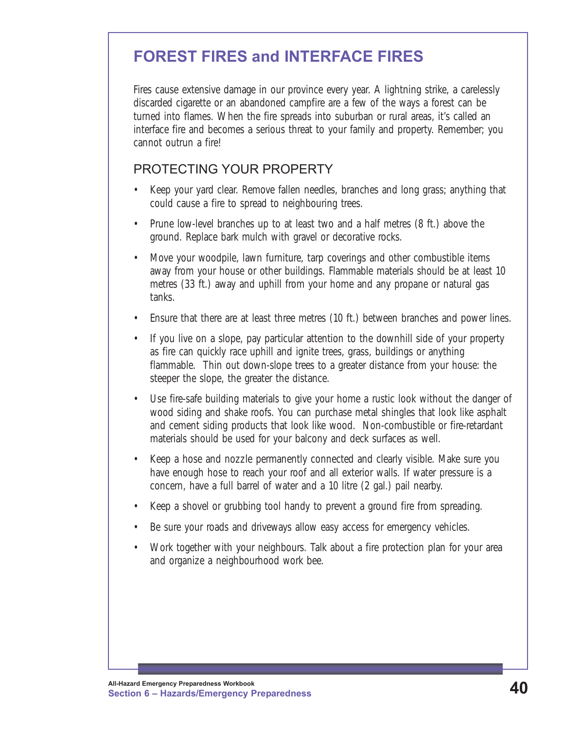# FOREST FIRES and INTERFACE FIRES

Fires cause extensive damage in our province every year. A lightning strike, a carelessly discarded cigarette or an abandoned campfire are a few of the ways a forest can be turned into flames. When the fire spreads into suburban or rural areas, it's called an interface fire and becomes a serious threat to your family and property. Remember; you cannot outrun a fire!

## PROTECTING YOUR PROPERTY

- Keep your yard clear. Remove fallen needles, branches and long grass; anything that could cause a fire to spread to neighbouring trees.
- Prune low-level branches up to at least two and a half metres (8 ft.) above the ground. Replace bark mulch with gravel or decorative rocks.
- Move your woodpile, lawn furniture, tarp coverings and other combustible items away from your house or other buildings. Flammable materials should be at least 10 metres (33 ft.) away and uphill from your home and any propane or natural gas tanks.
- Ensure that there are at least three metres (10 ft.) between branches and power lines.
- If you live on a slope, pay particular attention to the downhill side of your property as fire can quickly race uphill and ignite trees, grass, buildings or anything flammable. Thin out down-slope trees to a greater distance from your house: the steeper the slope, the greater the distance.
- Use fire-safe building materials to give your home a rustic look without the danger of wood siding and shake roofs. You can purchase metal shingles that look like asphalt and cement siding products that look like wood. Non-combustible or fire-retardant materials should be used for your balcony and deck surfaces as well.
- Keep a hose and nozzle permanently connected and clearly visible. Make sure you have enough hose to reach your roof and all exterior walls. If water pressure is a concern, have a full barrel of water and a 10 litre (2 gal.) pail nearby.
- Keep a shovel or grubbing tool handy to prevent a ground fire from spreading.
- Be sure your roads and driveways allow easy access for emergency vehicles.
- Work together with your neighbours. Talk about a fire protection plan for your area and organize a neighbourhood work bee.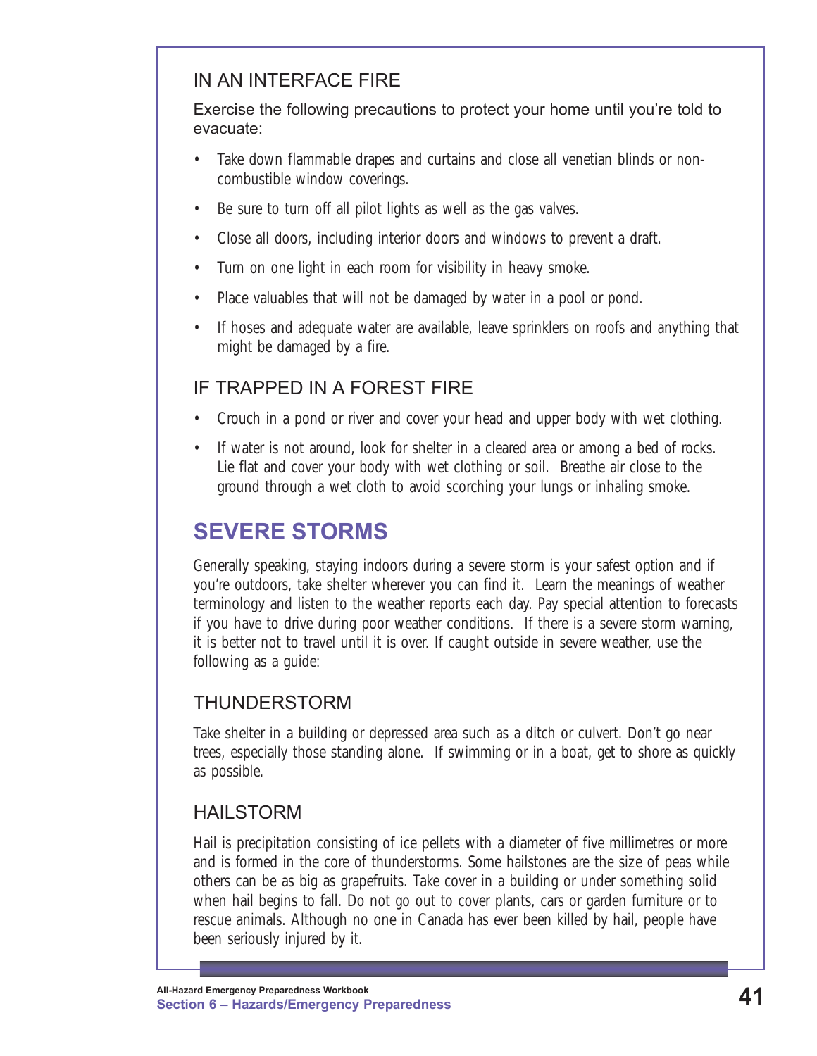### IN AN INTERFACE FIRE

Exercise the following precautions to protect your home until you're told to evacuate:

- Take down flammable drapes and curtains and close all venetian blinds or non-combustible window coverings.
- Be sure to turn off all pilot lights as well as the gas valves.
- Close all doors, including interior doors and windows to prevent a draft.
- Turn on one light in each room for visibility in heavy smoke.
- Place valuables that will not be damaged by water in a pool or pond.
- If hoses and adequate water are available, leave sprinklers on roofs and anything that might be damaged by a fire.

### IF TRAPPED IN A FOREST FIRE

- Crouch in a pond or river and cover your head and upper body with wet clothing.
- If water is not around, look for shelter in a cleared area or among a bed of rocks. Lie flat and cover your body with wet clothing or soil. Breathe air close to the ground through a wet cloth to avoid scorching your lungs or inhaling smoke.

## SEVERE STORMS

Generally speaking, staying indoors during a severe storm is your safest option and if you're outdoors, take shelter wherever you can find it. Learn the meanings of weather terminology and listen to the weather reports each day. Pay special attention to forecasts if you have to drive during poor weather conditions. If there is a severe storm warning, it is better not to travel until it is over. If caught outside in severe weather, use the following as a guide:

### THUNDERSTORM

Take shelter in a building or depressed area such as a ditch or culvert. Don't go near trees, especially those standing alone. If swimming or in a boat, get to shore as quickly as possible.

### HAILSTORM

Hail is precipitation consisting of ice pellets with a diameter of five millimetres or more and is formed in the core of thunderstorms. Some hailstones are the size of peas while others can be as big as grapefruits. Take cover in a building or under something solid when hail begins to fall. Do not go out to cover plants, cars or garden furniture or to rescue animals. Although no one in Canada has ever been killed by hail, people have been seriously injured by it.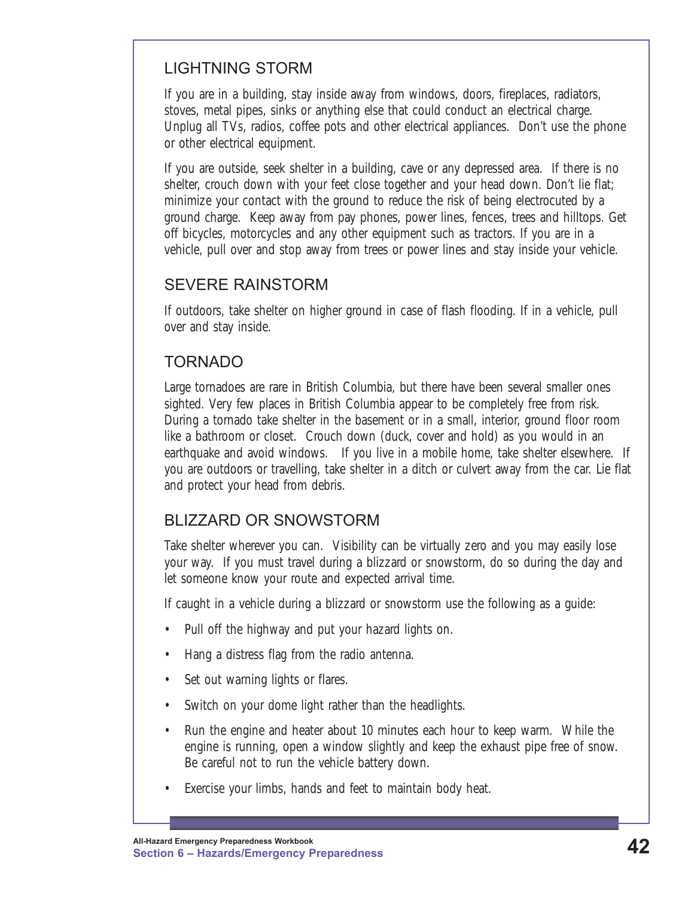## LIGHTNING STORM

If you are in a building, stay inside away from windows, doors, fireplaces, radiators, stoves, metal pipes, sinks or anything else that could conduct an electrical charge. Unplug all TVs, radios, coffee pots and other electrical appliances. Don't use the phone or other electrical equipment.

If you are outside, seek shelter in a building, cave or any depressed area. If there is no shelter, crouch down with your feet close together and your head down. Don't lie flat; minimize your contact with the ground to reduce the risk of being electrocuted by a ground charge. Keep away from pay phones, power lines, fences, trees and hilltops. Get off bicycles, motorcycles and any other equipment such as tractors. If you are in a vehicle, pull over and stop away from trees or power lines and stay inside your vehicle.

## SEVERE RAINSTORM

If outdoors, take shelter on higher ground in case of flash flooding. If in a vehicle, pull over and stay inside.

## TORNADO

Large tornadoes are rare in British Columbia, but there have been several smaller ones sighted. Very few places in British Columbia appear to be completely free from risk. During a tornado take shelter in the basement or in a small, interior, ground floor room like a bathroom or closet. Crouch down (duck, cover and hold) as you would in an earthquake and avoid windows. If you live in a mobile home, take shelter elsewhere. If you are outdoors or travelling, take shelter in a ditch or culvert away from the car. Lie flat and protect your head from debris.

## BLIZZARD OR SNOWSTORM

Take shelter wherever you can. Visibility can be virtually zero and you may easily lose your way. If you must travel during a blizzard or snowstorm, do so during the day and let someone know your route and expected arrival time.

If caught in a vehicle during a blizzard or snowstorm use the following as a guide:

- Pull off the highway and put your hazard lights on.
- Hang a distress flag from the radio antenna.
- Set out warning lights or flares.
- Switch on your dome light rather than the headlights.
- Run the engine and heater about 10 minutes each hour to keep warm. While the engine is running, open a window slightly and keep the exhaust pipe free of snow. Be careful not to run the vehicle battery down.
- Exercise your limbs, hands and feet to maintain body heat.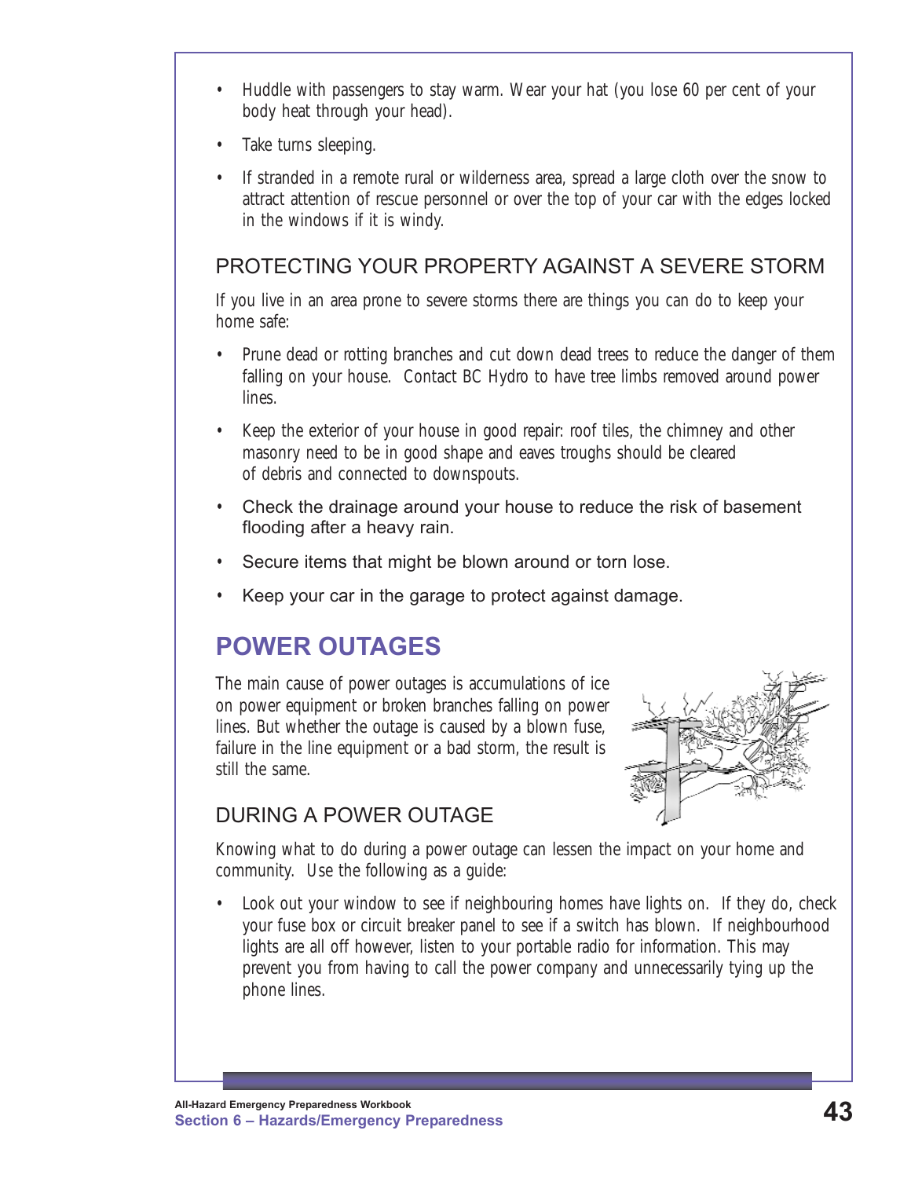- Huddle with passengers to stay warm. Wear your hat (you lose 60 per cent of your body heat through your head).
- Take turns sleeping.
- If stranded in a remote rural or wilderness area, spread a large cloth over the snow to attract attention of rescue personnel or over the top of your car with the edges locked in the windows if it is windy.

### PROTECTING YOUR PROPERTY AGAINST A SEVERE STORM

If you live in an area prone to severe storms there are things you can do to keep your home safe:

- Prune dead or rotting branches and cut down dead trees to reduce the danger of them falling on your house. Contact BC Hydro to have tree limbs removed around power lines.
- Keep the exterior of your house in good repair: roof tiles, the chimney and other masonry need to be in good shape and eaves troughs should be cleared of debris and connected to downspouts.
- Check the drainage around your house to reduce the risk of basement flooding after a heavy rain.
- Secure items that might be blown around or torn lose.
- Keep your car in the garage to protect against damage.

## POWER OUTAGES

The main cause of power outages is accumulations of ice on power equipment or broken branches falling on power lines. But whether the outage is caused by a blown fuse, failure in the line equipment or a bad storm, the result is still the same.

### DURING A POWER OUTAGE

Knowing what to do during a power outage can lessen the impact on your home and community. Use the following as a guide:

- Look out your window to see if neighbouring homes have lights on. If they do, check your fuse box or circuit breaker panel to see if a switch has blown. If neighbourhood lights are all off however, listen to your portable radio for information. This may prevent you from having to call the power company and unnecessarily tying up the phone lines.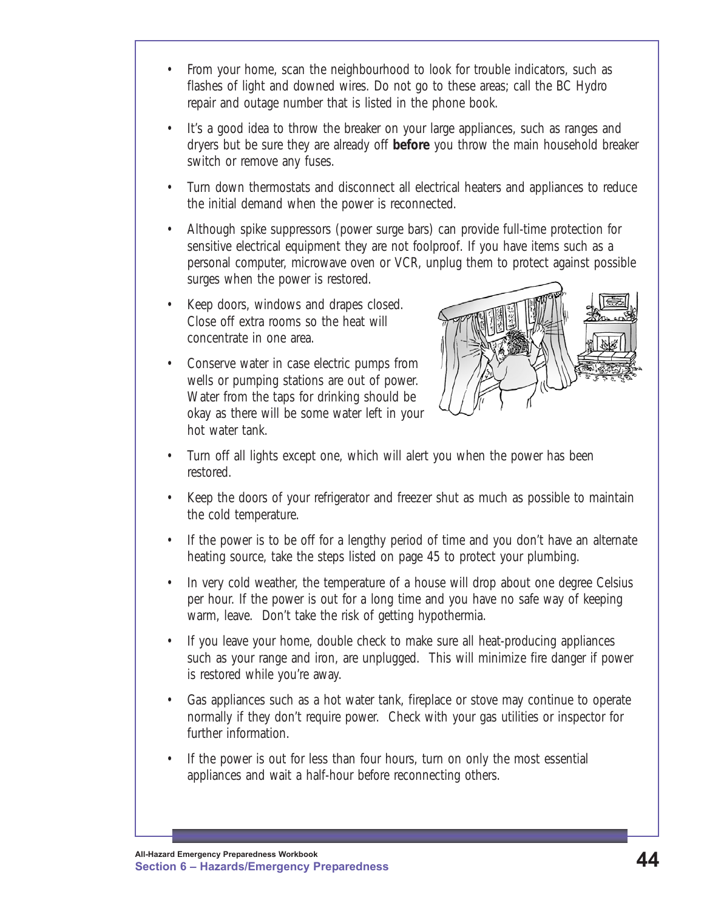- From your home, scan the neighbourhood to look for trouble indicators, such as flashes of light and downed wires. Do not go to these areas; call the BC Hydro repair and outage number that is listed in the phone book.
- It's a good idea to throw the breaker on your large appliances, such as ranges and dryers but be sure they are already off **before** you throw the main household breaker switch or remove any fuses.
- Turn down thermostats and disconnect all electrical heaters and appliances to reduce the initial demand when the power is reconnected.
- Although spike suppressors (power surge bars) can provide full-time protection for sensitive electrical equipment they are not foolproof. If you have items such as a personal computer, microwave oven or VCR, unplug them to protect against possible surges when the power is restored.
- Keep doors, windows and drapes closed. Close off extra rooms so the heat will concentrate in one area.
- Conserve water in case electric pumps from wells or pumping stations are out of power. Water from the taps for drinking should be okay as there will be some water left in your hot water tank.
- Turn off all lights except one, which will alert you when the power has been restored.
- Keep the doors of your refrigerator and freezer shut as much as possible to maintain the cold temperature.
- If the power is to be off for a lengthy period of time and you don't have an alternate heating source, take the steps listed on page 45 to protect your plumbing.
- In very cold weather, the temperature of a house will drop about one degree Celsius per hour. If the power is out for a long time and you have no safe way of keeping warm, leave. Don't take the risk of getting hypothermia.
- If you leave your home, double check to make sure all heat-producing appliances such as your range and iron, are unplugged. This will minimize fire danger if power is restored while you're away.
- Gas appliances such as a hot water tank, fireplace or stove may continue to operate normally if they don't require power. Check with your gas utilities or inspector for further information.
- If the power is out for less than four hours, turn on only the most essential appliances and wait a half-hour before reconnecting others.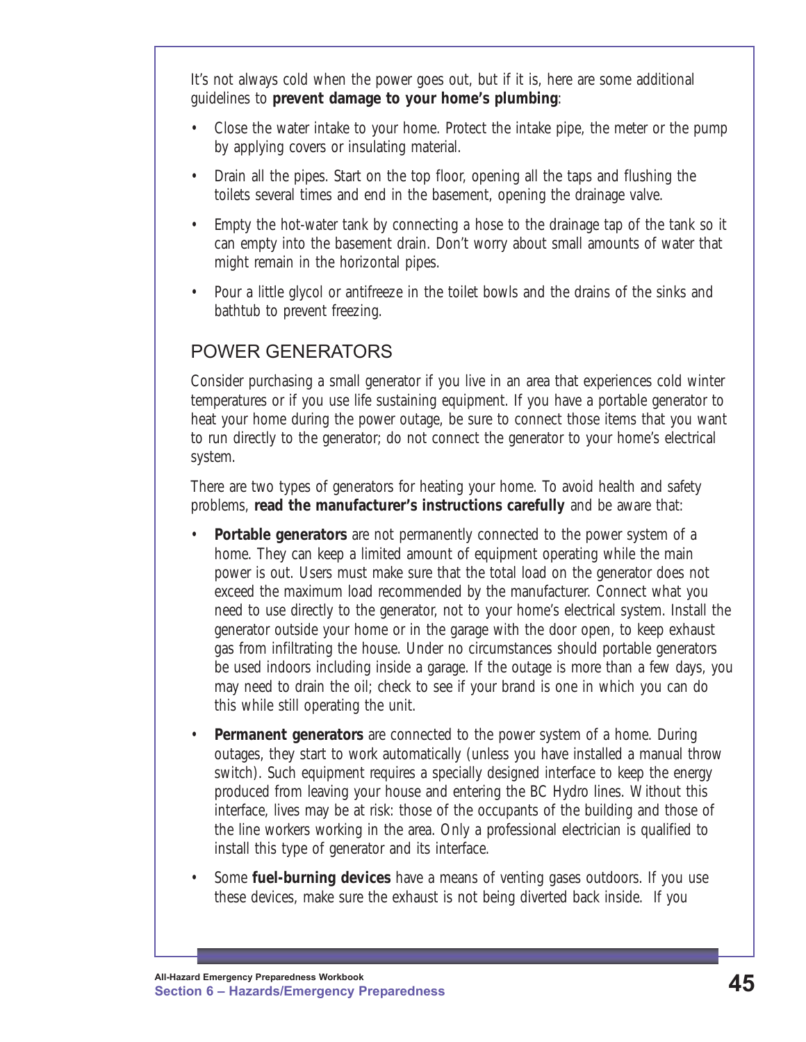It's not always cold when the power goes out, but if it is, here are some additional guidelines to **prevent damage to your home's plumbing**:

- Close the water intake to your home. Protect the intake pipe, the meter or the pump by applying covers or insulating material.
- Drain all the pipes. Start on the top floor, opening all the taps and flushing the toilets several times and end in the basement, opening the drainage valve.
- Empty the hot-water tank by connecting a hose to the drainage tap of the tank so it can empty into the basement drain. Don't worry about small amounts of water that might remain in the horizontal pipes.
- Pour a little glycol or antifreeze in the toilet bowls and the drains of the sinks and bathtub to prevent freezing.

## POWER GENERATORS

Consider purchasing a small generator if you live in an area that experiences cold winter temperatures or if you use life sustaining equipment. If you have a portable generator to heat your home during the power outage, be sure to connect those items that you want to run directly to the generator; do not connect the generator to your home's electrical system.

There are two types of generators for heating your home. To avoid health and safety problems, **read the manufacturer's instructions carefully** and be aware that:

- **Portable generators** are not permanently connected to the power system of a home. They can keep a limited amount of equipment operating while the main power is out. Users must make sure that the total load on the generator does not exceed the maximum load recommended by the manufacturer. Connect what you need to use directly to the generator, not to your home's electrical system. Install the generator outside your home or in the garage with the door open, to keep exhaust gas from infiltrating the house. Under no circumstances should portable generators be used indoors including inside a garage. If the outage is more than a few days, you may need to drain the oil; check to see if your brand is one in which you can do this while still operating the unit.
- **Permanent generators** are connected to the power system of a home. During outages, they start to work automatically (unless you have installed a manual throw switch). Such equipment requires a specially designed interface to keep the energy produced from leaving your house and entering the BC Hydro lines. Without this interface, lives may be at risk: those of the occupants of the building and those of the line workers working in the area. Only a professional electrician is qualified to install this type of generator and its interface.
- Some **fuel-burning devices** have a means of venting gases outdoors. If you use these devices, make sure the exhaust is not being diverted back inside. If you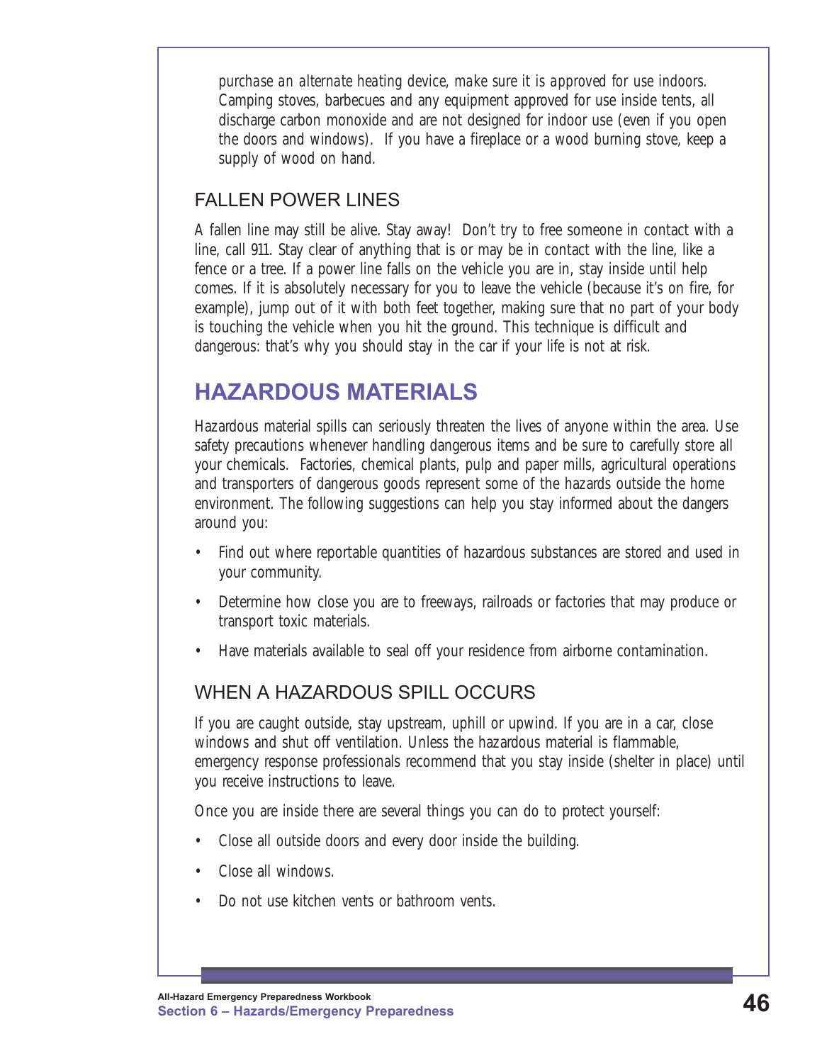purchase an alternate heating device, make sure it is approved for use indoors. Camping stoves, barbecues and any equipment approved for use inside tents, all discharge carbon monoxide and are not designed for indoor use (even if you open the doors and windows). If you have a fireplace or a wood burning stove, keep a supply of wood on hand.

### FALLEN POWER LINES

A fallen line may still be alive. Stay away! Don't try to free someone in contact with a line, call 911. Stay clear of anything that is or may be in contact with the line, like a fence or a tree. If a power line falls on the vehicle you are in, stay inside until help comes. If it is absolutely necessary for you to leave the vehicle (because it's on fire, for example), jump out of it with both feet together, making sure that no part of your body is touching the vehicle when you hit the ground. This technique is difficult and dangerous: that's why you should stay in the car if your life is not at risk.

## HAZARDOUS MATERIALS

Hazardous material spills can seriously threaten the lives of anyone within the area. Use safety precautions whenever handling dangerous items and be sure to carefully store all your chemicals. Factories, chemical plants, pulp and paper mills, agricultural operations and transporters of dangerous goods represent some of the hazards outside the home environment. The following suggestions can help you stay informed about the dangers around you:

- Find out where reportable quantities of hazardous substances are stored and used in your community.
- Determine how close you are to freeways, railroads or factories that may produce or transport toxic materials.
- Have materials available to seal off your residence from airborne contamination.

### WHEN A HAZARDOUS SPILL OCCURS

If you are caught outside, stay upstream, uphill or upwind. If you are in a car, close windows and shut off ventilation. Unless the hazardous material is flammable, emergency response professionals recommend that you stay inside (shelter in place) until you receive instructions to leave.

Once you are inside there are several things you can do to protect yourself:

- Close all outside doors and every door inside the building.
- Close all windows.
- Do not use kitchen vents or bathroom vents.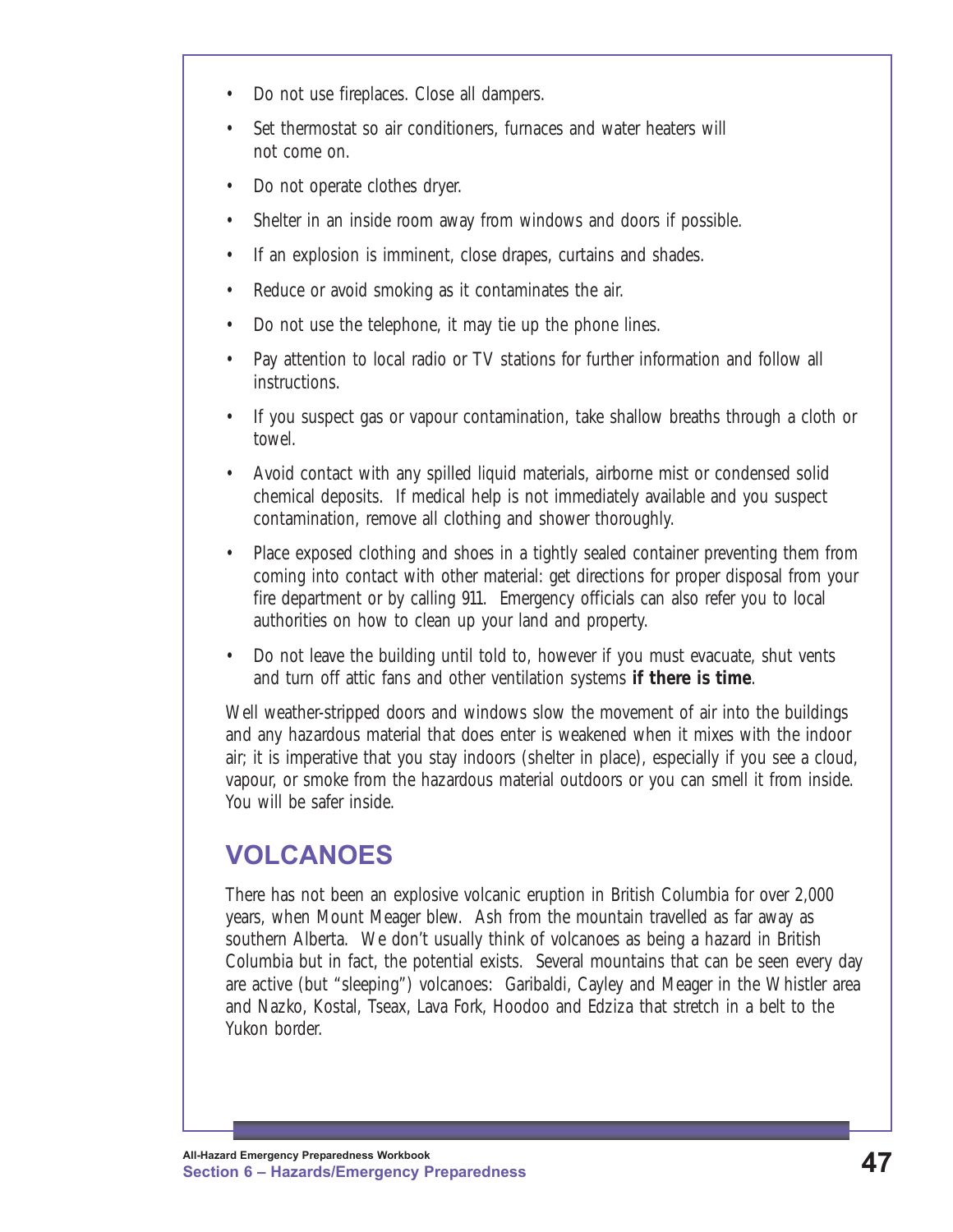- Do not use fireplaces. Close all dampers.
- Set thermostat so air conditioners, furnaces and water heaters will not come on.
- Do not operate clothes dryer.
- Shelter in an inside room away from windows and doors if possible.
- If an explosion is imminent, close drapes, curtains and shades.
- Reduce or avoid smoking as it contaminates the air.
- Do not use the telephone, it may tie up the phone lines.
- Pay attention to local radio or TV stations for further information and follow all instructions.
- If you suspect gas or vapour contamination, take shallow breaths through a cloth or towel.
- Avoid contact with any spilled liquid materials, airborne mist or condensed solid chemical deposits. If medical help is not immediately available and you suspect contamination, remove all clothing and shower thoroughly.
- Place exposed clothing and shoes in a tightly sealed container preventing them from coming into contact with other material: get directions for proper disposal from your fire department or by calling 911. Emergency officials can also refer you to local authorities on how to clean up your land and property.
- Do not leave the building until told to, however if you must evacuate, shut vents and turn off attic fans and other ventilation systems **if there is time**.

Well weather-stripped doors and windows slow the movement of air into the buildings and any hazardous material that does enter is weakened when it mixes with the indoor air; it is imperative that you stay indoors (shelter in place), especially if you see a cloud, vapour, or smoke from the hazardous material outdoors or you can smell it from inside. You will be safer inside.

## VOLCANOES

There has not been an explosive volcanic eruption in British Columbia for over 2,000 years, when Mount Meager blew. Ash from the mountain travelled as far away as southern Alberta. We don't usually think of volcanoes as being a hazard in British Columbia but in fact, the potential exists. Several mountains that can be seen every day are active (but "sleeping") volcanoes: Garibaldi, Cayley and Meager in the Whistler area and Nazko, Kostal, Tseax, Lava Fork, Hoodoo and Edziza that stretch in a belt to the Yukon border.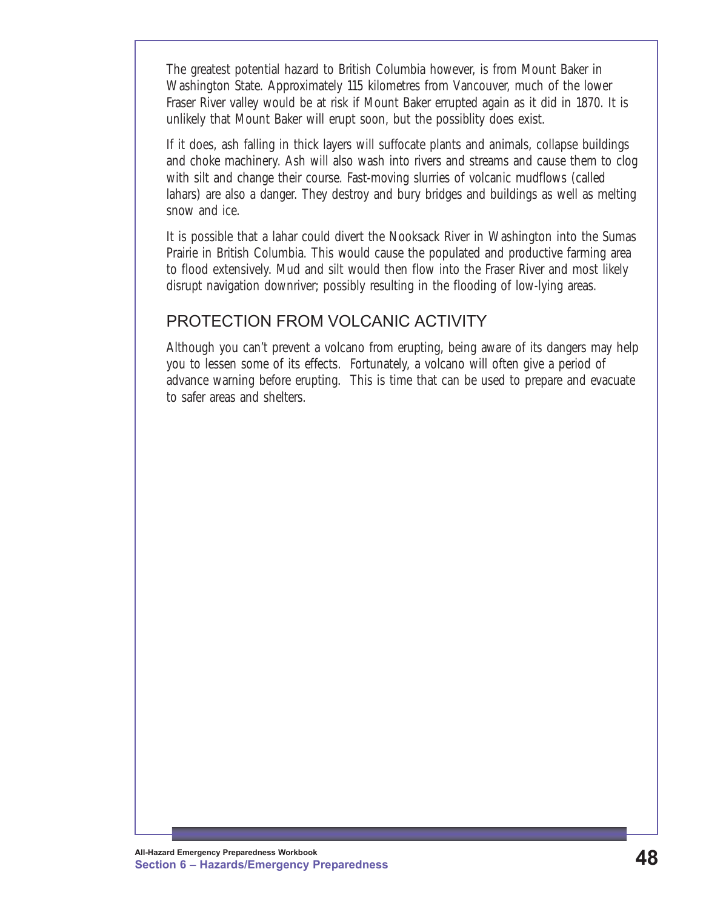The greatest potential hazard to British Columbia however, is from Mount Baker in Washington State. Approximately 115 kilometres from Vancouver, much of the lower Fraser River valley would be at risk if Mount Baker errupted again as it did in 1870. It is unlikely that Mount Baker will erupt soon, but the possiblity does exist.

If it does, ash falling in thick layers will suffocate plants and animals, collapse buildings and choke machinery. Ash will also wash into rivers and streams and cause them to clog with silt and change their course. Fast-moving slurries of volcanic mudflows (called lahars) are also a danger. They destroy and bury bridges and buildings as well as melting snow and ice.

It is possible that a lahar could divert the Nooksack River in Washington into the Sumas Prairie in British Columbia. This would cause the populated and productive farming area to flood extensively. Mud and silt would then flow into the Fraser River and most likely disrupt navigation downriver; possibly resulting in the flooding of low-lying areas.

## PROTECTION FROM VOLCANIC ACTIVITY

Although you can't prevent a volcano from erupting, being aware of its dangers may help you to lessen some of its effects. Fortunately, a volcano will often give a period of advance warning before erupting. This is time that can be used to prepare and evacuate to safer areas and shelters.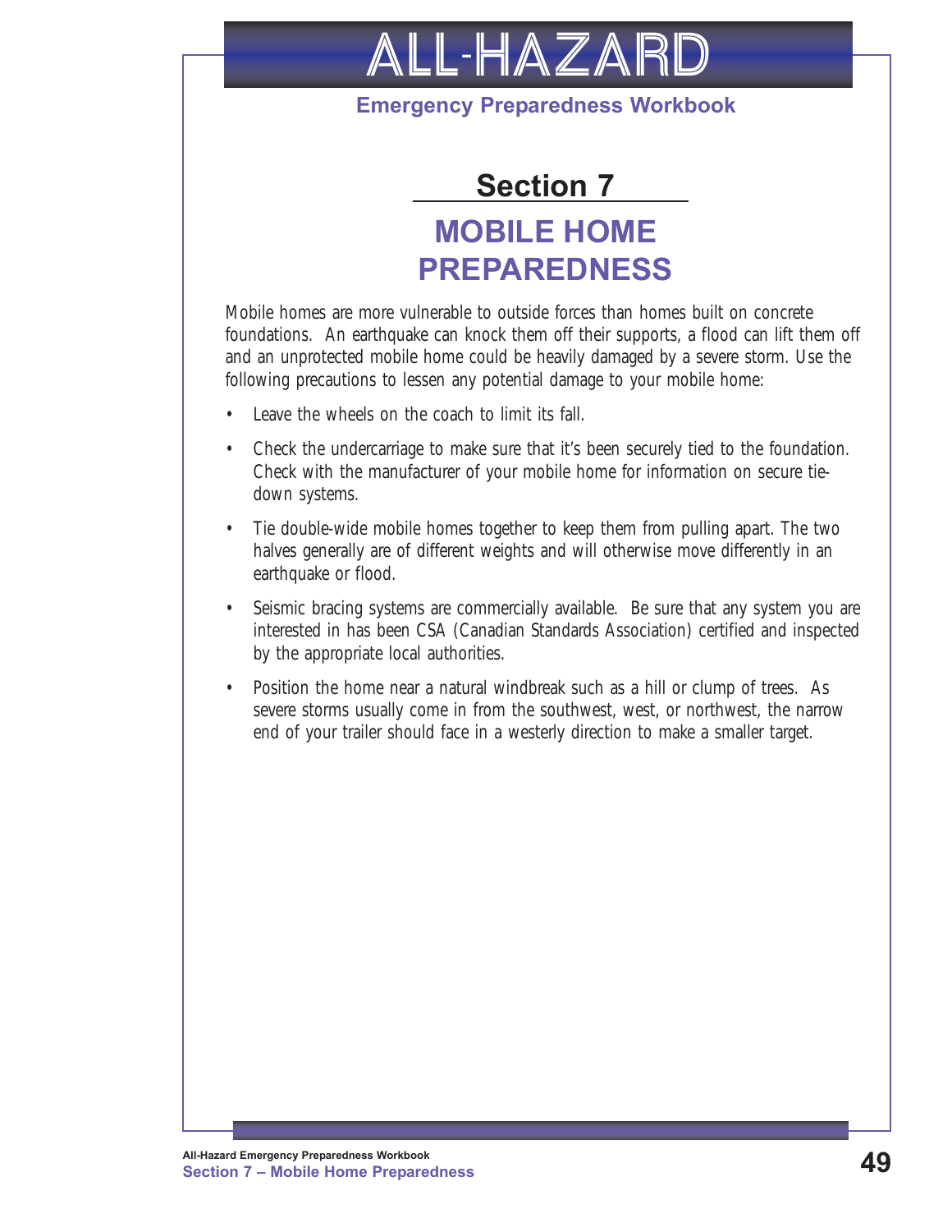## Section 7

# MOBILE HOME PREPAREDNESS

Mobile homes are more vulnerable to outside forces than homes built on concrete foundations. An earthquake can knock them off their supports, a flood can lift them off and an unprotected mobile home could be heavily damaged by a severe storm. Use the following precautions to lessen any potential damage to your mobile home:

- Leave the wheels on the coach to limit its fall.
- Check the undercarriage to make sure that it's been securely tied to the foundation. Check with the manufacturer of your mobile home for information on secure tie-down systems.
- Tie double-wide mobile homes together to keep them from pulling apart. The two halves generally are of different weights and will otherwise move differently in an earthquake or flood.
- Seismic bracing systems are commercially available. Be sure that any system you are interested in has been CSA (Canadian Standards Association) certified and inspected by the appropriate local authorities.
- Position the home near a natural windbreak such as a hill or clump of trees. As severe storms usually come in from the southwest, west, or northwest, the narrow end of your trailer should face in a westerly direction to make a smaller target.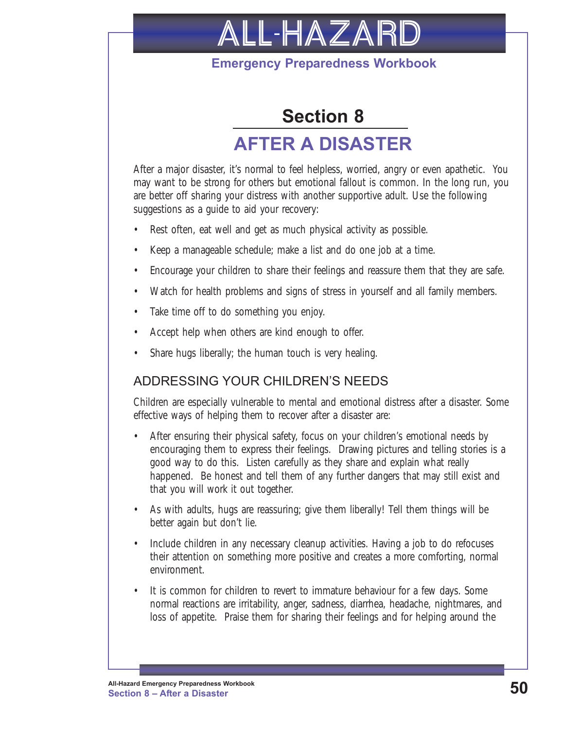# Section 8

# AFTER A DISASTER

After a major disaster, it's normal to feel helpless, worried, angry or even apathetic. You may want to be strong for others but emotional fallout is common. In the long run, you are better off sharing your distress with another supportive adult. Use the following suggestions as a guide to aid your recovery:

- Rest often, eat well and get as much physical activity as possible.
- Keep a manageable schedule; make a list and do one job at a time.
- Encourage your children to share their feelings and reassure them that they are safe.
- Watch for health problems and signs of stress in yourself and all family members.
- Take time off to do something you enjoy.
- Accept help when others are kind enough to offer.
- Share hugs liberally; the human touch is very healing.

## ADDRESSING YOUR CHILDREN'S NEEDS

Children are especially vulnerable to mental and emotional distress after a disaster. Some effective ways of helping them to recover after a disaster are:

- After ensuring their physical safety, focus on your children's emotional needs by encouraging them to express their feelings. Drawing pictures and telling stories is a good way to do this. Listen carefully as they share and explain what really happened. Be honest and tell them of any further dangers that may still exist and that you will work it out together.
- As with adults, hugs are reassuring; give them liberally! Tell them things will be better again but don't lie.
- Include children in any necessary cleanup activities. Having a job to do refocuses their attention on something more positive and creates a more comforting, normal environment.
- It is common for children to revert to immature behaviour for a few days. Some normal reactions are irritability, anger, sadness, diarrhea, headache, nightmares, and loss of appetite. Praise them for sharing their feelings and for helping around the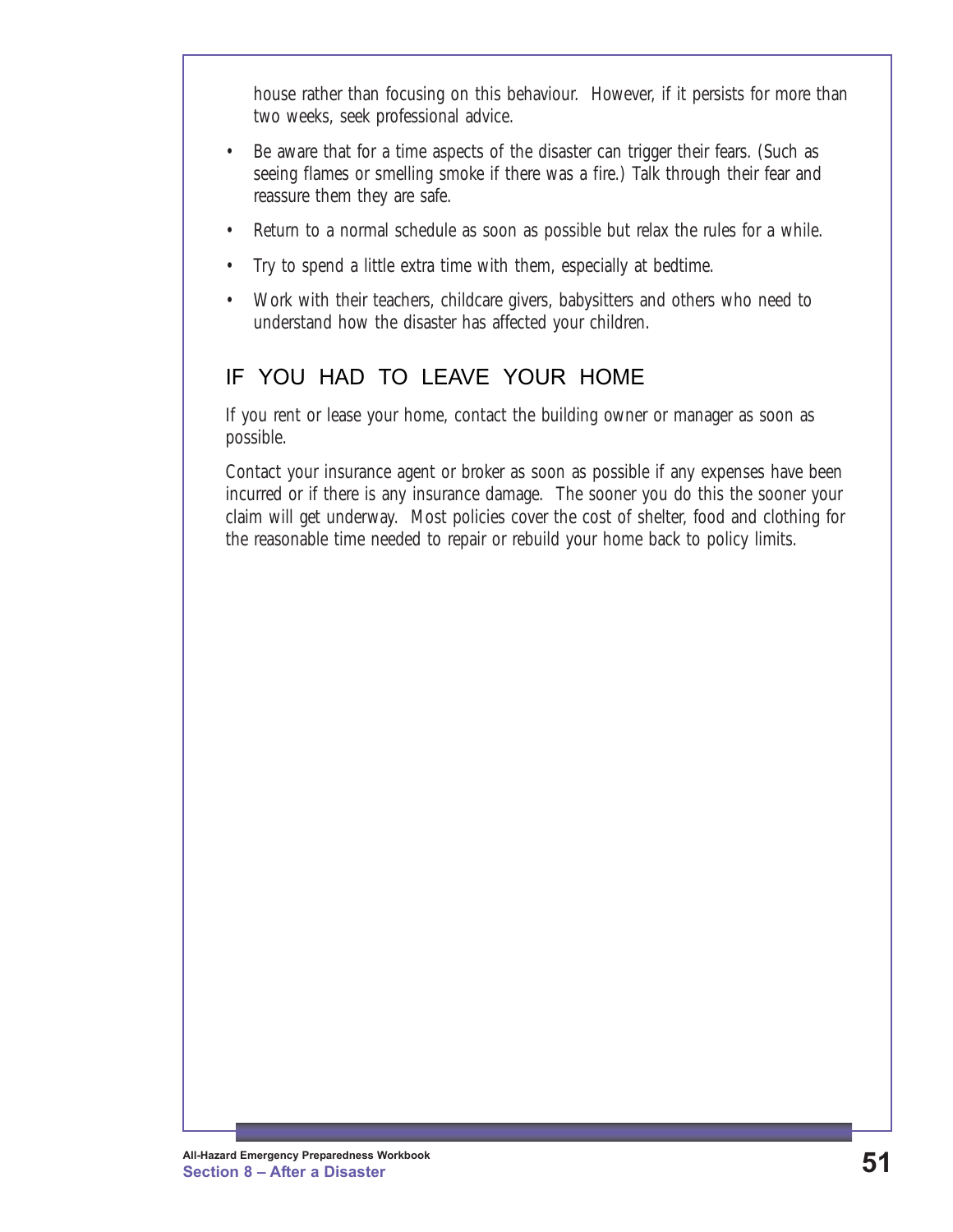house rather than focusing on this behaviour. However, if it persists for more than two weeks, seek professional advice.

- Be aware that for a time aspects of the disaster can trigger their fears. (Such as seeing flames or smelling smoke if there was a fire.) Talk through their fear and reassure them they are safe.
- Return to a normal schedule as soon as possible but relax the rules for a while.
- Try to spend a little extra time with them, especially at bedtime.
- Work with their teachers, childcare givers, babysitters and others who need to understand how the disaster has affected your children.

## IF YOU HAD TO LEAVE YOUR HOME

If you rent or lease your home, contact the building owner or manager as soon as possible.

Contact your insurance agent or broker as soon as possible if any expenses have been incurred or if there is any insurance damage. The sooner you do this the sooner your claim will get underway. Most policies cover the cost of shelter, food and clothing for the reasonable time needed to repair or rebuild your home back to policy limits.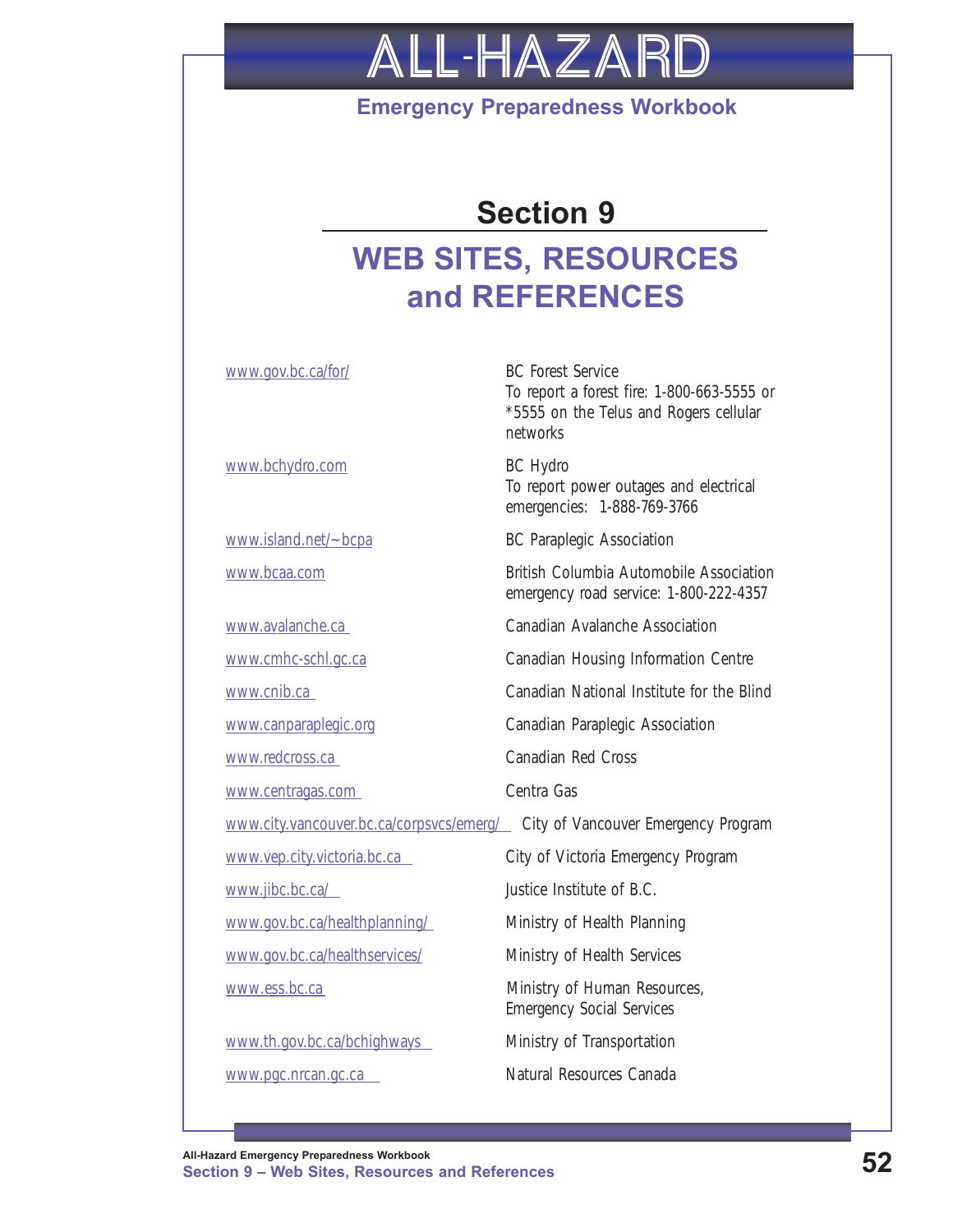# Section 9

## WEB SITES, RESOURCES and REFERENCES

| | |
|---|---|
| www.gov.bc.ca/for/ | BC Forest Service<br>To report a forest fire: 1-800-663-5555 or *5555 on the Telus and Rogers cellular networks |
| www.bchydro.com | BC Hydro<br>To report power outages and electrical emergencies: 1-888-769-3766 |
| www.island.net/~bcpa | BC Paraplegic Association |
| www.bcaa.com | British Columbia Automobile Association emergency road service: 1-800-222-4357 |
| www.avalanche.ca | Canadian Avalanche Association |
| www.cmhc-schl.gc.ca | Canadian Housing Information Centre |
| www.cnib.ca | Canadian National Institute for the Blind |
| www.canparaplegic.org | Canadian Paraplegic Association |
| www.redcross.ca | Canadian Red Cross |
| www.centragas.com | Centra Gas |
| www.city.vancouver.bc.ca/corpsvcs/emerg/ | City of Vancouver Emergency Program |
| www.vep.city.victoria.bc.ca | City of Victoria Emergency Program |
| www.jibc.bc.ca/ | Justice Institute of B.C. |
| www.gov.bc.ca/healthplanning/ | Ministry of Health Planning |
| www.gov.bc.ca/healthservices/ | Ministry of Health Services |
| www.ess.bc.ca | Ministry of Human Resources, Emergency Social Services |
| www.th.gov.bc.ca/bchighways | Ministry of Transportation |
| www.pgc.nrcan.gc.ca | Natural Resources Canada |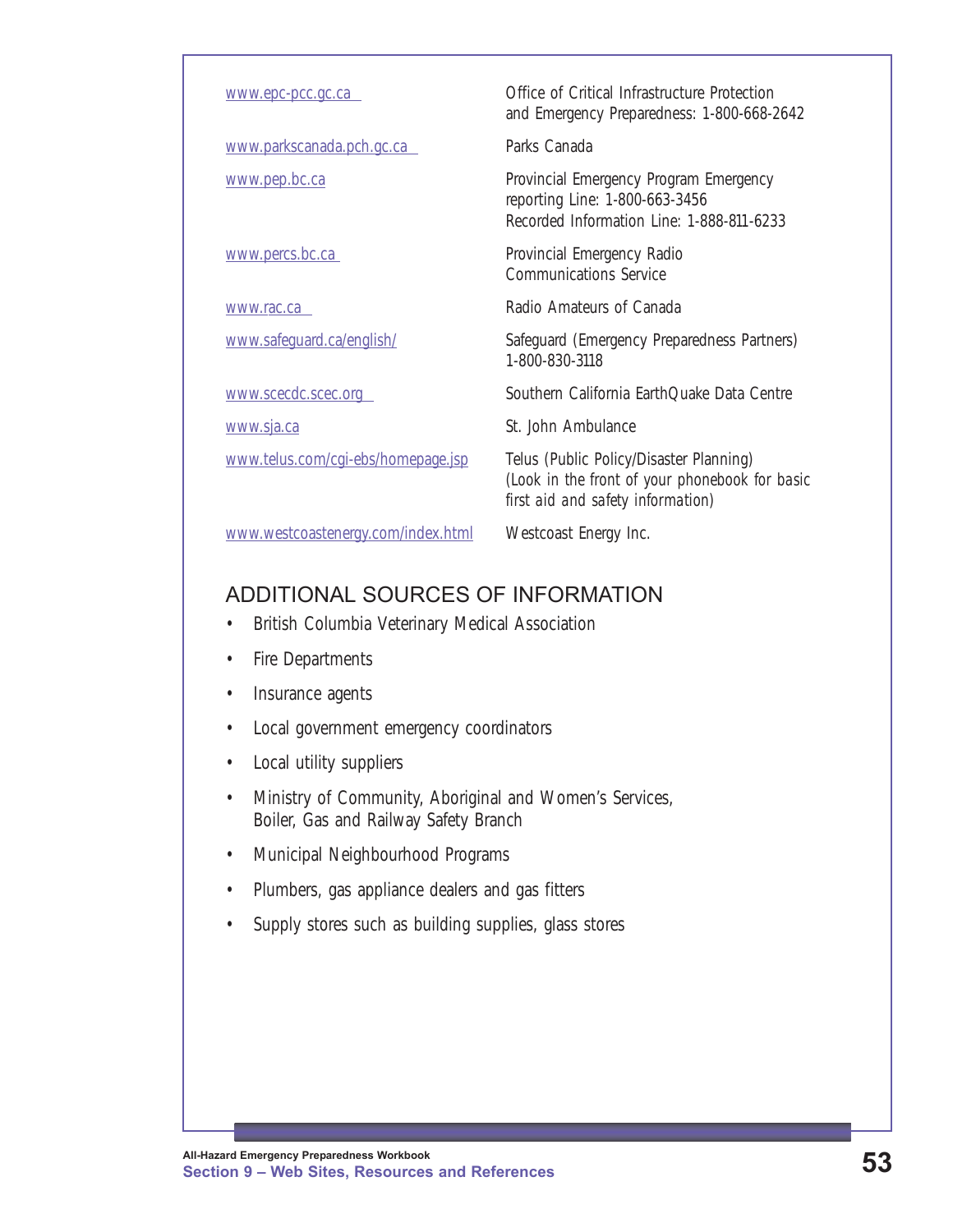| | |
|---|---|
| www.epc-pcc.gc.ca | Office of Critical Infrastructure Protection and Emergency Preparedness: 1-800-668-2642 |
| www.parkscanada.pch.gc.ca | Parks Canada |
| www.pep.bc.ca | Provincial Emergency Program Emergency reporting Line: 1-800-663-3456<br>Recorded Information Line: 1-888-811-6233 |
| www.percs.bc.ca | Provincial Emergency Radio Communications Service |
| www.rac.ca | Radio Amateurs of Canada |
| www.safeguard.ca/english/ | Safeguard (Emergency Preparedness Partners) 1-800-830-3118 |
| www.scecdc.scec.org | Southern California EarthQuake Data Centre |
| www.sja.ca | St. John Ambulance |
| www.telus.com/cgi-ebs/homepage.jsp | Telus (Public Policy/Disaster Planning)<br>*(Look in the front of your phonebook for basic first aid and safety information)* |
| www.westcoastenergy.com/index.html | Westcoast Energy Inc. |

## ADDITIONAL SOURCES OF INFORMATION

- British Columbia Veterinary Medical Association
- Fire Departments
- Insurance agents
- Local government emergency coordinators
- Local utility suppliers
- Ministry of Community, Aboriginal and Women's Services, Boiler, Gas and Railway Safety Branch
- Municipal Neighbourhood Programs
- Plumbers, gas appliance dealers and gas fitters
- Supply stores such as building supplies, glass stores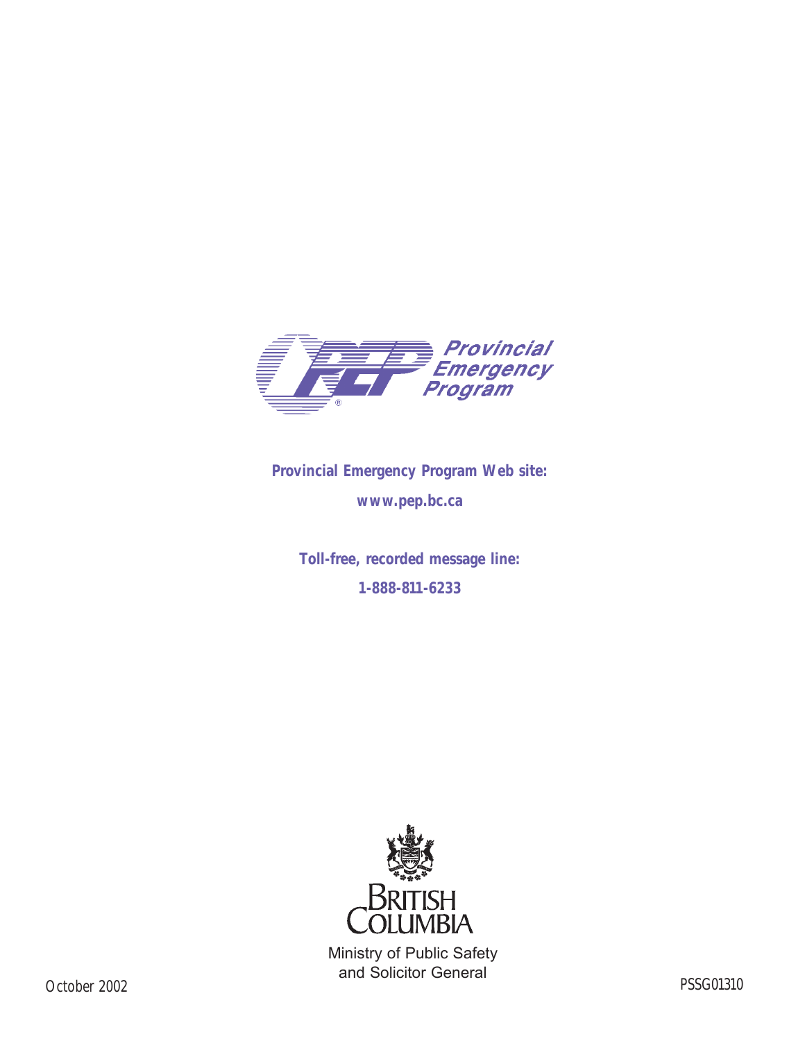Provincial Emergency Program

**Provincial Emergency Program Web site:**

**www.pep.bc.ca**

**Toll-free, recorded message line:**

**1-888-811-6233**

British Columbia

Ministry of Public Safety and Solicitor General

October 2002

PSSG01310